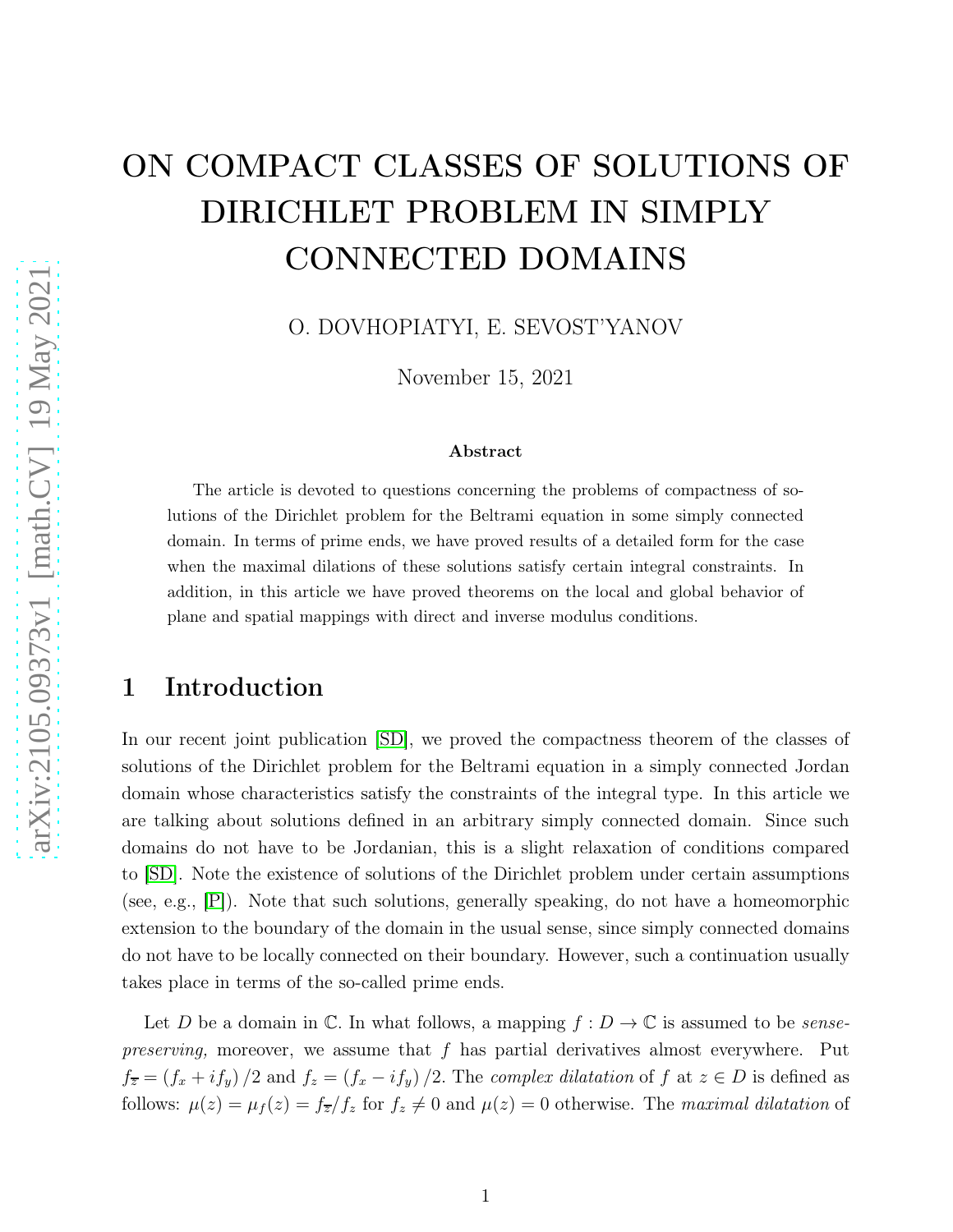# ON COMPACT CLASSES OF SOLUTIONS OF DIRICHLET PROBLEM IN SIMPLY CONNECTED DOMAINS

O. DOVHOPIATYI, E. SEVOST'YANOV

November 15, 2021

**Abstract**

The article is devoted to questions concerning the problems of compactness of solutions of the Dirichlet problem for the Beltrami equation in some simply connected domain. In terms of prime ends, we have proved results of a detailed form for the case when the maximal dilations of these solutions satisfy certain integral constraints. In addition, in this article we have proved theorems on the local and global behavior of plane and spatial mappings with direct and inverse modulus conditions.

## 1 Introduction

In our recent joint publication [SD], we proved the compactness theorem of the classes of solutions of the Dirichlet problem for the Beltrami equation in a simply connected Jordan domain whose characteristics satisfy the constraints of the integral type. In this article we are talking about solutions defined in an arbitrary simply connected domain. Since such domains do not have to be Jordanian, this is a slight relaxation of conditions compared to [SD]. Note the existence of solutions of the Dirichlet problem under certain assumptions (see, e.g., [P]). Note that such solutions, generally speaking, do not have a homeomorphic extension to the boundary of the domain in the usual sense, since simply connected domains do not have to be locally connected on their boundary. However, such a continuation usually takes place in terms of the so-called prime ends.

Let $D$ be a domain in $\mathbb{C}$. In what follows, a mapping $f : D \to \mathbb{C}$ is assumed to be *sense-preserving,* moreover, we assume that $f$ has partial derivatives almost everywhere. Put $f_{\overline{z}} = (f_x + if_y)/2$ and $f_z = (f_x - if_y)/2$. The *complex dilatation* of $f$ at $z \in D$ is defined as follows: $\mu(z) = \mu_f(z) = f_{\overline{z}}/f_z$ for $f_z \neq 0$ and $\mu(z) = 0$ otherwise. The *maximal dilatation* of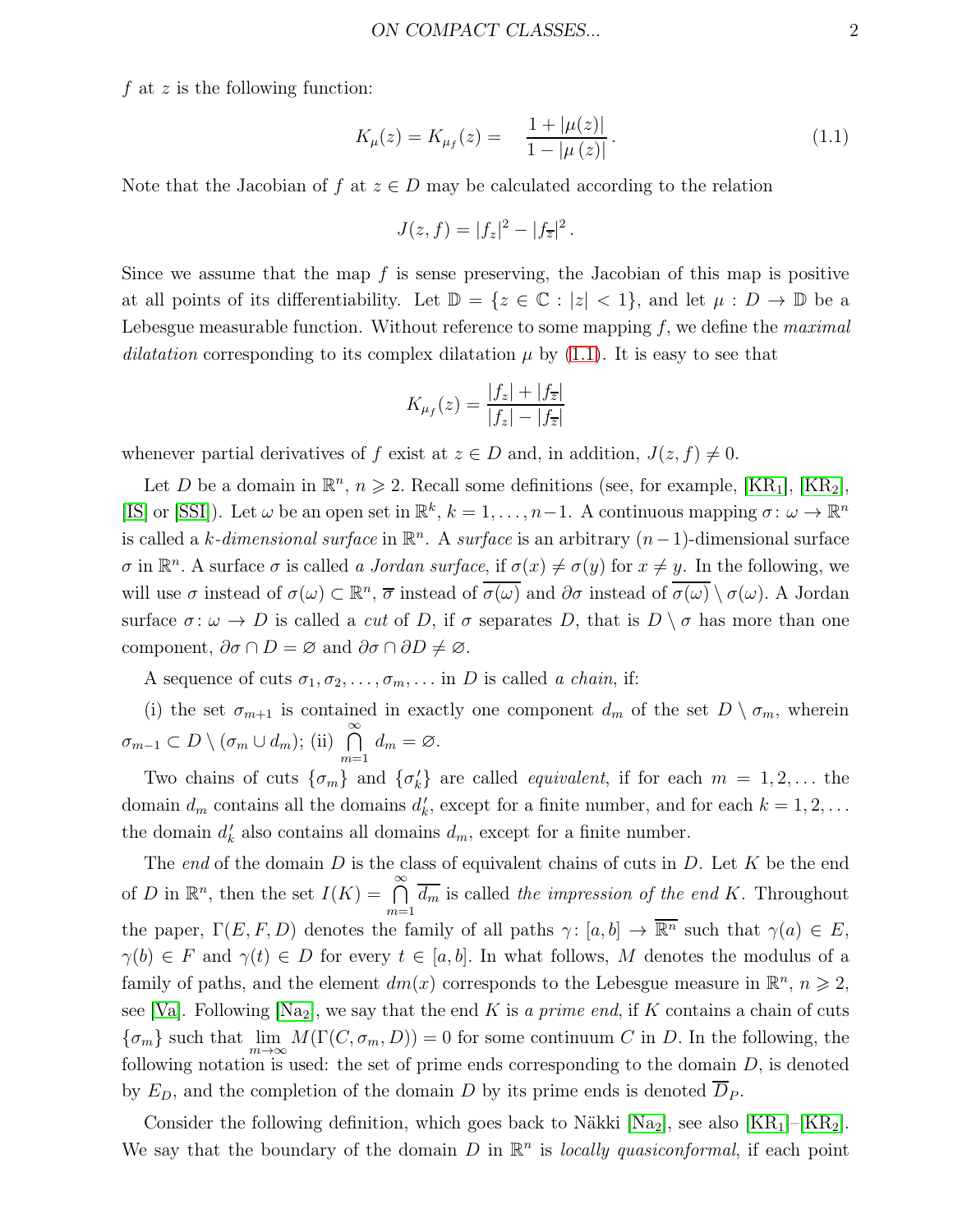$f$ at $z$ is the following function:

$$K_{\mu}(z) = K_{\mu_f}(z) = \quad \frac{1 + |\mu(z)|}{1 - |\mu\,(z)|}\,. \tag{1.1}$$

Note that the Jacobian of $f$ at $z \in D$ may be calculated according to the relation

$$J(z, f) = |f_z|^2 - |f_{\overline{z}}|^2\,.$$

Since we assume that the map $f$ is sense preserving, the Jacobian of this map is positive at all points of its differentiability. Let $\mathbb{D} = \{z \in \mathbb{C} : |z| < 1\}$, and let $\mu : D \to \mathbb{D}$ be a Lebesgue measurable function. Without reference to some mapping $f$, we define the *maximal dilatation* corresponding to its complex dilatation $\mu$ by (1.1). It is easy to see that

$$K_{\mu_f}(z) = \frac{|f_z| + |f_{\overline{z}}|}{|f_z| - |f_{\overline{z}}|}$$

whenever partial derivatives of $f$ exist at $z \in D$ and, in addition, $J(z, f) \neq 0$.

Let $D$ be a domain in $\mathbb{R}^n$, $n \geqslant 2$. Recall some definitions (see, for example, [KR$_1$], [KR$_2$], [IS] or [SSI]). Let $\omega$ be an open set in $\mathbb{R}^k$, $k = 1, \ldots, n-1$. A continuous mapping $\sigma \colon \omega \to \mathbb{R}^n$ is called a *$k$-dimensional surface* in $\mathbb{R}^n$. A *surface* is an arbitrary $(n-1)$-dimensional surface $\sigma$ in $\mathbb{R}^n$. A surface $\sigma$ is called *a Jordan surface*, if $\sigma(x) \neq \sigma(y)$ for $x \neq y$. In the following, we will use $\sigma$ instead of $\sigma(\omega) \subset \mathbb{R}^n$, $\overline{\sigma}$ instead of $\overline{\sigma(\omega)}$ and $\partial\sigma$ instead of $\overline{\sigma(\omega)} \setminus \sigma(\omega)$. A Jordan surface $\sigma \colon \omega \to D$ is called a *cut* of $D$, if $\sigma$ separates $D$, that is $D \setminus \sigma$ has more than one component, $\partial\sigma \cap D = \varnothing$ and $\partial\sigma \cap \partial D \neq \varnothing$.

A sequence of cuts $\sigma_1, \sigma_2, \ldots, \sigma_m, \ldots$ in $D$ is called *a chain*, if:

(i) the set $\sigma_{m+1}$ is contained in exactly one component $d_m$ of the set $D \setminus \sigma_m$, wherein $\sigma_{m-1} \subset D \setminus (\sigma_m \cup d_m)$; (ii) $\bigcap\limits_{m=1}^{\infty} d_m = \varnothing$.

Two chains of cuts $\{\sigma_m\}$ and $\{\sigma'_k\}$ are called *equivalent*, if for each $m = 1, 2, \ldots$ the domain $d_m$ contains all the domains $d'_k$, except for a finite number, and for each $k = 1, 2, \ldots$ the domain $d'_k$ also contains all domains $d_m$, except for a finite number.

The *end* of the domain $D$ is the class of equivalent chains of cuts in $D$. Let $K$ be the end of $D$ in $\mathbb{R}^n$, then the set $I(K) = \bigcap\limits_{m=1}^{\infty} \overline{d_m}$ is called *the impression of the end* $K$. Throughout the paper, $\Gamma(E, F, D)$ denotes the family of all paths $\gamma \colon [a, b] \to \overline{\mathbb{R}^n}$ such that $\gamma(a) \in E$, $\gamma(b) \in F$ and $\gamma(t) \in D$ for every $t \in [a, b]$. In what follows, $M$ denotes the modulus of a family of paths, and the element $dm(x)$ corresponds to the Lebesgue measure in $\mathbb{R}^n$, $n \geqslant 2$, see [Va]. Following [Na$_2$], we say that the end $K$ is *a prime end*, if $K$ contains a chain of cuts $\{\sigma_m\}$ such that $\lim\limits_{m \to \infty} M(\Gamma(C, \sigma_m, D)) = 0$ for some continuum $C$ in $D$. In the following, the following notation is used: the set of prime ends corresponding to the domain $D$, is denoted by $E_D$, and the completion of the domain $D$ by its prime ends is denoted $\overline{D}_P$.

Consider the following definition, which goes back to Näkki [Na$_2$], see also [KR$_1$]–[KR$_2$]. We say that the boundary of the domain $D$ in $\mathbb{R}^n$ is *locally quasiconformal*, if each point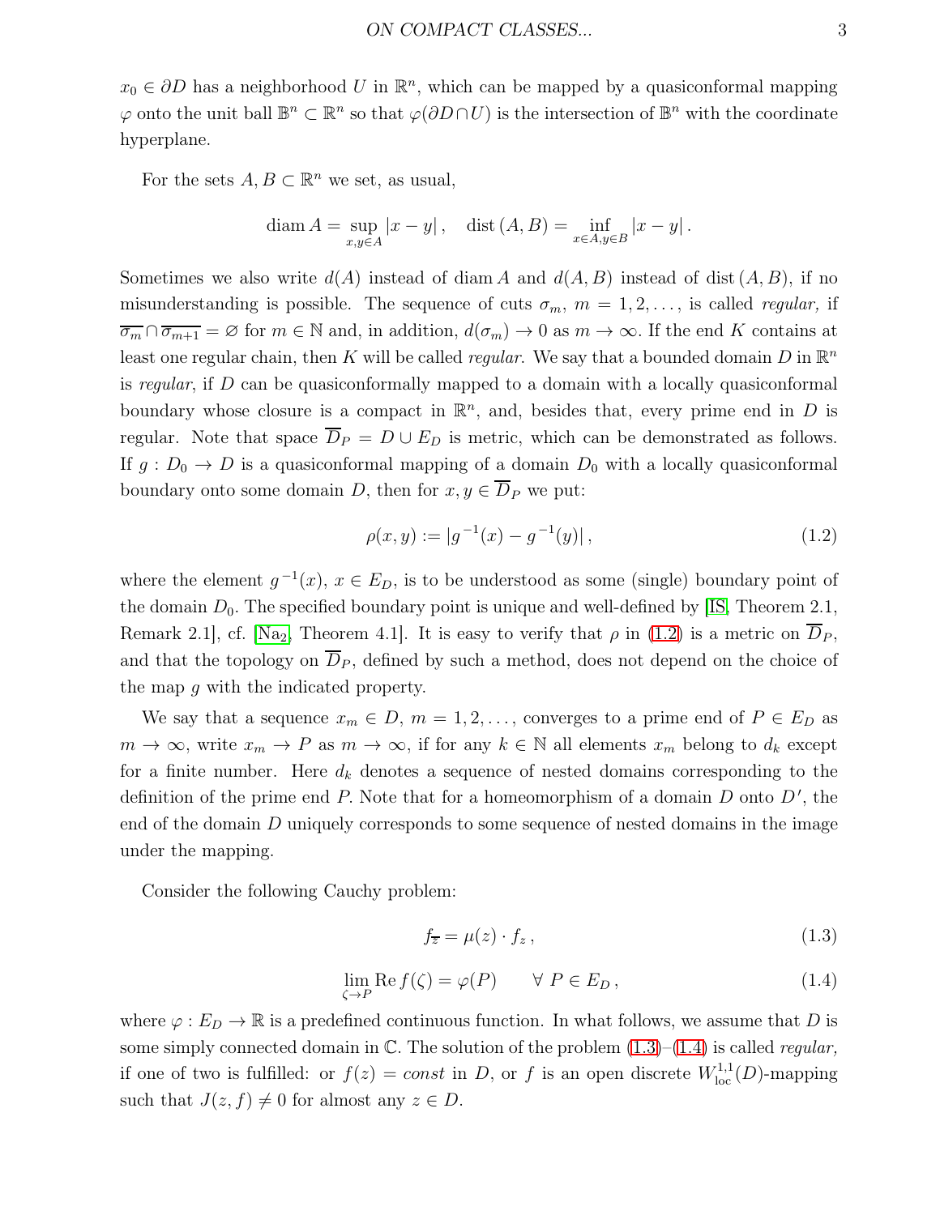$x_0 \in \partial D$ has a neighborhood $U$ in $\mathbb{R}^n$, which can be mapped by a quasiconformal mapping $\varphi$ onto the unit ball $\mathbb{B}^n \subset \mathbb{R}^n$ so that $\varphi(\partial D \cap U)$ is the intersection of $\mathbb{B}^n$ with the coordinate hyperplane.

For the sets $A, B \subset \mathbb{R}^n$ we set, as usual,

$$\operatorname{diam} A = \sup_{x,y \in A} |x-y|\,, \quad \operatorname{dist}(A,B) = \inf_{x\in A, y\in B} |x-y|\,.$$

Sometimes we also write $d(A)$ instead of $\operatorname{diam} A$ and $d(A,B)$ instead of $\operatorname{dist}(A,B)$, if no misunderstanding is possible. The sequence of cuts $\sigma_m$, $m=1,2,\ldots,$ is called *regular*, if $\overline{\sigma_m} \cap \overline{\sigma_{m+1}} = \varnothing$ for $m \in \mathbb{N}$ and, in addition, $d(\sigma_m) \to 0$ as $m \to \infty$. If the end $K$ contains at least one regular chain, then $K$ will be called *regular*. We say that a bounded domain $D$ in $\mathbb{R}^n$ is *regular*, if $D$ can be quasiconformally mapped to a domain with a locally quasiconformal boundary whose closure is a compact in $\mathbb{R}^n$, and, besides that, every prime end in $D$ is regular. Note that space $\overline{D}_P = D \cup E_D$ is metric, which can be demonstrated as follows. If $g: D_0 \to D$ is a quasiconformal mapping of a domain $D_0$ with a locally quasiconformal boundary onto some domain $D$, then for $x, y \in \overline{D}_P$ we put:

$$\rho(x,y) := |g^{-1}(x) - g^{-1}(y)|\,, \tag{1.2}$$

where the element $g^{-1}(x)$, $x \in E_D$, is to be understood as some (single) boundary point of the domain $D_0$. The specified boundary point is unique and well-defined by [IS, Theorem 2.1, Remark 2.1], cf. [Na$_2$, Theorem 4.1]. It is easy to verify that $\rho$ in (1.2) is a metric on $\overline{D}_P$, and that the topology on $\overline{D}_P$, defined by such a method, does not depend on the choice of the map $g$ with the indicated property.

We say that a sequence $x_m \in D$, $m = 1,2,\ldots,$ converges to a prime end of $P \in E_D$ as $m \to \infty$, write $x_m \to P$ as $m \to \infty$, if for any $k \in \mathbb{N}$ all elements $x_m$ belong to $d_k$ except for a finite number. Here $d_k$ denotes a sequence of nested domains corresponding to the definition of the prime end $P$. Note that for a homeomorphism of a domain $D$ onto $D'$, the end of the domain $D$ uniquely corresponds to some sequence of nested domains in the image under the mapping.

Consider the following Cauchy problem:

$$f_{\overline{z}} = \mu(z) \cdot f_z\,, \tag{1.3}$$

$$\lim_{\zeta \to P} \operatorname{Re} f(\zeta) = \varphi(P) \qquad \forall\ P \in E_D\,, \tag{1.4}$$

where $\varphi: E_D \to \mathbb{R}$ is a predefined continuous function. In what follows, we assume that $D$ is some simply connected domain in $\mathbb{C}$. The solution of the problem (1.3)–(1.4) is called *regular*, if one of two is fulfilled: or $f(z) = const$ in $D$, or $f$ is an open discrete $W_{\rm loc}^{1,1}(D)$-mapping such that $J(z,f) \neq 0$ for almost any $z \in D$.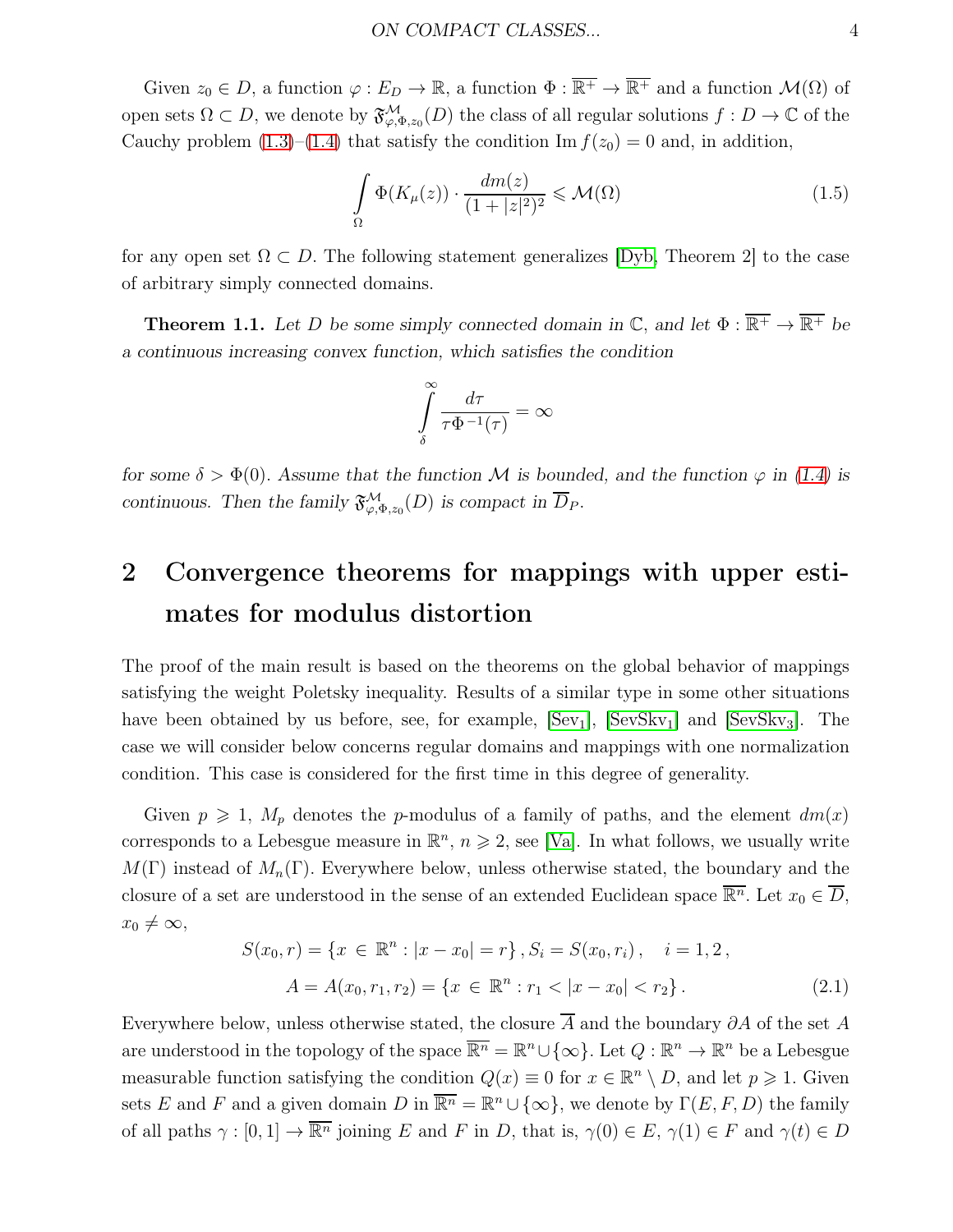Given $z_0 \in D$, a function $\varphi : E_D \to \mathbb{R}$, a function $\Phi : \overline{\mathbb{R}^+} \to \overline{\mathbb{R}^+}$ and a function $\mathcal{M}(\Omega)$ of open sets $\Omega \subset D$, we denote by $\mathfrak{F}^{\mathcal{M}}_{\varphi, \Phi, z_0}(D)$ the class of all regular solutions $f : D \to \mathbb{C}$ of the Cauchy problem (1.3)–(1.4) that satisfy the condition $\operatorname{Im} f(z_0) = 0$ and, in addition,

$$\int\limits_{\Omega} \Phi(K_\mu(z)) \cdot \frac{dm(z)}{(1+|z|^2)^2} \leqslant \mathcal{M}(\Omega) \tag{1.5}$$

for any open set $\Omega \subset D$. The following statement generalizes [Dyb, Theorem 2] to the case of arbitrary simply connected domains.

**Theorem 1.1.** *Let $D$ be some simply connected domain in $\mathbb{C}$, and let $\Phi : \overline{\mathbb{R}^+} \to \overline{\mathbb{R}^+}$ be a continuous increasing convex function, which satisfies the condition*

$$\int\limits_{\delta}^{\infty} \frac{d\tau}{\tau \Phi^{-1}(\tau)} = \infty$$

*for some $\delta > \Phi(0)$. Assume that the function $\mathcal{M}$ is bounded, and the function $\varphi$ in (1.4) is continuous. Then the family $\mathfrak{F}^{\mathcal{M}}_{\varphi, \Phi, z_0}(D)$ is compact in $\overline{D}_P$.*

# 2 Convergence theorems for mappings with upper estimates for modulus distortion

The proof of the main result is based on the theorems on the global behavior of mappings satisfying the weight Poletsky inequality. Results of a similar type in some other situations have been obtained by us before, see, for example, [Sev$_1$], [SevSkv$_1$] and [SevSkv$_3$]. The case we will consider below concerns regular domains and mappings with one normalization condition. This case is considered for the first time in this degree of generality.

Given $p \geqslant 1$, $M_p$ denotes the $p$-modulus of a family of paths, and the element $dm(x)$ corresponds to a Lebesgue measure in $\mathbb{R}^n$, $n \geqslant 2$, see [Va]. In what follows, we usually write $M(\Gamma)$ instead of $M_n(\Gamma)$. Everywhere below, unless otherwise stated, the boundary and the closure of a set are understood in the sense of an extended Euclidean space $\overline{\mathbb{R}^n}$. Let $x_0 \in \overline{D}$, $x_0 \neq \infty$,

$$S(x_0, r) = \{x \in \mathbb{R}^n : |x - x_0| = r\}, S_i = S(x_0, r_i), \quad i = 1, 2,$$
$$A = A(x_0, r_1, r_2) = \{x \in \mathbb{R}^n : r_1 < |x - x_0| < r_2\}. \tag{2.1}$$

Everywhere below, unless otherwise stated, the closure $\overline{A}$ and the boundary $\partial A$ of the set $A$ are understood in the topology of the space $\overline{\mathbb{R}^n} = \mathbb{R}^n \cup \{\infty\}$. Let $Q : \mathbb{R}^n \to \mathbb{R}^n$ be a Lebesgue measurable function satisfying the condition $Q(x) \equiv 0$ for $x \in \mathbb{R}^n \setminus D$, and let $p \geqslant 1$. Given sets $E$ and $F$ and a given domain $D$ in $\overline{\mathbb{R}^n} = \mathbb{R}^n \cup \{\infty\}$, we denote by $\Gamma(E, F, D)$ the family of all paths $\gamma : [0, 1] \to \overline{\mathbb{R}^n}$ joining $E$ and $F$ in $D$, that is, $\gamma(0) \in E$, $\gamma(1) \in F$ and $\gamma(t) \in D$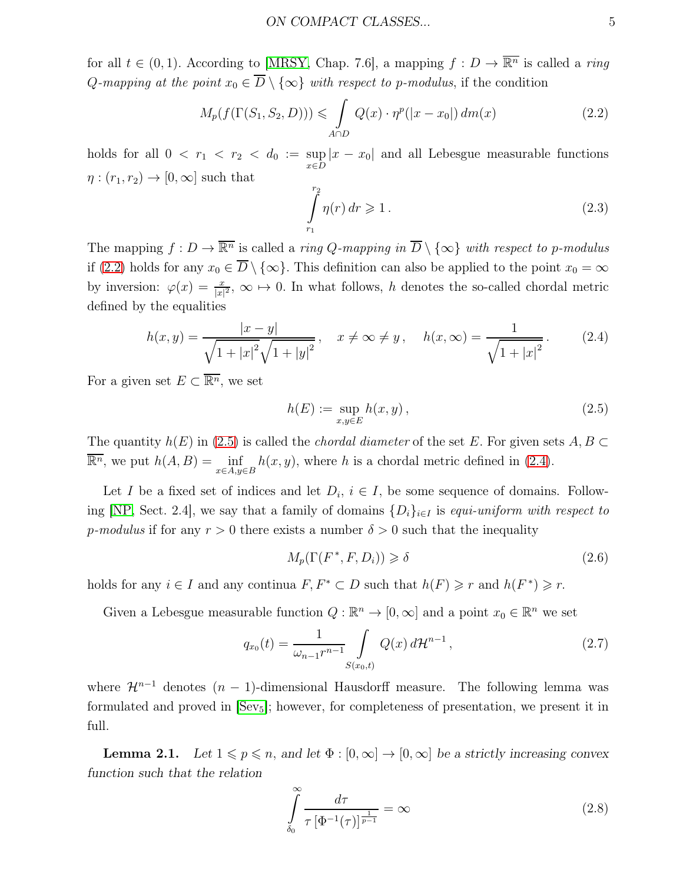for all $t \in (0,1)$. According to [MRSY, Chap. 7.6], a mapping $f : D \to \overline{\mathbb{R}^n}$ is called a *ring $Q$-mapping at the point $x_0 \in \overline{D} \setminus \{\infty\}$ with respect to $p$-modulus*, if the condition

$$M_p(f(\Gamma(S_1, S_2, D))) \leqslant \int\limits_{A\cap D} Q(x) \cdot \eta^p(|x - x_0|)\, dm(x) \tag{2.2}$$

holds for all $0 < r_1 < r_2 < d_0 := \sup\limits_{x\in D} |x - x_0|$ and all Lebesgue measurable functions $\eta : (r_1, r_2) \to [0, \infty]$ such that

$$\int\limits_{r_1}^{r_2} \eta(r)\, dr \geqslant 1\,. \tag{2.3}$$

The mapping $f : D \to \overline{\mathbb{R}^n}$ is called a *ring $Q$-mapping in $\overline{D} \setminus \{\infty\}$ with respect to $p$-modulus* if (2.2) holds for any $x_0 \in \overline{D} \setminus \{\infty\}$. This definition can also be applied to the point $x_0 = \infty$ by inversion: $\varphi(x) = \frac{x}{|x|^2}$, $\infty \mapsto 0$. In what follows, $h$ denotes the so-called chordal metric defined by the equalities

$$h(x, y) = \frac{|x - y|}{\sqrt{1 + |x|^2}\sqrt{1 + |y|^2}}\,, \quad x \neq \infty \neq y\,, \quad h(x, \infty) = \frac{1}{\sqrt{1 + |x|^2}}\,. \tag{2.4}$$

For a given set $E \subset \overline{\mathbb{R}^n}$, we set

$$h(E) := \sup_{x, y\in E} h(x, y)\,, \tag{2.5}$$

The quantity $h(E)$ in (2.5) is called the *chordal diameter* of the set $E$. For given sets $A, B \subset \overline{\mathbb{R}^n}$, we put $h(A, B) = \inf\limits_{x\in A, y\in B} h(x, y)$, where $h$ is a chordal metric defined in (2.4).

Let $I$ be a fixed set of indices and let $D_i$, $i \in I$, be some sequence of domains. Following [NP, Sect. 2.4], we say that a family of domains $\{D_i\}_{i\in I}$ is *equi-uniform with respect to $p$-modulus* if for any $r > 0$ there exists a number $\delta > 0$ such that the inequality

$$M_p(\Gamma(F^*, F, D_i)) \geqslant \delta \tag{2.6}$$

holds for any $i \in I$ and any continua $F, F^* \subset D$ such that $h(F) \geqslant r$ and $h(F^*) \geqslant r$.

Given a Lebesgue measurable function $Q : \mathbb{R}^n \to [0, \infty]$ and a point $x_0 \in \mathbb{R}^n$ we set

$$q_{x_0}(t) = \frac{1}{\omega_{n-1} r^{n-1}} \int\limits_{S(x_0, t)} Q(x)\, d\mathcal{H}^{n-1}\,, \tag{2.7}$$

where $\mathcal{H}^{n-1}$ denotes $(n-1)$-dimensional Hausdorff measure. The following lemma was formulated and proved in [Sev$_5$]; however, for completeness of presentation, we present it in full.

**Lemma 2.1.** *Let $1 \leqslant p \leqslant n$, and let $\Phi : [0, \infty] \to [0, \infty]$ be a strictly increasing convex function such that the relation*

$$\int\limits_{\delta_0}^{\infty} \frac{d\tau}{\tau\, [\Phi^{-1}(\tau)]^{\frac{1}{p-1}}} = \infty \tag{2.8}$$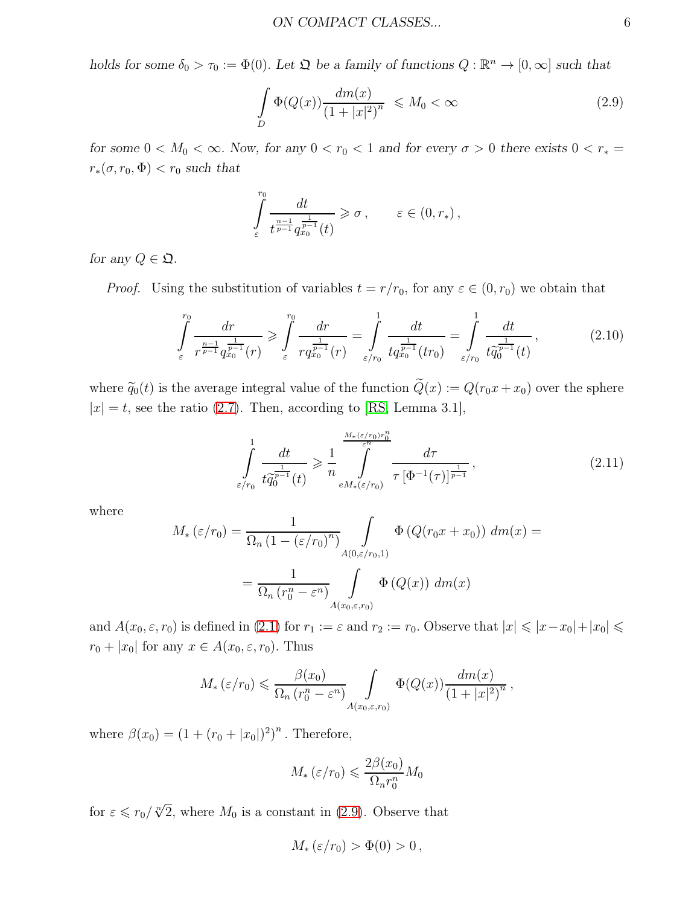*holds for some $\delta_0 > \tau_0 := \Phi(0)$. Let $\mathfrak{Q}$ be a family of functions $Q : \mathbb{R}^n \to [0, \infty]$ such that*

$$\int\limits_D \Phi(Q(x))\frac{dm(x)}{(1+|x|^2)^n} \ \leqslant M_0 < \infty \tag{2.9}$$

*for some $0 < M_0 < \infty$. Now, for any $0 < r_0 < 1$ and for every $\sigma > 0$ there exists $0 < r_* = r_*(\sigma, r_0, \Phi) < r_0$ such that*

$$\int\limits_{\varepsilon}^{r_0} \frac{dt}{t^{\frac{n-1}{p-1}} q_{x_0}^{\frac{1}{p-1}}(t)} \geqslant \sigma\,, \qquad \varepsilon \in (0, r_*)\,,$$

*for any $Q \in \mathfrak{Q}$.*

*Proof.* Using the substitution of variables $t = r/r_0$, for any $\varepsilon \in (0, r_0)$ we obtain that

$$\int\limits_{\varepsilon}^{r_0} \frac{dr}{r^{\frac{n-1}{p-1}} q_{x_0}^{\frac{1}{p-1}}(r)} \geqslant \int\limits_{\varepsilon}^{r_0} \frac{dr}{r q_{x_0}^{\frac{1}{p-1}}(r)} = \int\limits_{\varepsilon/r_0}^{1} \frac{dt}{t q_{x_0}^{\frac{1}{p-1}}(tr_0)} = \int\limits_{\varepsilon/r_0}^{1} \frac{dt}{t \widetilde{q}_0^{\frac{1}{p-1}}(t)}\,, \tag{2.10}$$

where $\widetilde{q}_0(t)$ is the average integral value of the function $\widetilde{Q}(x) := Q(r_0x + x_0)$ over the sphere $|x| = t$, see the ratio (2.7). Then, according to [RS, Lemma 3.1],

$$\int\limits_{\varepsilon/r_0}^{1} \frac{dt}{t \widetilde{q}_0^{\frac{1}{p-1}}(t)} \geqslant \frac{1}{n} \int\limits_{eM_*(\varepsilon/r_0)}^{\frac{M_*(\varepsilon/r_0) r_0^n}{\varepsilon^n}} \frac{d\tau}{\tau \left[\Phi^{-1}(\tau)\right]^{\frac{1}{p-1}}}\,, \tag{2.11}$$

where

$$M_*\left(\varepsilon/r_0\right) = \frac{1}{\Omega_n \left(1 - (\varepsilon/r_0)^n\right)} \int\limits_{A(0,\varepsilon/r_0,1)} \Phi\left(Q(r_0x + x_0)\right)\, dm(x) =$$

$$= \frac{1}{\Omega_n \left(r_0^n - \varepsilon^n\right)} \int\limits_{A(x_0,\varepsilon,r_0)} \Phi\left(Q(x)\right)\, dm(x)$$

and $A(x_0, \varepsilon, r_0)$ is defined in (2.1) for $r_1 := \varepsilon$ and $r_2 := r_0$. Observe that $|x| \leqslant |x - x_0| + |x_0| \leqslant r_0 + |x_0|$ for any $x \in A(x_0, \varepsilon, r_0)$. Thus

$$M_*\left(\varepsilon/r_0\right) \leqslant \frac{\beta(x_0)}{\Omega_n \left(r_0^n - \varepsilon^n\right)} \int\limits_{A(x_0,\varepsilon,r_0)} \Phi(Q(x))\frac{dm(x)}{(1+|x|^2)^n}\,,$$

where $\beta(x_0) = (1 + (r_0 + |x_0|)^2)^n$. Therefore,

$$M_*\left(\varepsilon/r_0\right) \leqslant \frac{2\beta(x_0)}{\Omega_n r_0^n} M_0$$

for $\varepsilon \leqslant r_0/\sqrt[n]{2}$, where $M_0$ is a constant in (2.9). Observe that

$$M_*\left(\varepsilon/r_0\right) > \Phi(0) > 0\,,$$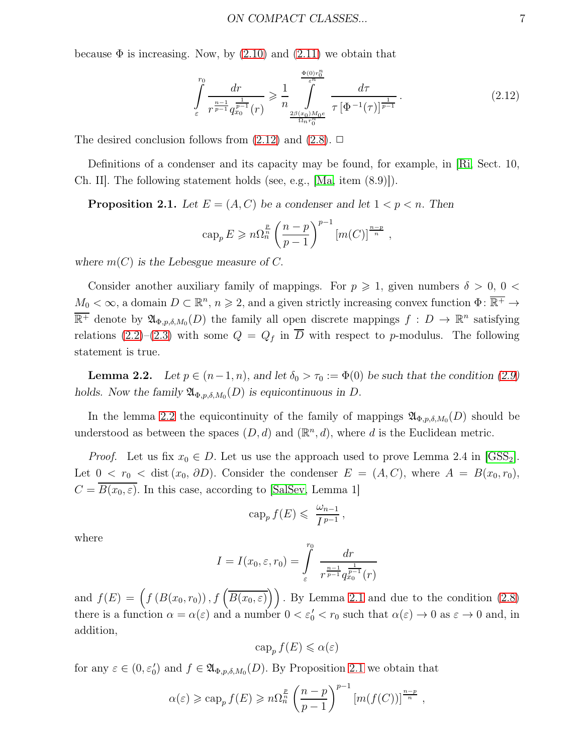because $\Phi$ is increasing. Now, by (2.10) and (2.11) we obtain that

$$\int\limits_{\varepsilon}^{r_0}\frac{dr}{r^{\frac{n-1}{p-1}}q_{x_0}^{\frac{1}{p-1}}(r)}\geqslant\frac{1}{n}\int\limits_{\frac{2\beta(x_0)M_0\varepsilon}{\Omega_n r_0^n}}^{\frac{\Phi(0)r_0^n}{\varepsilon^n}}\frac{d\tau}{\tau\left[\Phi^{-1}(\tau)\right]^{\frac{1}{p-1}}}\,. \tag{2.12}$$

The desired conclusion follows from (2.12) and (2.8). $\Box$

Definitions of a condenser and its capacity may be found, for example, in [Ri, Sect. 10, Ch. II]. The following statement holds (see, e.g., [Ma, item (8.9)]).

**Proposition 2.1.** *Let $E=(A,C)$ be a condenser and let $1<p<n$. Then*

$$\mathrm{cap}_p\,E\geqslant n\Omega_n^{\frac{p}{n}}\left(\frac{n-p}{p-1}\right)^{p-1}\left[m(C)\right]^{\frac{n-p}{n}}\,,$$

*where $m(C)$ is the Lebesgue measure of $C$.*

Consider another auxiliary family of mappings. For $p\geqslant 1$, given numbers $\delta>0$, $0<M_0<\infty$, a domain $D\subset{\mathbb R}^n$, $n\geqslant 2$, and a given strictly increasing convex function $\Phi\colon\overline{{\mathbb R}^+}\rightarrow\overline{{\mathbb R}^+}$ denote by $\mathfrak{A}_{\Phi, p, \delta, M_0}(D)$ the family all open discrete mappings $f:D\rightarrow{\mathbb R}^n$ satisfying relations (2.2)–(2.3) with some $Q=Q_f$ in $\overline{D}$ with respect to $p$-modulus. The following statement is true.

**Lemma 2.2.** *Let $p\in (n-1, n)$, and let $\delta_0>\tau_0:=\Phi(0)$ be such that the condition (2.9) holds. Now the family $\mathfrak{A}_{\Phi, p, \delta, M_0}(D)$ is equicontinuous in $D$.*

In the lemma 2.2 the equicontinuity of the family of mappings $\mathfrak{A}_{\Phi, p, \delta, M_0}(D)$ should be understood as between the spaces $(D, d)$ and $({\mathbb R}^n, d)$, where $d$ is the Euclidean metric.

*Proof.* Let us fix $x_0\in D$. Let us use the approach used to prove Lemma 2.4 in [GSS$_2$]. Let $0<r_0<{\rm dist}\,(x_0, \partial D)$. Consider the condenser $E=(A, C)$, where $A=B(x_0, r_0)$, $C=\overline{B(x_0, \varepsilon)}$. In this case, according to [SalSev, Lemma 1]

$${\rm cap}_p\,f(E)\leqslant\ \frac{\omega_{n-1}}{I^{\,p-1}}\,,$$

where

$$I=I(x_0,\varepsilon,r_0)=\int\limits_{\varepsilon}^{r_0}\ \frac{dr}{r^{\frac{n-1}{p-1}}q_{x_0}^{\frac{1}{p-1}}(r)}$$

and $f(E)=\left(f\left(B(x_0, r_0)\right), f\left(\overline{B(x_0, \varepsilon)}\right)\right)$. By Lemma 2.1 and due to the condition (2.8) there is a function $\alpha=\alpha(\varepsilon)$ and a number $0<\varepsilon_0^{\prime}<r_0$ such that $\alpha(\varepsilon)\rightarrow 0$ as $\varepsilon\rightarrow 0$ and, in addition,

$${\rm cap}_p\,f(E)\leqslant \alpha(\varepsilon)$$

for any $\varepsilon\in (0, \varepsilon_0^{\prime})$ and $f\in\mathfrak{A}_{\Phi, p, \delta, M_0}(D)$. By Proposition 2.1 we obtain that

$$\alpha(\varepsilon)\geqslant{\rm cap}_p\,f(E)\geqslant n\Omega_n^{\frac{p}{n}}\left(\frac{n-p}{p-1}\right)^{p-1}\left[m(f(C))\right]^{\frac{n-p}{n}}\,,$$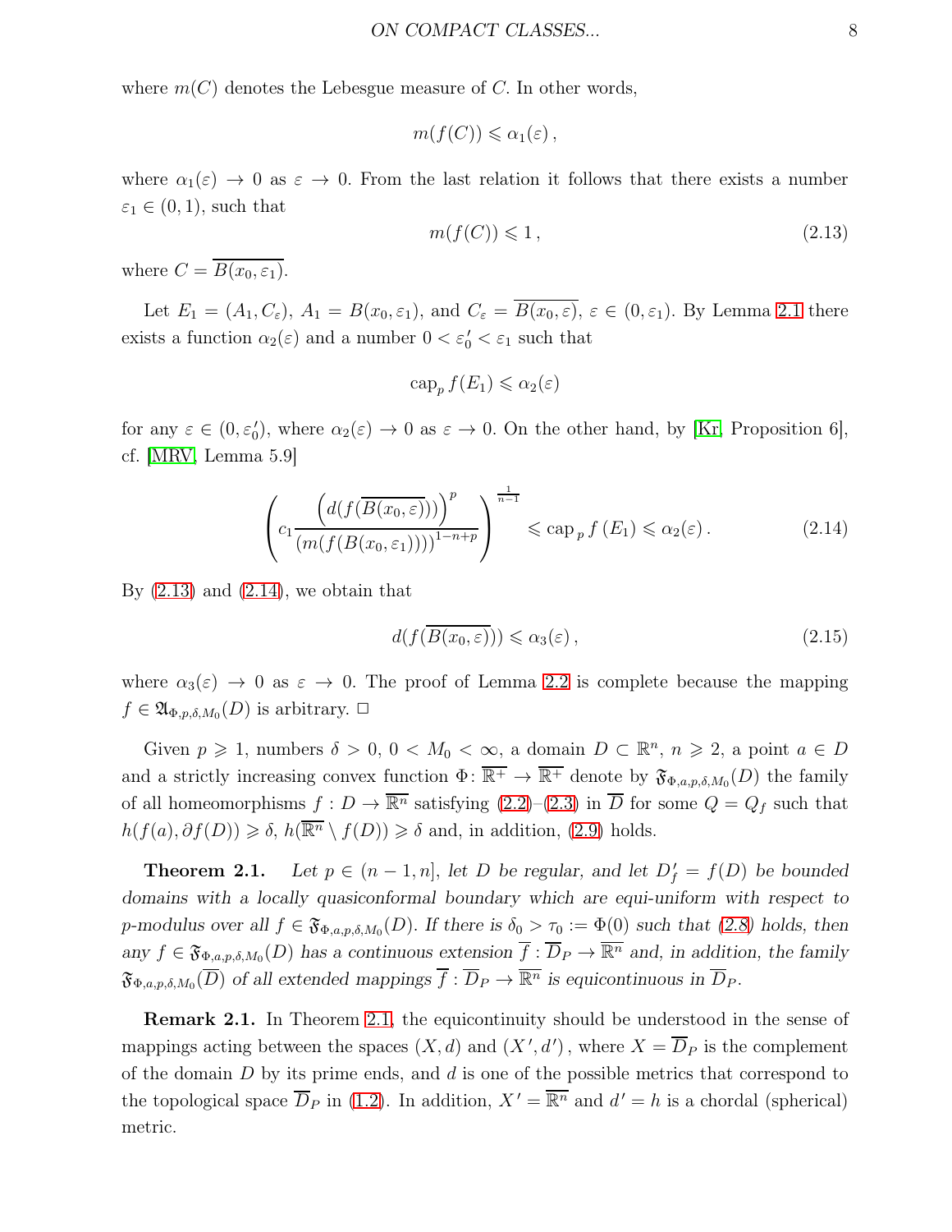where $m(C)$ denotes the Lebesgue measure of $C$. In other words,

$$m(f(C)) \leqslant \alpha_1(\varepsilon)\,,$$

where $\alpha_1(\varepsilon) \to 0$ as $\varepsilon \to 0$. From the last relation it follows that there exists a number $\varepsilon_1 \in (0,1)$, such that

$$m(f(C)) \leqslant 1\,, \tag{2.13}$$

where $C = \overline{B(x_0, \varepsilon_1)}$.

Let $E_1 = (A_1, C_\varepsilon)$, $A_1 = B(x_0, \varepsilon_1)$, and $C_\varepsilon = \overline{B(x_0, \varepsilon)}$, $\varepsilon \in (0, \varepsilon_1)$. By Lemma 2.1 there exists a function $\alpha_2(\varepsilon)$ and a number $0 < \varepsilon_0^{\prime} < \varepsilon_1$ such that

$$\mathrm{cap}_p\, f(E_1) \leqslant \alpha_2(\varepsilon)$$

for any $\varepsilon \in (0, \varepsilon_0^{\prime})$, where $\alpha_2(\varepsilon) \to 0$ as $\varepsilon \to 0$. On the other hand, by [Kr, Proposition 6], cf. [MRV, Lemma 5.9]

$$\left(c_1\frac{\left(d(f(\overline{B(x_0, \varepsilon)}))\right)^p}{\left(m(f(B(x_0, \varepsilon_1)))\right)^{1-n+p}}\right)^{\frac{1}{n-1}} \leqslant \mathrm{cap}_{\,p}\, f\left(E_1\right) \leqslant \alpha_2(\varepsilon)\,. \tag{2.14}$$

By (2.13) and (2.14), we obtain that

$$d(f(\overline{B(x_0, \varepsilon)})) \leqslant \alpha_3(\varepsilon)\,, \tag{2.15}$$

where $\alpha_3(\varepsilon) \to 0$ as $\varepsilon \to 0$. The proof of Lemma 2.2 is complete because the mapping $f \in \mathfrak{A}_{\Phi, p, \delta, M_0}(D)$ is arbitrary. $\Box$

Given $p \geqslant 1$, numbers $\delta > 0$, $0 < M_0 < \infty$, a domain $D \subset \mathbb{R}^n$, $n \geqslant 2$, a point $a \in D$ and a strictly increasing convex function $\Phi\colon \overline{\mathbb{R}^+} \to \overline{\mathbb{R}^+}$ denote by $\mathfrak{F}_{\Phi, a, p, \delta, M_0}(D)$ the family of all homeomorphisms $f : D \to \overline{\mathbb{R}^n}$ satisfying (2.2)–(2.3) in $\overline{D}$ for some $Q = Q_f$ such that $h(f(a), \partial f(D)) \geqslant \delta$, $h(\overline{\mathbb{R}^n} \setminus f(D)) \geqslant \delta$ and, in addition, (2.9) holds.

**Theorem 2.1.** *Let $p \in (n-1, n]$, let $D$ be regular, and let $D_f^{\prime} = f(D)$ be bounded domains with a locally quasiconformal boundary which are equi-uniform with respect to $p$-modulus over all $f \in \mathfrak{F}_{\Phi, a, p, \delta, M_0}(D)$. If there is $\delta_0 > \tau_0 := \Phi(0)$ such that (2.8) holds, then any $f \in \mathfrak{F}_{\Phi, a, p, \delta, M_0}(D)$ has a continuous extension $\overline{f} : \overline{D}_P \to \overline{\mathbb{R}^n}$ and, in addition, the family $\mathfrak{F}_{\Phi, a, p, \delta, M_0}(\overline{D})$ of all extended mappings $\overline{f} : \overline{D}_P \to \overline{\mathbb{R}^n}$ is equicontinuous in $\overline{D}_P$.*

**Remark 2.1.** In Theorem 2.1, the equicontinuity should be understood in the sense of mappings acting between the spaces $(X, d)$ and $(X^{\prime}, d^{\prime})$, where $X = \overline{D}_P$ is the complement of the domain $D$ by its prime ends, and $d$ is one of the possible metrics that correspond to the topological space $\overline{D}_P$ in (1.2). In addition, $X^{\prime} = \overline{\mathbb{R}^n}$ and $d^{\prime} = h$ is a chordal (spherical) metric.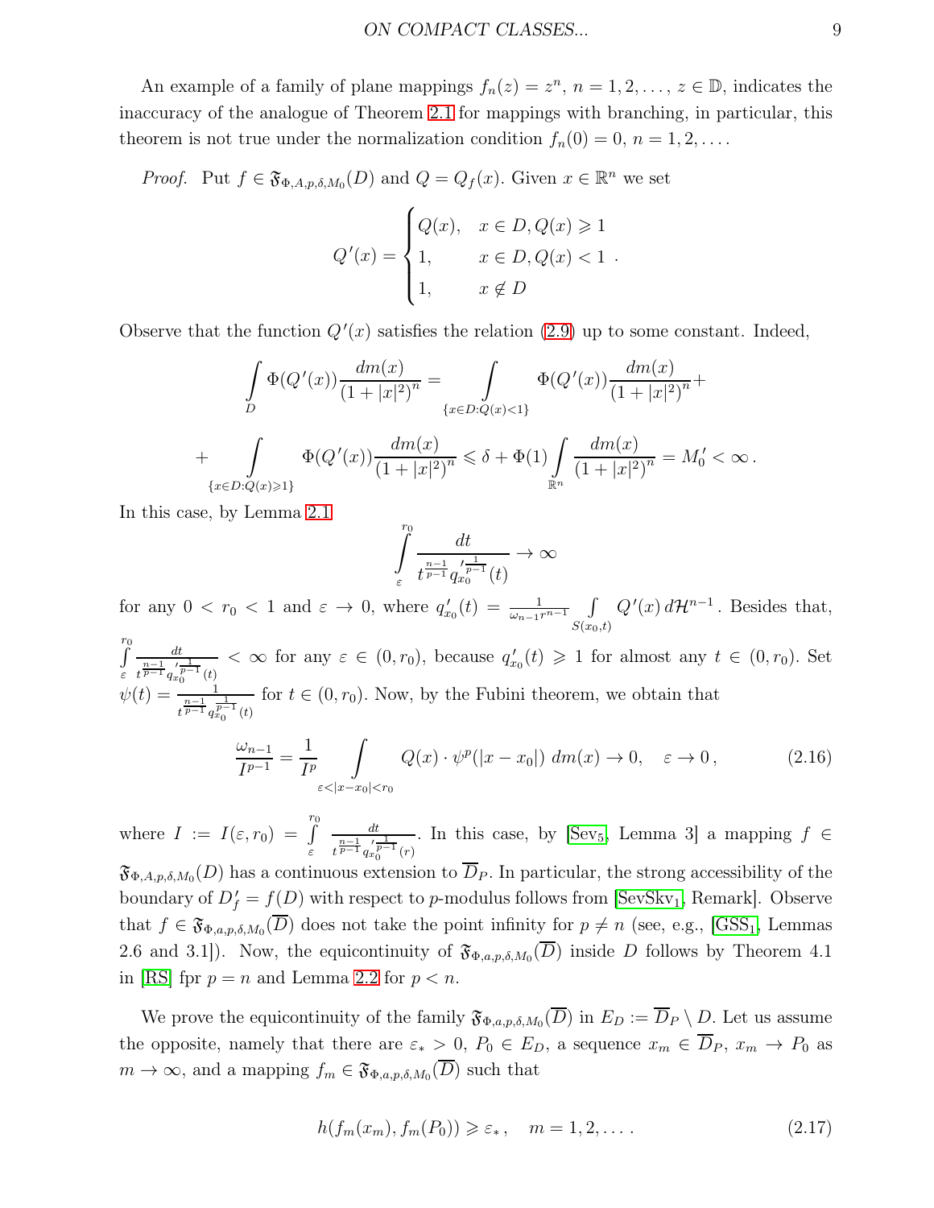An example of a family of plane mappings $f_n(z) = z^n$, $n = 1, 2, \ldots$, $z \in \mathbb{D}$, indicates the inaccuracy of the analogue of Theorem 2.1 for mappings with branching, in particular, this theorem is not true under the normalization condition $f_n(0) = 0$, $n = 1, 2, \ldots$.

*Proof.* Put $f \in \mathfrak{F}_{\Phi,A,p,\delta,M_0}(D)$ and $Q = Q_f(x)$. Given $x \in \mathbb{R}^n$ we set

$$Q'(x) = \begin{cases} Q(x), & x \in D, Q(x) \geqslant 1 \\ 1, & x \in D, Q(x) < 1 \\ 1, & x \notin D \end{cases}.$$

Observe that the function $Q'(x)$ satisfies the relation (2.9) up to some constant. Indeed,

$$\int\limits_D \Phi(Q'(x))\frac{dm(x)}{(1+|x|^2)^n} = \int\limits_{\{x\in D: Q(x)<1\}} \Phi(Q'(x))\frac{dm(x)}{(1+|x|^2)^n} +$$

$$+ \int\limits_{\{x\in D: Q(x)\geqslant 1\}} \Phi(Q'(x))\frac{dm(x)}{(1+|x|^2)^n} \leqslant \delta + \Phi(1)\int\limits_{\mathbb{R}^n} \frac{dm(x)}{(1+|x|^2)^n} = M_0' < \infty\,.$$

In this case, by Lemma 2.1

$$\int\limits_{\varepsilon}^{r_0} \frac{dt}{t^{\frac{n-1}{p-1}} q_{x_0}^{\prime\frac{1}{p-1}}(t)} \to \infty$$

for any $0 < r_0 < 1$ and $\varepsilon \to 0$, where $q'_{x_0}(t) = \frac{1}{\omega_{n-1}r^{n-1}} \int\limits_{S(x_0,t)} Q'(x)\,d\mathcal{H}^{n-1}$. Besides that, $\int\limits_{\varepsilon}^{r_0} \frac{dt}{t^{\frac{n-1}{p-1}} q_{x_0}^{\prime\frac{1}{p-1}}(t)} < \infty$ for any $\varepsilon \in (0, r_0)$, because $q'_{x_0}(t) \geqslant 1$ for almost any $t \in (0, r_0)$. Set $\psi(t) = \frac{1}{t^{\frac{n-1}{p-1}} q_{x_0}^{\prime\frac{1}{p-1}}(t)}$ for $t \in (0, r_0)$. Now, by the Fubini theorem, we obtain that

$$\frac{\omega_{n-1}}{I^{p-1}} = \frac{1}{I^p} \int\limits_{\varepsilon<|x-x_0|<r_0} Q(x)\cdot \psi^p(|x-x_0|)\; dm(x) \to 0, \quad \varepsilon \to 0\,, \tag{2.16}$$

where $I := I(\varepsilon, r_0) = \int\limits_{\varepsilon}^{r_0} \frac{dt}{t^{\frac{n-1}{p-1}} q_{x_0}^{\prime\frac{1}{p-1}}(r)}$. In this case, by [Sev$_5$, Lemma 3] a mapping $f \in \mathfrak{F}_{\Phi,A,p,\delta,M_0}(D)$ has a continuous extension to $\overline{D}_P$. In particular, the strong accessibility of the boundary of $D_f' = f(D)$ with respect to $p$-modulus follows from [SevSkv$_1$, Remark]. Observe that $f \in \mathfrak{F}_{\Phi,a,p,\delta,M_0}(\overline{D})$ does not take the point infinity for $p \neq n$ (see, e.g., [GSS$_1$, Lemmas 2.6 and 3.1]). Now, the equicontinuity of $\mathfrak{F}_{\Phi,a,p,\delta,M_0}(\overline{D})$ inside $D$ follows by Theorem 4.1 in [RS] fpr $p = n$ and Lemma 2.2 for $p < n$.

We prove the equicontinuity of the family $\mathfrak{F}_{\Phi,a,p,\delta,M_0}(\overline{D})$ in $E_D := \overline{D}_P \setminus D$. Let us assume the opposite, namely that there are $\varepsilon_* > 0$, $P_0 \in E_D$, a sequence $x_m \in \overline{D}_P$, $x_m \to P_0$ as $m \to \infty$, and a mapping $f_m \in \mathfrak{F}_{\Phi,a,p,\delta,M_0}(\overline{D})$ such that

$$h(f_m(x_m), f_m(P_0)) \geqslant \varepsilon_*\,, \quad m = 1, 2, \ldots\,. \tag{2.17}$$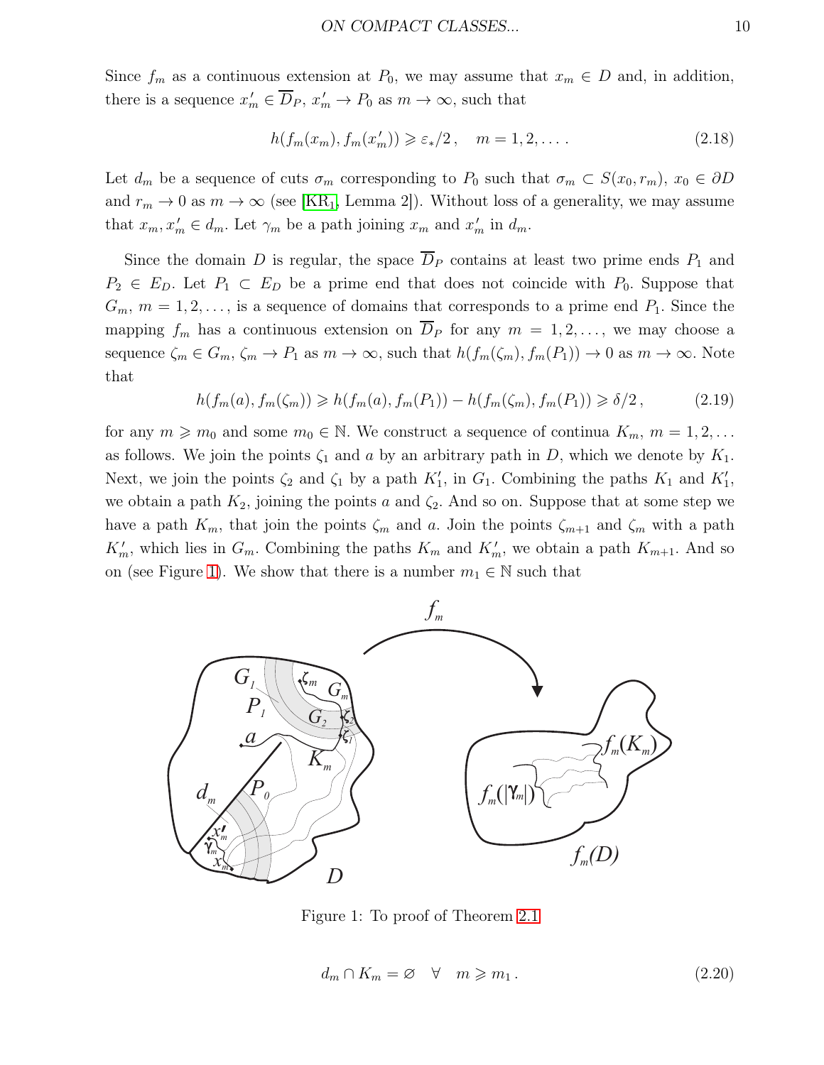Since $f_m$ as a continuous extension at $P_0$, we may assume that $x_m \in D$ and, in addition, there is a sequence $x'_m \in \overline{D}_P$, $x'_m \to P_0$ as $m \to \infty$, such that

$$h(f_m(x_m), f_m(x'_m)) \geqslant \varepsilon_*/2\,, \quad m = 1, 2, \ldots\,. \tag{2.18}$$

Let $d_m$ be a sequence of cuts $\sigma_m$ corresponding to $P_0$ such that $\sigma_m \subset S(x_0, r_m)$, $x_0 \in \partial D$ and $r_m \to 0$ as $m \to \infty$ (see [KR$_1$, Lemma 2]). Without loss of a generality, we may assume that $x_m, x'_m \in d_m$. Let $\gamma_m$ be a path joining $x_m$ and $x'_m$ in $d_m$.

Since the domain $D$ is regular, the space $\overline{D}_P$ contains at least two prime ends $P_1$ and $P_2 \in E_D$. Let $P_1 \subset E_D$ be a prime end that does not coincide with $P_0$. Suppose that $G_m$, $m = 1, 2, \ldots$, is a sequence of domains that corresponds to a prime end $P_1$. Since the mapping $f_m$ has a continuous extension on $\overline{D}_P$ for any $m = 1, 2, \ldots$, we may choose a sequence $\zeta_m \in G_m$, $\zeta_m \to P_1$ as $m \to \infty$, such that $h(f_m(\zeta_m), f_m(P_1)) \to 0$ as $m \to \infty$. Note that

$$h(f_m(a), f_m(\zeta_m)) \geqslant h(f_m(a), f_m(P_1)) - h(f_m(\zeta_m), f_m(P_1)) \geqslant \delta/2\,, \tag{2.19}$$

for any $m \geqslant m_0$ and some $m_0 \in \mathbb{N}$. We construct a sequence of continua $K_m$, $m = 1, 2, \ldots$ as follows. We join the points $\zeta_1$ and $a$ by an arbitrary path in $D$, which we denote by $K_1$. Next, we join the points $\zeta_2$ and $\zeta_1$ by a path $K'_1$, in $G_1$. Combining the paths $K_1$ and $K'_1$, we obtain a path $K_2$, joining the points $a$ and $\zeta_2$. And so on. Suppose that at some step we have a path $K_m$, that join the points $\zeta_m$ and $a$. Join the points $\zeta_{m+1}$ and $\zeta_m$ with a path $K'_m$, which lies in $G_m$. Combining the paths $K_m$ and $K'_m$, we obtain a path $K_{m+1}$. And so on (see Figure 1). We show that there is a number $m_1 \in \mathbb{N}$ such that

Figure 1: To proof of Theorem 2.1

$$d_m \cap K_m = \varnothing \quad \forall \quad m \geqslant m_1\,. \tag{2.20}$$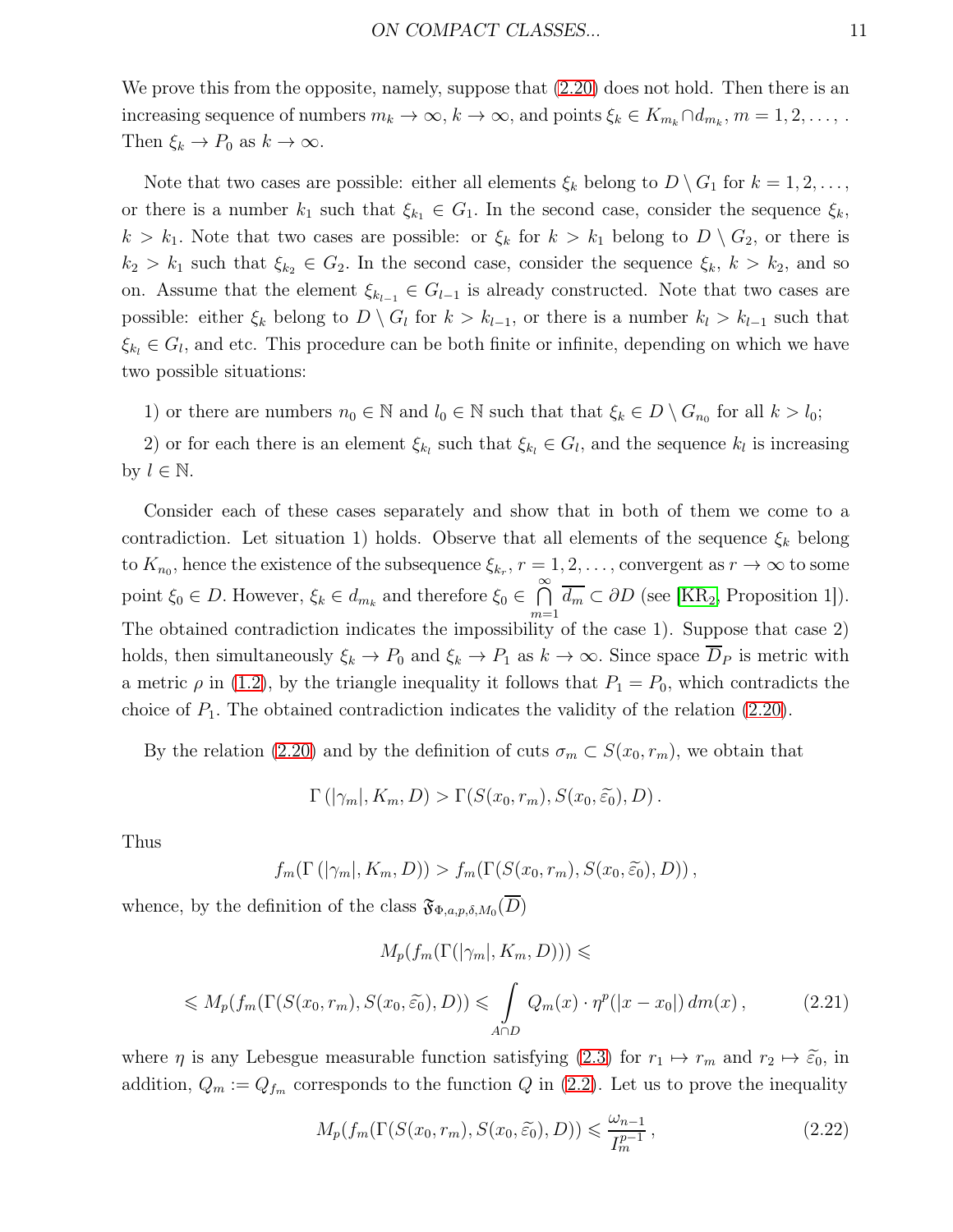We prove this from the opposite, namely, suppose that (2.20) does not hold. Then there is an increasing sequence of numbers $m_k\rightarrow\infty$, $k\rightarrow\infty$, and points $\xi_k\in K_{m_k}\cap d_{m_k}$, $m=1,2,\ldots,$ . Then $\xi_k\rightarrow P_0$ as $k\rightarrow\infty$.

Note that two cases are possible: either all elements $\xi_k$ belong to $D\setminus G_1$ for $k=1,2,\ldots,$ or there is a number $k_1$ such that $\xi_{k_1}\in G_1$. In the second case, consider the sequence $\xi_k$, $k>k_1$. Note that two cases are possible: or $\xi_k$ for $k>k_1$ belong to $D\setminus G_2$, or there is $k_2>k_1$ such that $\xi_{k_2}\in G_2$. In the second case, consider the sequence $\xi_k$, $k>k_2$, and so on. Assume that the element $\xi_{k_{l-1}}\in G_{l-1}$ is already constructed. Note that two cases are possible: either $\xi_k$ belong to $D\setminus G_l$ for $k>k_{l-1}$, or there is a number $k_l>k_{l-1}$ such that $\xi_{k_l}\in G_l$, and etc. This procedure can be both finite or infinite, depending on which we have two possible situations:

1) or there are numbers $n_0\in {\Bbb N}$ and $l_0\in {\Bbb N}$ such that that $\xi_k\in D\setminus G_{n_0}$ for all $k>l_0$;

2) or for each there is an element $\xi_{k_l}$ such that $\xi_{k_l}\in G_l$, and the sequence $k_l$ is increasing by $l\in {\Bbb N}$.

Consider each of these cases separately and show that in both of them we come to a contradiction. Let situation 1) holds. Observe that all elements of the sequence $\xi_k$ belong to $K_{n_0}$, hence the existence of the subsequence $\xi_{k_r}$, $r=1,2,\ldots,$ convergent as $r\rightarrow\infty$ to some point $\xi_0\in D$. However, $\xi_k\in d_{m_k}$ and therefore $\xi_0\in \bigcap\limits_{m=1}^{\infty}\overline{d_m}\subset \partial D$ (see [KR$_2$, Proposition 1]). The obtained contradiction indicates the impossibility of the case 1). Suppose that case 2) holds, then simultaneously $\xi_k\rightarrow P_0$ and $\xi_k\rightarrow P_1$ as $k\rightarrow\infty$. Since space $\overline{D}_P$ is metric with a metric $\rho$ in (1.2), by the triangle inequality it follows that $P_1=P_0$, which contradicts the choice of $P_1$. The obtained contradiction indicates the validity of the relation (2.20).

By the relation (2.20) and by the definition of cuts $\sigma_m\subset S(x_0, r_m)$, we obtain that

$$\Gamma\left(|\gamma_m|, K_m, D\right)>\Gamma(S(x_0, r_m), S(x_0, \widetilde{\varepsilon}_0), D)\,.$$

Thus

$$f_m(\Gamma\left(|\gamma_m|, K_m, D\right))>f_m(\Gamma(S(x_0, r_m), S(x_0, \widetilde{\varepsilon}_0), D))\,,$$

whence, by the definition of the class $\mathfrak{F}_{\Phi, a, p, \delta, M_0}(\overline{D})$

$$M_p(f_m(\Gamma(|\gamma_m|, K_m, D)))\leqslant$$

$$\leqslant M_p(f_m(\Gamma(S(x_0, r_m), S(x_0, \widetilde{\varepsilon}_0), D))\leqslant \int\limits_{A\cap D} Q_m(x)\cdot \eta^p(|x-x_0|)\,dm(x)\,, \tag{2.21}$$

where $\eta$ is any Lebesgue measurable function satisfying (2.3) for $r_1\mapsto r_m$ and $r_2\mapsto \widetilde{\varepsilon}_0$, in addition, $Q_m:=Q_{f_m}$ corresponds to the function $Q$ in (2.2). Let us to prove the inequality

$$M_p(f_m(\Gamma(S(x_0, r_m), S(x_0, \widetilde{\varepsilon}_0), D))\leqslant \frac{\omega_{n-1}}{I_m^{p-1}}\,, \tag{2.22}$$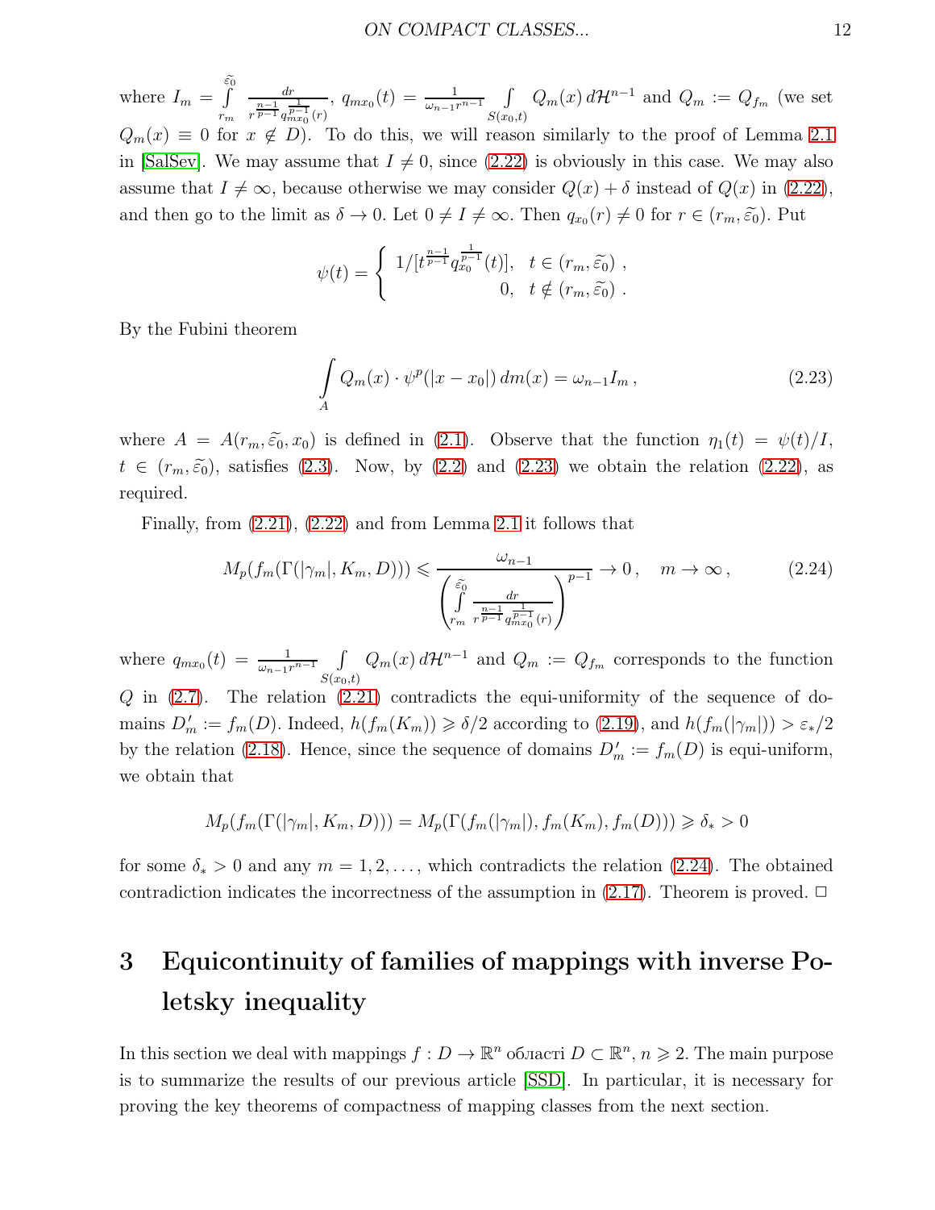where $I_m = \int\limits_{r_m}^{\widetilde{\varepsilon_0}} \frac{dr}{r^{\frac{n-1}{p-1}} q_{mx_0}^{\frac{1}{p-1}}(r)}$, $q_{mx_0}(t) = \frac{1}{\omega_{n-1}r^{n-1}} \int\limits_{S(x_0,t)} Q_m(x)\, d\mathcal{H}^{n-1}$ and $Q_m := Q_{f_m}$ (we set $Q_m(x) \equiv 0$ for $x \notin D$). To do this, we will reason similarly to the proof of Lemma 2.1 in [SalSev]. We may assume that $I \neq 0$, since (2.22) is obviously in this case. We may also assume that $I \neq \infty$, because otherwise we may consider $Q(x) + \delta$ instead of $Q(x)$ in (2.22), and then go to the limit as $\delta \to 0$. Let $0 \neq I \neq \infty$. Then $q_{x_0}(r) \neq 0$ for $r \in (r_m, \widetilde{\varepsilon_0})$. Put

$$\psi(t) = \begin{cases} 1/[t^{\frac{n-1}{p-1}} q_{x_0}^{\frac{1}{p-1}}(t)], & t \in (r_m, \widetilde{\varepsilon_0})\ , \\ 0, & t \notin (r_m, \widetilde{\varepsilon_0})\ . \end{cases}$$

By the Fubini theorem

$$\int\limits_{A} Q_m(x) \cdot \psi^p(|x - x_0|)\, dm(x) = \omega_{n-1} I_m\,, \tag{2.23}$$

where $A = A(r_m, \widetilde{\varepsilon_0}, x_0)$ is defined in (2.1). Observe that the function $\eta_1(t) = \psi(t)/I$, $t \in (r_m, \widetilde{\varepsilon_0})$, satisfies (2.3). Now, by (2.2) and (2.23) we obtain the relation (2.22), as required.

Finally, from (2.21), (2.22) and from Lemma 2.1 it follows that

$$M_p(f_m(\Gamma(|\gamma_m|, K_m, D))) \leqslant \frac{\omega_{n-1}}{\left(\int\limits_{r_m}^{\widetilde{\varepsilon_0}} \frac{dr}{r^{\frac{n-1}{p-1}} q_{mx_0}^{\frac{1}{p-1}}(r)}\right)^{p-1}} \to 0\,, \quad m \to \infty\,, \tag{2.24}$$

where $q_{mx_0}(t) = \frac{1}{\omega_{n-1}r^{n-1}} \int\limits_{S(x_0,t)} Q_m(x)\, d\mathcal{H}^{n-1}$ and $Q_m := Q_{f_m}$ corresponds to the function $Q$ in (2.7). The relation (2.21) contradicts the equi-uniformity of the sequence of domains $D_m' := f_m(D)$. Indeed, $h(f_m(K_m)) \geqslant \delta/2$ according to (2.19), and $h(f_m(|\gamma_m|)) > \varepsilon_*/2$ by the relation (2.18). Hence, since the sequence of domains $D_m' := f_m(D)$ is equi-uniform, we obtain that

$$M_p(f_m(\Gamma(|\gamma_m|, K_m, D))) = M_p(\Gamma(f_m(|\gamma_m|), f_m(K_m), f_m(D))) \geqslant \delta_* > 0$$

for some $\delta_* > 0$ and any $m = 1, 2, \ldots$, which contradicts the relation (2.24). The obtained contradiction indicates the incorrectness of the assumption in (2.17). Theorem is proved. $\Box$

# 3 Equicontinuity of families of mappings with inverse Poletsky inequality

In this section we deal with mappings $f : D \to \mathbb{R}^n$ області $D \subset \mathbb{R}^n$, $n \geqslant 2$. The main purpose is to summarize the results of our previous article [SSD]. In particular, it is necessary for proving the key theorems of compactness of mapping classes from the next section.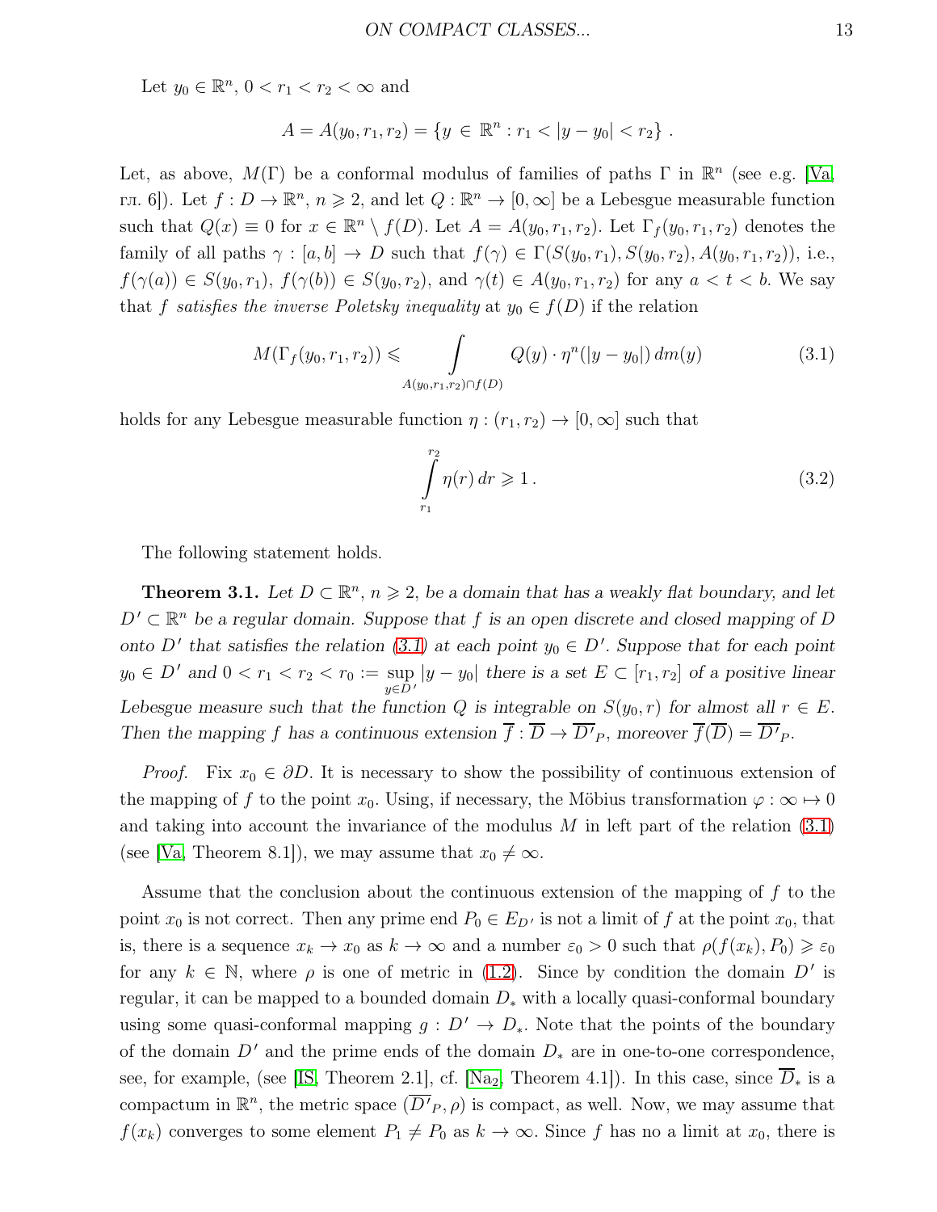Let $y_0 \in \mathbb{R}^n$, $0 < r_1 < r_2 < \infty$ and

$$A = A(y_0, r_1, r_2) = \{y \in \mathbb{R}^n : r_1 < |y - y_0| < r_2\} \,.$$

Let, as above, $M(\Gamma)$ be a conformal modulus of families of paths $\Gamma$ in $\mathbb{R}^n$ (see e.g. [Va, гл. 6]). Let $f : D \to \mathbb{R}^n$, $n \geqslant 2$, and let $Q : \mathbb{R}^n \to [0, \infty]$ be a Lebesgue measurable function such that $Q(x) \equiv 0$ for $x \in \mathbb{R}^n \setminus f(D)$. Let $A = A(y_0, r_1, r_2)$. Let $\Gamma_f(y_0, r_1, r_2)$ denotes the family of all paths $\gamma : [a, b] \to D$ such that $f(\gamma) \in \Gamma(S(y_0, r_1), S(y_0, r_2), A(y_0, r_1, r_2))$, i.e., $f(\gamma(a)) \in S(y_0, r_1)$, $f(\gamma(b)) \in S(y_0, r_2)$, and $\gamma(t) \in A(y_0, r_1, r_2)$ for any $a < t < b$. We say that $f$ *satisfies the inverse Poletsky inequality* at $y_0 \in f(D)$ if the relation

$$M(\Gamma_f(y_0, r_1, r_2)) \leqslant \int\limits_{A(y_0, r_1, r_2) \cap f(D)} Q(y) \cdot \eta^n(|y - y_0|) \, dm(y) \tag{3.1}$$

holds for any Lebesgue measurable function $\eta : (r_1, r_2) \to [0, \infty]$ such that

$$\int\limits_{r_1}^{r_2} \eta(r) \, dr \geqslant 1 \,. \tag{3.2}$$

The following statement holds.

**Theorem 3.1.** *Let $D \subset \mathbb{R}^n$, $n \geqslant 2$, be a domain that has a weakly flat boundary, and let $D' \subset \mathbb{R}^n$ be a regular domain. Suppose that $f$ is an open discrete and closed mapping of $D$ onto $D'$ that satisfies the relation (3.1) at each point $y_0 \in D'$. Suppose that for each point $y_0 \in D'$ and $0 < r_1 < r_2 < r_0 := \sup\limits_{y \in D'} |y - y_0|$ there is a set $E \subset [r_1, r_2]$ of a positive linear Lebesgue measure such that the function $Q$ is integrable on $S(y_0, r)$ for almost all $r \in E$. Then the mapping $f$ has a continuous extension $\overline{f} : \overline{D} \to \overline{D'}_P$, moreover $\overline{f}(\overline{D}) = \overline{D'}_P$.*

*Proof.* Fix $x_0 \in \partial D$. It is necessary to show the possibility of continuous extension of the mapping of $f$ to the point $x_0$. Using, if necessary, the Möbius transformation $\varphi : \infty \mapsto 0$ and taking into account the invariance of the modulus $M$ in left part of the relation (3.1) (see [Va, Theorem 8.1]), we may assume that $x_0 \neq \infty$.

Assume that the conclusion about the continuous extension of the mapping of $f$ to the point $x_0$ is not correct. Then any prime end $P_0 \in E_{D'}$ is not a limit of $f$ at the point $x_0$, that is, there is a sequence $x_k \to x_0$ as $k \to \infty$ and a number $\varepsilon_0 > 0$ such that $\rho(f(x_k), P_0) \geqslant \varepsilon_0$ for any $k \in \mathbb{N}$, where $\rho$ is one of metric in (1.2). Since by condition the domain $D'$ is regular, it can be mapped to a bounded domain $D_*$ with a locally quasi-conformal boundary using some quasi-conformal mapping $g : D' \to D_*$. Note that the points of the boundary of the domain $D'$ and the prime ends of the domain $D_*$ are in one-to-one correspondence, see, for example, (see [IS, Theorem 2.1], cf. [Na$_2$, Theorem 4.1]). In this case, since $\overline{D}_*$ is a compactum in $\mathbb{R}^n$, the metric space $(\overline{D'}_P, \rho)$ is compact, as well. Now, we may assume that $f(x_k)$ converges to some element $P_1 \neq P_0$ as $k \to \infty$. Since $f$ has no a limit at $x_0$, there is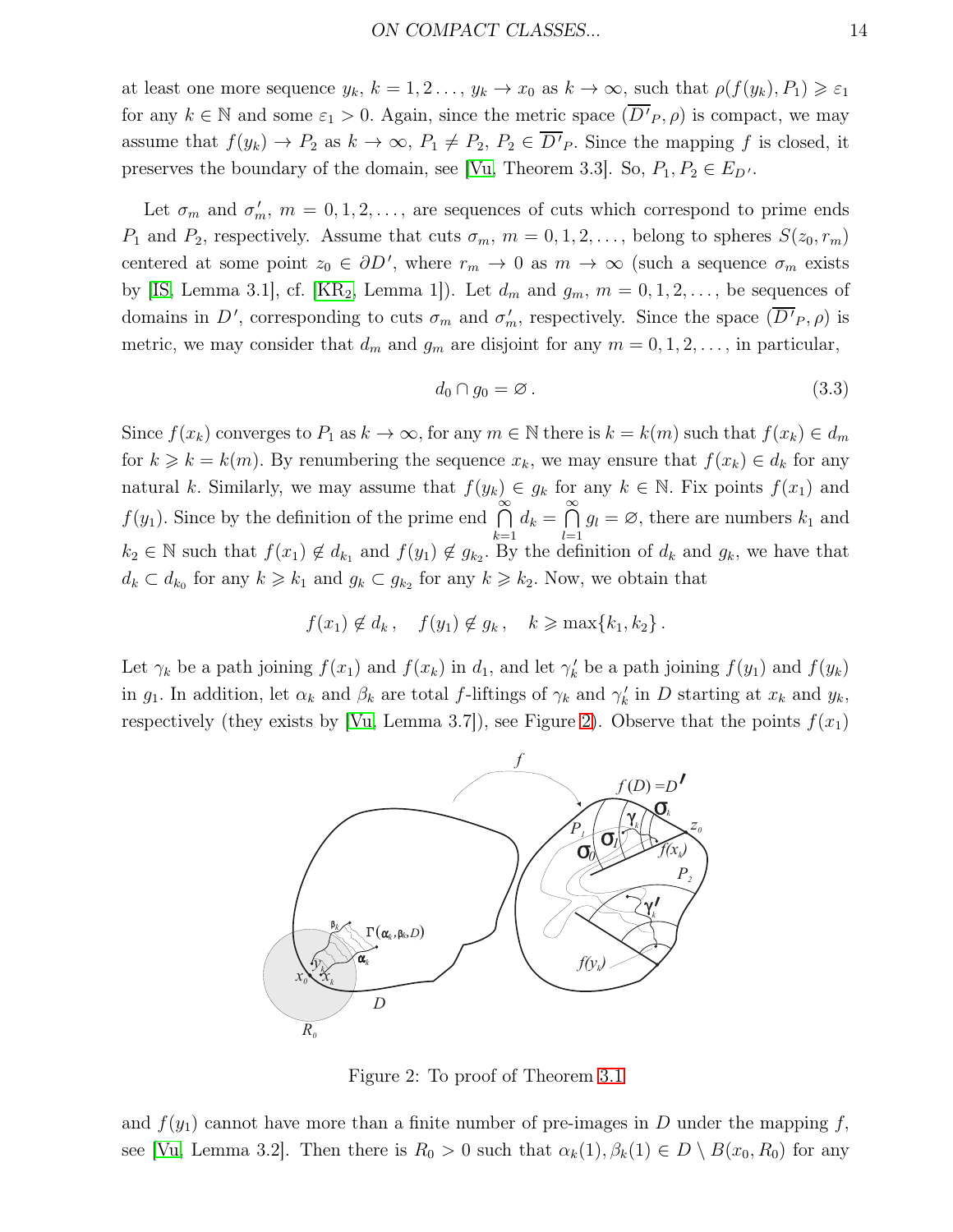at least one more sequence $y_k$, $k = 1, 2 \ldots$, $y_k \to x_0$ as $k \to \infty$, such that $\rho(f(y_k), P_1) \geqslant \varepsilon_1$ for any $k \in \mathbb{N}$ and some $\varepsilon_1 > 0$. Again, since the metric space $(\overline{D'}_P, \rho)$ is compact, we may assume that $f(y_k) \to P_2$ as $k \to \infty$, $P_1 \neq P_2$, $P_2 \in \overline{D'}_P$. Since the mapping $f$ is closed, it preserves the boundary of the domain, see [Vu, Theorem 3.3]. So, $P_1, P_2 \in E_{D'}$.

Let $\sigma_m$ and $\sigma'_m$, $m = 0, 1, 2, \ldots$, are sequences of cuts which correspond to prime ends $P_1$ and $P_2$, respectively. Assume that cuts $\sigma_m$, $m = 0, 1, 2, \ldots$, belong to spheres $S(z_0, r_m)$ centered at some point $z_0 \in \partial D'$, where $r_m \to 0$ as $m \to \infty$ (such a sequence $\sigma_m$ exists by [IS, Lemma 3.1], cf. [KR$_2$, Lemma 1]). Let $d_m$ and $g_m$, $m = 0, 1, 2, \ldots$, be sequences of domains in $D'$, corresponding to cuts $\sigma_m$ and $\sigma'_m$, respectively. Since the space $(\overline{D'}_P, \rho)$ is metric, we may consider that $d_m$ and $g_m$ are disjoint for any $m = 0, 1, 2, \ldots$, in particular,

$$d_0 \cap g_0 = \varnothing\,. \tag{3.3}$$

Since $f(x_k)$ converges to $P_1$ as $k \to \infty$, for any $m \in \mathbb{N}$ there is $k = k(m)$ such that $f(x_k) \in d_m$ for $k \geqslant k = k(m)$. By renumbering the sequence $x_k$, we may ensure that $f(x_k) \in d_k$ for any natural $k$. Similarly, we may assume that $f(y_k) \in g_k$ for any $k \in \mathbb{N}$. Fix points $f(x_1)$ and $f(y_1)$. Since by the definition of the prime end $\bigcap\limits_{k=1}^{\infty} d_k = \bigcap\limits_{l=1}^{\infty} g_l = \varnothing$, there are numbers $k_1$ and $k_2 \in \mathbb{N}$ such that $f(x_1) \notin d_{k_1}$ and $f(y_1) \notin g_{k_2}$. By the definition of $d_k$ and $g_k$, we have that $d_k \subset d_{k_0}$ for any $k \geqslant k_1$ and $g_k \subset g_{k_2}$ for any $k \geqslant k_2$. Now, we obtain that

$$f(x_1) \notin d_k\,, \quad f(y_1) \notin g_k\,, \quad k \geqslant \max\{k_1, k_2\}\,.$$

Let $\gamma_k$ be a path joining $f(x_1)$ and $f(x_k)$ in $d_1$, and let $\gamma'_k$ be a path joining $f(y_1)$ and $f(y_k)$ in $g_1$. In addition, let $\alpha_k$ and $\beta_k$ are total $f$-liftings of $\gamma_k$ and $\gamma'_k$ in $D$ starting at $x_k$ and $y_k$, respectively (they exists by [Vu, Lemma 3.7]), see Figure 2). Observe that the points $f(x_1)$

Figure 2: To proof of Theorem 3.1

and $f(y_1)$ cannot have more than a finite number of pre-images in $D$ under the mapping $f$, see [Vu, Lemma 3.2]. Then there is $R_0 > 0$ such that $\alpha_k(1), \beta_k(1) \in D \setminus B(x_0, R_0)$ for any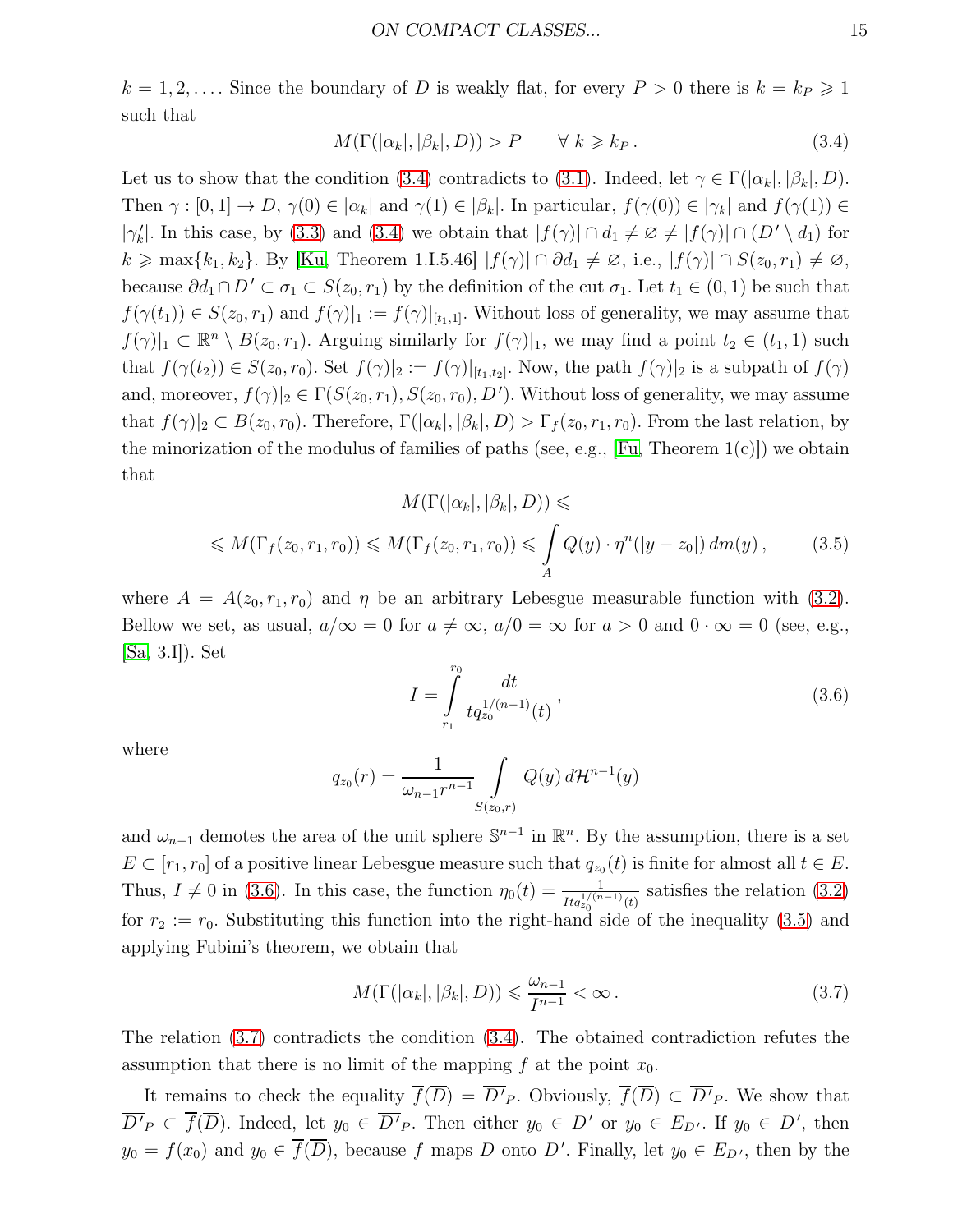$k = 1, 2, \ldots$. Since the boundary of $D$ is weakly flat, for every $P > 0$ there is $k = k_P \geqslant 1$ such that

$$M(\Gamma(|\alpha_k|, |\beta_k|, D)) > P \qquad \forall\ k \geqslant k_P\,. \tag{3.4}$$

Let us to show that the condition (3.4) contradicts to (3.1). Indeed, let $\gamma \in \Gamma(|\alpha_k|, |\beta_k|, D)$. Then $\gamma : [0, 1] \to D$, $\gamma(0) \in |\alpha_k|$ and $\gamma(1) \in |\beta_k|$. In particular, $f(\gamma(0)) \in |\gamma_k|$ and $f(\gamma(1)) \in |\gamma_k^{\prime}|$. In this case, by (3.3) and (3.4) we obtain that $|f(\gamma)| \cap d_1 \neq \varnothing \neq |f(\gamma)| \cap (D^{\prime} \setminus d_1)$ for $k \geqslant \max\{k_1, k_2\}$. By [Ku, Theorem 1.I.5.46] $|f(\gamma)| \cap \partial d_1 \neq \varnothing$, i.e., $|f(\gamma)| \cap S(z_0, r_1) \neq \varnothing$, because $\partial d_1 \cap D^{\prime} \subset \sigma_1 \subset S(z_0, r_1)$ by the definition of the cut $\sigma_1$. Let $t_1 \in (0, 1)$ be such that $f(\gamma(t_1)) \in S(z_0, r_1)$ and $f(\gamma)|_1 := f(\gamma)|_{[t_1, 1]}$. Without loss of generality, we may assume that $f(\gamma)|_1 \subset \mathbb{R}^n \setminus B(z_0, r_1)$. Arguing similarly for $f(\gamma)|_1$, we may find a point $t_2 \in (t_1, 1)$ such that $f(\gamma(t_2)) \in S(z_0, r_0)$. Set $f(\gamma)|_2 := f(\gamma)|_{[t_1, t_2]}$. Now, the path $f(\gamma)|_2$ is a subpath of $f(\gamma)$ and, moreover, $f(\gamma)|_2 \in \Gamma(S(z_0, r_1), S(z_0, r_0), D^{\prime})$. Without loss of generality, we may assume that $f(\gamma)|_2 \subset B(z_0, r_0)$. Therefore, $\Gamma(|\alpha_k|, |\beta_k|, D) > \Gamma_f(z_0, r_1, r_0)$. From the last relation, by the minorization of the modulus of families of paths (see, e.g., [Fu, Theorem 1(c)]) we obtain that

$$M(\Gamma(|\alpha_k|, |\beta_k|, D)) \leqslant$$

$$\leqslant M(\Gamma_f(z_0, r_1, r_0)) \leqslant M(\Gamma_f(z_0, r_1, r_0)) \leqslant \int\limits_{A} Q(y) \cdot \eta^n(|y - z_0|)\, dm(y)\,, \tag{3.5}$$

where $A = A(z_0, r_1, r_0)$ and $\eta$ be an arbitrary Lebesgue measurable function with (3.2). Bellow we set, as usual, $a/\infty = 0$ for $a \neq \infty$, $a/0 = \infty$ for $a > 0$ and $0 \cdot \infty = 0$ (see, e.g., [Sa, 3.I]). Set

$$I = \int\limits_{r_1}^{r_0} \frac{dt}{t q_{z_0}^{1/(n-1)}(t)}\,, \tag{3.6}$$

where

$$q_{z_0}(r) = \frac{1}{\omega_{n-1} r^{n-1}} \int\limits_{S(z_0, r)} Q(y)\, d\mathcal{H}^{n-1}(y)$$

and $\omega_{n-1}$ demotes the area of the unit sphere $\mathbb{S}^{n-1}$ in $\mathbb{R}^n$. By the assumption, there is a set $E \subset [r_1, r_0]$ of a positive linear Lebesgue measure such that $q_{z_0}(t)$ is finite for almost all $t \in E$. Thus, $I \neq 0$ in (3.6). In this case, the function $\eta_0(t) = \frac{1}{I t q_{z_0}^{1/(n-1)}(t)}$ satisfies the relation (3.2) for $r_2 := r_0$. Substituting this function into the right-hand side of the inequality (3.5) and applying Fubini's theorem, we obtain that

$$M(\Gamma(|\alpha_k|, |\beta_k|, D)) \leqslant \frac{\omega_{n-1}}{I^{n-1}} < \infty\,. \tag{3.7}$$

The relation (3.7) contradicts the condition (3.4). The obtained contradiction refutes the assumption that there is no limit of the mapping $f$ at the point $x_0$.

It remains to check the equality $\overline{f}(\overline{D}) = \overline{D^{\prime}}_P$. Obviously, $\overline{f}(\overline{D}) \subset \overline{D^{\prime}}_P$. We show that $\overline{D^{\prime}}_P \subset \overline{f}(\overline{D})$. Indeed, let $y_0 \in \overline{D^{\prime}}_P$. Then either $y_0 \in D^{\prime}$ or $y_0 \in E_{D^{\prime}}$. If $y_0 \in D^{\prime}$, then $y_0 = f(x_0)$ and $y_0 \in \overline{f}(\overline{D})$, because $f$ maps $D$ onto $D^{\prime}$. Finally, let $y_0 \in E_{D^{\prime}}$, then by the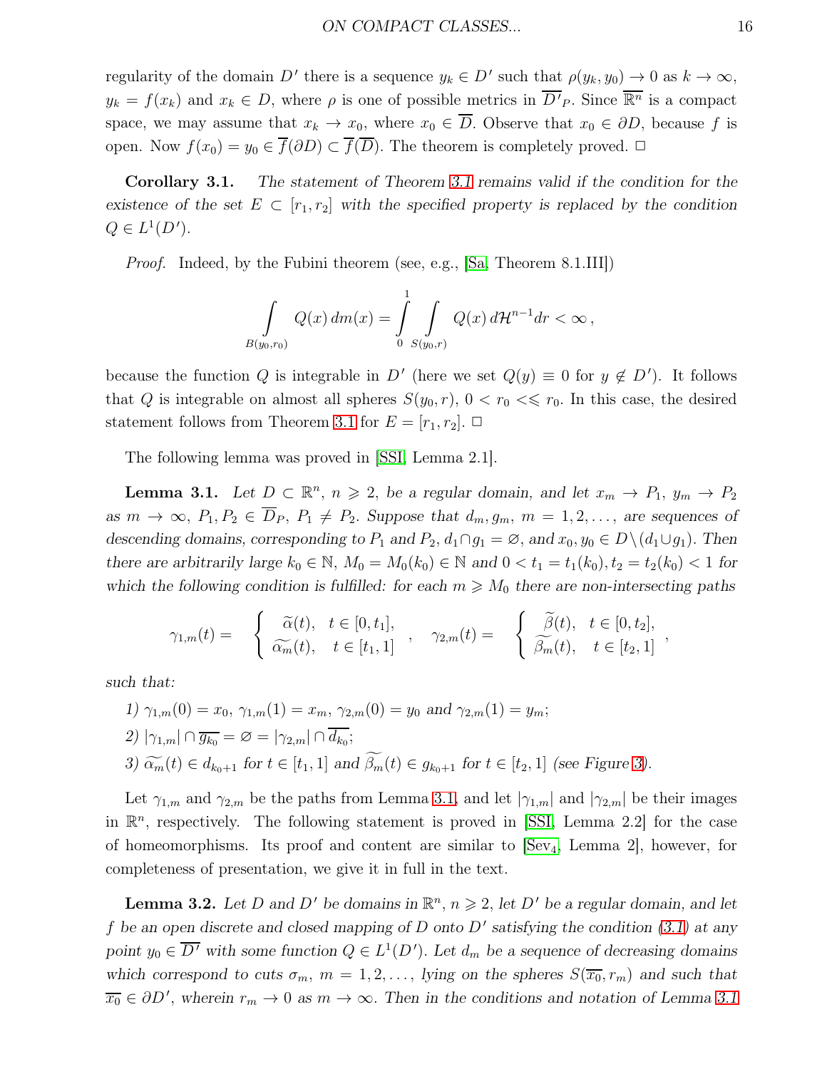regularity of the domain $D'$ there is a sequence $y_k \in D'$ such that $\rho(y_k, y_0) \to 0$ as $k \to \infty$, $y_k = f(x_k)$ and $x_k \in D$, where $\rho$ is one of possible metrics in $\overline{D'}_P$. Since $\overline{\mathbb{R}^n}$ is a compact space, we may assume that $x_k \to x_0$, where $x_0 \in \overline{D}$. Observe that $x_0 \in \partial D$, because $f$ is open. Now $f(x_0) = y_0 \in \overline{f}(\partial D) \subset \overline{f}(\overline{D})$. The theorem is completely proved. $\Box$

**Corollary 3.1.** *The statement of Theorem 3.1 remains valid if the condition for the existence of the set $E \subset [r_1, r_2]$ with the specified property is replaced by the condition $Q \in L^1(D')$.*

*Proof.* Indeed, by the Fubini theorem (see, e.g., [Sa, Theorem 8.1.III])

$$\int\limits_{B(y_0, r_0)} Q(x)\, dm(x) = \int\limits_{0}^{1} \int\limits_{S(y_0, r)} Q(x)\, d\mathcal{H}^{n-1} dr < \infty\,,$$

because the function $Q$ is integrable in $D'$ (here we set $Q(y) \equiv 0$ for $y \notin D'$). It follows that $Q$ is integrable on almost all spheres $S(y_0, r)$, $0 < r_0 <\leqslant r_0$. In this case, the desired statement follows from Theorem 3.1 for $E = [r_1, r_2]$. $\Box$

The following lemma was proved in [SSI, Lemma 2.1].

**Lemma 3.1.** *Let $D \subset \mathbb{R}^n$, $n \geqslant 2$, be a regular domain, and let $x_m \to P_1$, $y_m \to P_2$ as $m \to \infty$, $P_1, P_2 \in \overline{D}_P$, $P_1 \neq P_2$. Suppose that $d_m, g_m$, $m = 1, 2, \ldots$, are sequences of descending domains, corresponding to $P_1$ and $P_2$, $d_1 \cap g_1 = \varnothing$, and $x_0, y_0 \in D \setminus (d_1 \cup g_1)$. Then there are arbitrarily large $k_0 \in \mathbb{N}$, $M_0 = M_0(k_0) \in \mathbb{N}$ and $0 < t_1 = t_1(k_0), t_2 = t_2(k_0) < 1$ for which the following condition is fulfilled: for each $m \geqslant M_0$ there are non-intersecting paths*

$$\gamma_{1,m}(t) = \quad \left\{\begin{array}{ll} \widetilde{\alpha}(t), & t \in [0, t_1], \\ \widetilde{\alpha_m}(t), & t \in [t_1, 1] \end{array}\right. \quad , \quad \gamma_{2,m}(t) = \quad \left\{\begin{array}{ll} \widetilde{\beta}(t), & t \in [0, t_2], \\ \widetilde{\beta_m}(t), & t \in [t_2, 1] \end{array}\right. \quad ,$$

*such that:*

*1) $\gamma_{1,m}(0) = x_0$, $\gamma_{1,m}(1) = x_m$, $\gamma_{2,m}(0) = y_0$ and $\gamma_{2,m}(1) = y_m$;*

*2) $|\gamma_{1,m}| \cap \overline{g_{k_0}} = \varnothing = |\gamma_{2,m}| \cap \overline{d_{k_0}}$;*

*3) $\widetilde{\alpha_m}(t) \in d_{k_0+1}$ for $t \in [t_1, 1]$ and $\widetilde{\beta_m}(t) \in g_{k_0+1}$ for $t \in [t_2, 1]$ (see Figure 3).*

Let $\gamma_{1,m}$ and $\gamma_{2,m}$ be the paths from Lemma 3.1, and let $|\gamma_{1,m}|$ and $|\gamma_{2,m}|$ be their images in $\mathbb{R}^n$, respectively. The following statement is proved in [SSI, Lemma 2.2] for the case of homeomorphisms. Its proof and content are similar to [Sev$_4$, Lemma 2], however, for completeness of presentation, we give it in full in the text.

**Lemma 3.2.** *Let $D$ and $D'$ be domains in $\mathbb{R}^n$, $n \geqslant 2$, let $D'$ be a regular domain, and let $f$ be an open discrete and closed mapping of $D$ onto $D'$ satisfying the condition (3.1) at any point $y_0 \in \overline{D'}$ with some function $Q \in L^1(D')$. Let $d_m$ be a sequence of decreasing domains which correspond to cuts $\sigma_m$, $m = 1, 2, \ldots$, lying on the spheres $S(\overline{x_0}, r_m)$ and such that $\overline{x_0} \in \partial D'$, wherein $r_m \to 0$ as $m \to \infty$. Then in the conditions and notation of Lemma 3.1*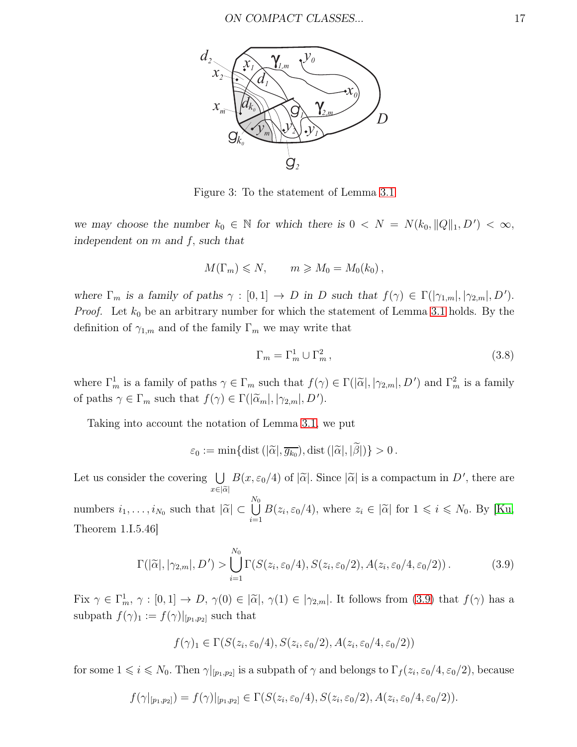Figure 3: To the statement of Lemma 3.1

*we may choose the number $k_0 \in \mathbb{N}$ for which there is $0 < N = N(k_0, \|Q\|_1, D') < \infty$, independent on $m$ and $f$, such that*

$$M(\Gamma_m) \leqslant N, \qquad m \geqslant M_0 = M_0(k_0)\,,$$

*where $\Gamma_m$ is a family of paths $\gamma : [0,1] \to D$ in $D$ such that $f(\gamma) \in \Gamma(|\gamma_{1,m}|, |\gamma_{2,m}|, D')$.*

*Proof.* Let $k_0$ be an arbitrary number for which the statement of Lemma 3.1 holds. By the definition of $\gamma_{1,m}$ and of the family $\Gamma_m$ we may write that

$$\Gamma_m = \Gamma_m^1 \cup \Gamma_m^2\,, \tag{3.8}$$

where $\Gamma_m^1$ is a family of paths $\gamma \in \Gamma_m$ such that $f(\gamma) \in \Gamma(|\widetilde{\alpha}|, |\gamma_{2,m}|, D')$ and $\Gamma_m^2$ is a family of paths $\gamma \in \Gamma_m$ such that $f(\gamma) \in \Gamma(|\widetilde{\alpha}_m|, |\gamma_{2,m}|, D')$.

Taking into account the notation of Lemma 3.1, we put

$$\varepsilon_0 := \min\{\mathrm{dist}\,(|\widetilde{\alpha}|, \overline{g_{k_0}}), \mathrm{dist}\,(|\widetilde{\alpha}|, |\widetilde{\beta}|)\} > 0\,.$$

Let us consider the covering $\bigcup\limits_{x \in |\widetilde{\alpha}|} B(x, \varepsilon_0/4)$ of $|\widetilde{\alpha}|$. Since $|\widetilde{\alpha}|$ is a compactum in $D'$, there are numbers $i_1, \ldots, i_{N_0}$ such that $|\widetilde{\alpha}| \subset \bigcup\limits_{i=1}^{N_0} B(z_i, \varepsilon_0/4)$, where $z_i \in |\widetilde{\alpha}|$ for $1 \leqslant i \leqslant N_0$. By [Ku, Theorem 1.I.5.46]

$$\Gamma(|\widetilde{\alpha}|, |\gamma_{2,m}|, D') > \bigcup_{i=1}^{N_0} \Gamma(S(z_i, \varepsilon_0/4), S(z_i, \varepsilon_0/2), A(z_i, \varepsilon_0/4, \varepsilon_0/2))\,. \tag{3.9}$$

Fix $\gamma \in \Gamma_m^1$, $\gamma : [0,1] \to D$, $\gamma(0) \in |\widetilde{\alpha}|$, $\gamma(1) \in |\gamma_{2,m}|$. It follows from (3.9) that $f(\gamma)$ has a subpath $f(\gamma)_1 := f(\gamma)|_{[p_1,p_2]}$ such that

$$f(\gamma)_1 \in \Gamma(S(z_i, \varepsilon_0/4), S(z_i, \varepsilon_0/2), A(z_i, \varepsilon_0/4, \varepsilon_0/2))$$

for some $1 \leqslant i \leqslant N_0$. Then $\gamma|_{[p_1,p_2]}$ is a subpath of $\gamma$ and belongs to $\Gamma_f(z_i, \varepsilon_0/4, \varepsilon_0/2)$, because

$$f(\gamma|_{[p_1,p_2]}) = f(\gamma)|_{[p_1,p_2]} \in \Gamma(S(z_i, \varepsilon_0/4), S(z_i, \varepsilon_0/2), A(z_i, \varepsilon_0/4, \varepsilon_0/2)).$$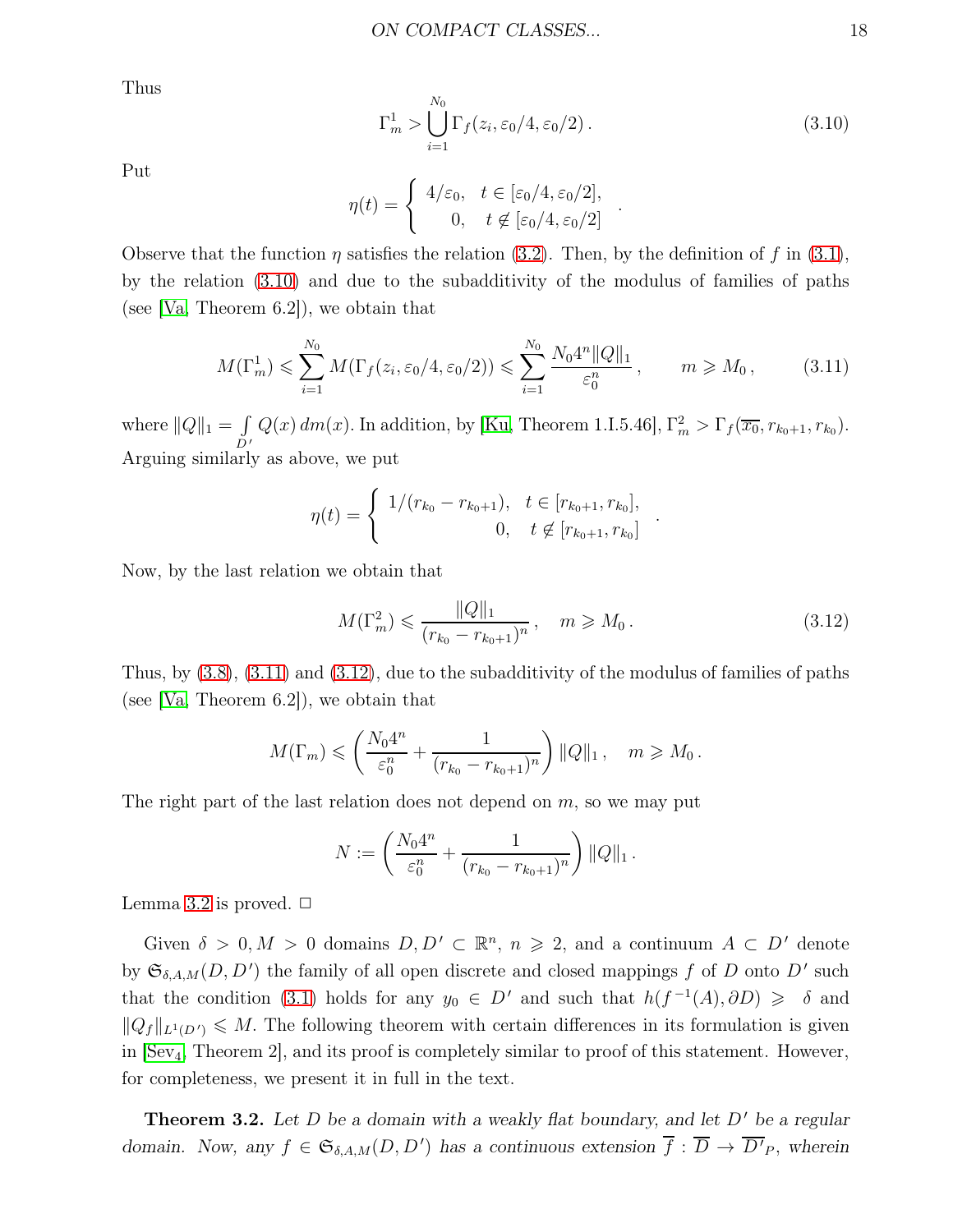Thus

$$\Gamma_m^1 > \bigcup_{i=1}^{N_0} \Gamma_f(z_i, \varepsilon_0/4, \varepsilon_0/2)\,. \tag{3.10}$$

Put

$$\eta(t) = \left\{ \begin{array}{rr} 4/\varepsilon_0, & t \in [\varepsilon_0/4, \varepsilon_0/2], \\ 0, & t \notin [\varepsilon_0/4, \varepsilon_0/2] \end{array} \right. .$$

Observe that the function $\eta$ satisfies the relation (3.2). Then, by the definition of $f$ in (3.1), by the relation (3.10) and due to the subadditivity of the modulus of families of paths (see [Va, Theorem 6.2]), we obtain that

$$M(\Gamma_m^1) \leqslant \sum_{i=1}^{N_0} M(\Gamma_f(z_i, \varepsilon_0/4, \varepsilon_0/2)) \leqslant \sum_{i=1}^{N_0} \frac{N_0 4^n \|Q\|_1}{\varepsilon_0^n}\,, \qquad m \geqslant M_0\,, \tag{3.11}$$

where $\|Q\|_1 = \int\limits_{D'} Q(x)\,dm(x)$. In addition, by [Ku, Theorem 1.I.5.46], $\Gamma_m^2 > \Gamma_f(\overline{x_0}, r_{k_0+1}, r_{k_0})$. Arguing similarly as above, we put

$$\eta(t) = \left\{ \begin{array}{rr} 1/(r_{k_0} - r_{k_0+1}), & t \in [r_{k_0+1}, r_{k_0}], \\ 0, & t \notin [r_{k_0+1}, r_{k_0}] \end{array} \right. .$$

Now, by the last relation we obtain that

$$M(\Gamma_m^2) \leqslant \frac{\|Q\|_1}{(r_{k_0} - r_{k_0+1})^n}\,, \quad m \geqslant M_0\,. \tag{3.12}$$

Thus, by (3.8), (3.11) and (3.12), due to the subadditivity of the modulus of families of paths (see [Va, Theorem 6.2]), we obtain that

$$M(\Gamma_m) \leqslant \left(\frac{N_0 4^n}{\varepsilon_0^n} + \frac{1}{(r_{k_0} - r_{k_0+1})^n}\right)\|Q\|_1\,, \quad m \geqslant M_0\,.$$

The right part of the last relation does not depend on $m$, so we may put

$$N := \left(\frac{N_0 4^n}{\varepsilon_0^n} + \frac{1}{(r_{k_0} - r_{k_0+1})^n}\right)\|Q\|_1\,.$$

Lemma 3.2 is proved. $\Box$

Given $\delta > 0, M > 0$ domains $D, D' \subset \mathbb{R}^n$, $n \geqslant 2$, and a continuum $A \subset D'$ denote by $\mathfrak{S}_{\delta, A, M}(D, D')$ the family of all open discrete and closed mappings $f$ of $D$ onto $D'$ such that the condition (3.1) holds for any $y_0 \in D'$ and such that $h(f^{-1}(A), \partial D) \geqslant \delta$ and $\|Q_f\|_{L^1(D')} \leqslant M$. The following theorem with certain differences in its formulation is given in [Sev$_4$, Theorem 2], and its proof is completely similar to proof of this statement. However, for completeness, we present it in full in the text.

**Theorem 3.2.** *Let $D$ be a domain with a weakly flat boundary, and let $D'$ be a regular domain. Now, any $f \in \mathfrak{S}_{\delta, A, M}(D, D')$ has a continuous extension $\overline{f} : \overline{D} \to \overline{D'}_P$, wherein*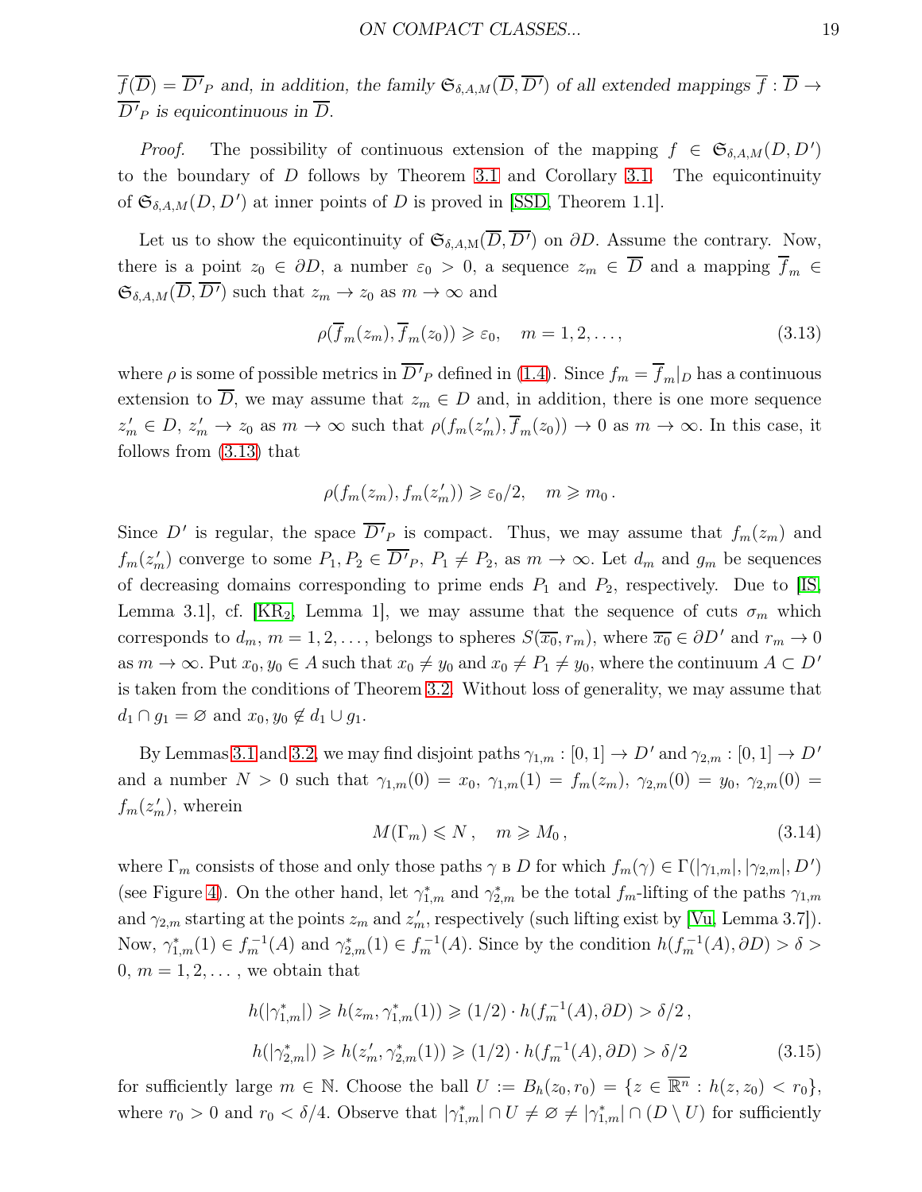$\overline{f}(\overline{D}) = \overline{D'}_P$ *and, in addition, the family* $\mathfrak{S}_{\delta,A,M}(\overline{D},\overline{D'})$ *of all extended mappings* $\overline{f}:\overline{D}\rightarrow\overline{D'}_P$ *is equicontinuous in* $\overline{D}$.

*Proof.* The possibility of continuous extension of the mapping $f\in\mathfrak{S}_{\delta,A,M}(D,D')$ to the boundary of $D$ follows by Theorem 3.1 and Corollary 3.1. The equicontinuity of $\mathfrak{S}_{\delta,A,M}(D,D')$ at inner points of $D$ is proved in [SSD, Theorem 1.1].

Let us to show the equicontinuity of $\mathfrak{S}_{\delta,A,M}(\overline{D},\overline{D'})$ on $\partial D$. Assume the contrary. Now, there is a point $z_0\in\partial D$, a number $\varepsilon_0>0$, a sequence $z_m\in\overline{D}$ and a mapping $\overline{f}_m\in\mathfrak{S}_{\delta,A,M}(\overline{D},\overline{D'})$ such that $z_m\rightarrow z_0$ as $m\rightarrow\infty$ and

$$\rho(\overline{f}_m(z_m),\overline{f}_m(z_0))\geqslant\varepsilon_0,\quad m=1,2,\ldots,\tag{3.13}$$

where $\rho$ is some of possible metrics in $\overline{D'}_P$ defined in (1.4). Since $f_m=\overline{f}_m|_D$ has a continuous extension to $\overline{D}$, we may assume that $z_m\in D$ and, in addition, there is one more sequence $z_m^{\prime}\in D$, $z_m^{\prime}\rightarrow z_0$ as $m\rightarrow\infty$ such that $\rho(f_m(z_m^{\prime}),\overline{f}_m(z_0))\rightarrow 0$ as $m\rightarrow\infty$. In this case, it follows from (3.13) that

$$\rho(f_m(z_m),f_m(z_m^{\prime}))\geqslant\varepsilon_0/2,\quad m\geqslant m_0\,.$$

Since $D'$ is regular, the space $\overline{D'}_P$ is compact. Thus, we may assume that $f_m(z_m)$ and $f_m(z_m^{\prime})$ converge to some $P_1,P_2\in\overline{D'}_P$, $P_1\ne P_2$, as $m\rightarrow\infty$. Let $d_m$ and $g_m$ be sequences of decreasing domains corresponding to prime ends $P_1$ and $P_2$, respectively. Due to [IS, Lemma 3.1], cf. [KR$_2$, Lemma 1], we may assume that the sequence of cuts $\sigma_m$ which corresponds to $d_m$, $m=1,2,\ldots$, belongs to spheres $S(\overline{x_0},r_m)$, where $\overline{x_0}\in\partial D'$ and $r_m\rightarrow 0$ as $m\rightarrow\infty$. Put $x_0,y_0\in A$ such that $x_0\ne y_0$ and $x_0\ne P_1\ne y_0$, where the continuum $A\subset D'$ is taken from the conditions of Theorem 3.2. Without loss of generality, we may assume that $d_1\cap g_1=\varnothing$ and $x_0,y_0\notin d_1\cup g_1$.

By Lemmas 3.1 and 3.2, we may find disjoint paths $\gamma_{1,m}:[0,1]\rightarrow D'$ and $\gamma_{2,m}:[0,1]\rightarrow D'$ and a number $N>0$ such that $\gamma_{1,m}(0)=x_0$, $\gamma_{1,m}(1)=f_m(z_m)$, $\gamma_{2,m}(0)=y_0$, $\gamma_{2,m}(0)=f_m(z_m^{\prime})$, wherein

$$M(\Gamma_m)\leqslant N\,,\quad m\geqslant M_0\,,\tag{3.14}$$

where $\Gamma_m$ consists of those and only those paths $\gamma$ в $D$ for which $f_m(\gamma)\in\Gamma(|\gamma_{1,m}|,|\gamma_{2,m}|,D')$ (see Figure 4). On the other hand, let $\gamma_{1,m}^*$ and $\gamma_{2,m}^*$ be the total $f_m$-lifting of the paths $\gamma_{1,m}$ and $\gamma_{2,m}$ starting at the points $z_m$ and $z_m^{\prime}$, respectively (such lifting exist by [Vu, Lemma 3.7]). Now, $\gamma_{1,m}^*(1)\in f_m^{-1}(A)$ and $\gamma_{2,m}^*(1)\in f_m^{-1}(A)$. Since by the condition $h(f_m^{-1}(A),\partial D)>\delta>0$, $m=1,2,\ldots$, we obtain that

$$h(|\gamma_{1,m}^*|)\geqslant h(z_m,\gamma_{1,m}^*(1))\geqslant(1/2)\cdot h(f_m^{-1}(A),\partial D)>\delta/2\,,$$

$$h(|\gamma_{2,m}^*|)\geqslant h(z_m^{\prime},\gamma_{2,m}^*(1))\geqslant(1/2)\cdot h(f_m^{-1}(A),\partial D)>\delta/2\tag{3.15}$$

for sufficiently large $m\in\mathbb{N}$. Choose the ball $U:=B_h(z_0,r_0)=\{z\in\overline{\mathbb{R}^n}:h(z,z_0)<r_0\}$, where $r_0>0$ and $r_0<\delta/4$. Observe that $|\gamma_{1,m}^*|\cap U\ne\varnothing\ne|\gamma_{1,m}^*|\cap(D\setminus U)$ for sufficiently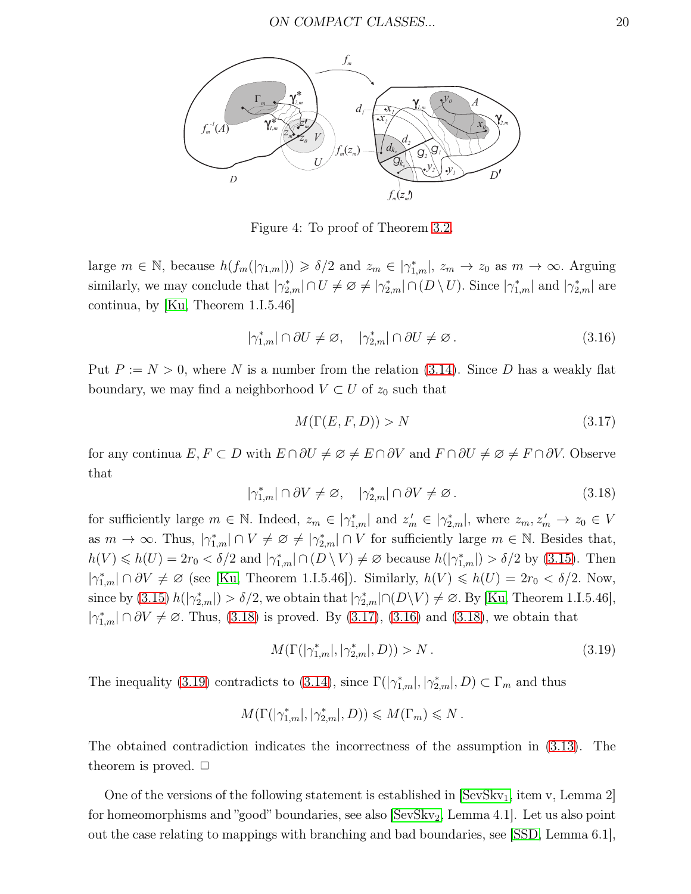Figure 4: To proof of Theorem 3.2.

large $m \in \mathbb{N}$, because $h(f_m(|\gamma_{1,m}|)) \geqslant \delta/2$ and $z_m \in |\gamma^*_{1,m}|$, $z_m \to z_0$ as $m \to \infty$. Arguing similarly, we may conclude that $|\gamma^*_{2,m}| \cap U \ne \varnothing \ne |\gamma^*_{2,m}| \cap (D \setminus U)$. Since $|\gamma^*_{1,m}|$ and $|\gamma^*_{2,m}|$ are continua, by [Ku, Theorem 1.I.5.46]

$$|\gamma^*_{1,m}| \cap \partial U \ne \varnothing, \quad |\gamma^*_{2,m}| \cap \partial U \ne \varnothing\,. \tag{3.16}$$

Put $P := N > 0$, where $N$ is a number from the relation (3.14). Since $D$ has a weakly flat boundary, we may find a neighborhood $V \subset U$ of $z_0$ such that

$$M(\Gamma(E, F, D)) > N \tag{3.17}$$

for any continua $E, F \subset D$ with $E \cap \partial U \ne \varnothing \ne E \cap \partial V$ and $F \cap \partial U \ne \varnothing \ne F \cap \partial V$. Observe that

$$|\gamma^*_{1,m}| \cap \partial V \ne \varnothing, \quad |\gamma^*_{2,m}| \cap \partial V \ne \varnothing\,. \tag{3.18}$$

for sufficiently large $m \in \mathbb{N}$. Indeed, $z_m \in |\gamma^*_{1,m}|$ and $z'_m \in |\gamma^*_{2,m}|$, where $z_m, z'_m \to z_0 \in V$ as $m \to \infty$. Thus, $|\gamma^*_{1,m}| \cap V \ne \varnothing \ne |\gamma^*_{2,m}| \cap V$ for sufficiently large $m \in \mathbb{N}$. Besides that, $h(V) \leqslant h(U) = 2r_0 < \delta/2$ and $|\gamma^*_{1,m}| \cap (D \setminus V) \ne \varnothing$ because $h(|\gamma^*_{1,m}|) > \delta/2$ by (3.15). Then $|\gamma^*_{1,m}| \cap \partial V \ne \varnothing$ (see [Ku, Theorem 1.I.5.46]). Similarly, $h(V) \leqslant h(U) = 2r_0 < \delta/2$. Now, since by (3.15) $h(|\gamma^*_{2,m}|) > \delta/2$, we obtain that $|\gamma^*_{2,m}| \cap (D \setminus V) \ne \varnothing$. By [Ku, Theorem 1.I.5.46], $|\gamma^*_{1,m}| \cap \partial V \ne \varnothing$. Thus, (3.18) is proved. By (3.17), (3.16) and (3.18), we obtain that

$$M(\Gamma(|\gamma^*_{1,m}|, |\gamma^*_{2,m}|, D)) > N\,. \tag{3.19}$$

The inequality (3.19) contradicts to (3.14), since $\Gamma(|\gamma^*_{1,m}|, |\gamma^*_{2,m}|, D) \subset \Gamma_m$ and thus

$$M(\Gamma(|\gamma^*_{1,m}|, |\gamma^*_{2,m}|, D)) \leqslant M(\Gamma_m) \leqslant N\,.$$

The obtained contradiction indicates the incorrectness of the assumption in (3.13). The theorem is proved. $\Box$

One of the versions of the following statement is established in [SevSkv$_1$, item v, Lemma 2] for homeomorphisms and "good" boundaries, see also [SevSkv$_2$, Lemma 4.1]. Let us also point out the case relating to mappings with branching and bad boundaries, see [SSD, Lemma 6.1],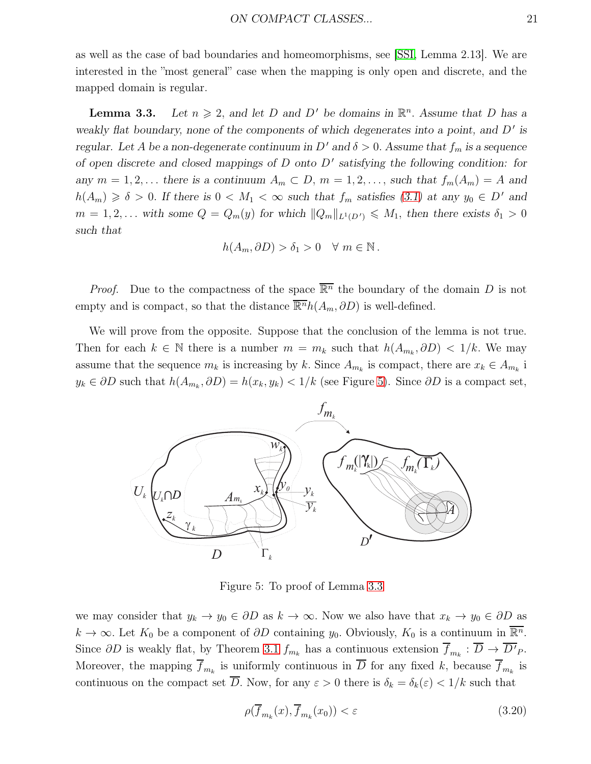as well as the case of bad boundaries and homeomorphisms, see [SSI, Lemma 2.13]. We are interested in the "most general" case when the mapping is only open and discrete, and the mapped domain is regular.

**Lemma 3.3.** *Let $n \geqslant 2$, and let $D$ and $D'$ be domains in $\mathbb{R}^n$. Assume that $D$ has a weakly flat boundary, none of the components of which degenerates into a point, and $D'$ is regular. Let $A$ be a non-degenerate continuum in $D'$ and $\delta > 0$. Assume that $f_m$ is a sequence of open discrete and closed mappings of $D$ onto $D'$ satisfying the following condition: for any $m = 1, 2, \ldots$ there is a continuum $A_m \subset D$, $m = 1, 2, \ldots$, such that $f_m(A_m) = A$ and $h(A_m) \geqslant \delta > 0$. If there is $0 < M_1 < \infty$ such that $f_m$ satisfies (3.1) at any $y_0 \in D'$ and $m = 1, 2, \ldots$ with some $Q = Q_m(y)$ for which $\|Q_m\|_{L^1(D')} \leqslant M_1$, then there exists $\delta_1 > 0$ such that*

$$h(A_m, \partial D) > \delta_1 > 0 \quad \forall\, m \in \mathbb{N}\,.$$

*Proof.* Due to the compactness of the space $\overline{\mathbb{R}^n}$ the boundary of the domain $D$ is not empty and is compact, so that the distance $\overline{\mathbb{R}^n} h(A_m, \partial D)$ is well-defined.

We will prove from the opposite. Suppose that the conclusion of the lemma is not true. Then for each $k \in \mathbb{N}$ there is a number $m = m_k$ such that $h(A_{m_k}, \partial D) < 1/k$. We may assume that the sequence $m_k$ is increasing by $k$. Since $A_{m_k}$ is compact, there are $x_k \in A_{m_k}$ i $y_k \in \partial D$ such that $h(A_{m_k}, \partial D) = h(x_k, y_k) < 1/k$ (see Figure 5). Since $\partial D$ is a compact set,

Figure 5: To proof of Lemma 3.3

we may consider that $y_k \to y_0 \in \partial D$ as $k \to \infty$. Now we also have that $x_k \to y_0 \in \partial D$ as $k \to \infty$. Let $K_0$ be a component of $\partial D$ containing $y_0$. Obviously, $K_0$ is a continuum in $\overline{\mathbb{R}^n}$. Since $\partial D$ is weakly flat, by Theorem 3.1 $f_{m_k}$ has a continuous extension $\overline{f}_{m_k} : \overline{D} \to \overline{D'}_P$. Moreover, the mapping $\overline{f}_{m_k}$ is uniformly continuous in $\overline{D}$ for any fixed $k$, because $\overline{f}_{m_k}$ is continuous on the compact set $\overline{D}$. Now, for any $\varepsilon > 0$ there is $\delta_k = \delta_k(\varepsilon) < 1/k$ such that

$$\rho(\overline{f}_{m_k}(x), \overline{f}_{m_k}(x_0)) < \varepsilon \tag{3.20}$$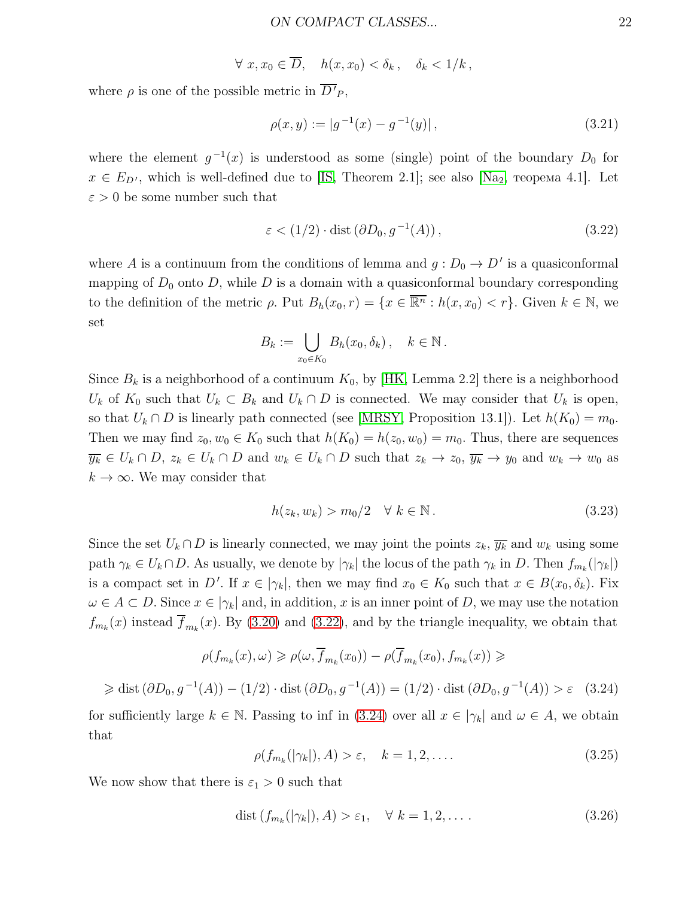$$\forall\ x, x_0 \in \overline{D}, \quad h(x, x_0) < \delta_k\,, \quad \delta_k < 1/k\,,$$

where $\rho$ is one of the possible metric in $\overline{D'}_P$,

$$\rho(x, y) := |g^{-1}(x) - g^{-1}(y)|\,, \tag{3.21}$$

where the element $g^{-1}(x)$ is understood as some (single) point of the boundary $D_0$ for $x \in E_{D'}$, which is well-defined due to [IS, Theorem 2.1]; see also [Na$_2$, теорема 4.1]. Let $\varepsilon > 0$ be some number such that

$$\varepsilon < (1/2) \cdot {\rm dist}\,(\partial D_0, g^{-1}(A))\,, \tag{3.22}$$

where $A$ is a continuum from the conditions of lemma and $g : D_0 \to D'$ is a quasiconformal mapping of $D_0$ onto $D$, while $D$ is a domain with a quasiconformal boundary corresponding to the definition of the metric $\rho$. Put $B_h(x_0, r) = \{x \in \overline{\mathbb{R}^n} : h(x, x_0) < r\}$. Given $k \in \mathbb{N}$, we set

$$B_k := \bigcup\limits_{x_0 \in K_0} B_h(x_0, \delta_k)\,, \quad k \in \mathbb{N}\,.$$

Since $B_k$ is a neighborhood of a continuum $K_0$, by [HK, Lemma 2.2] there is a neighborhood $U_k$ of $K_0$ such that $U_k \subset B_k$ and $U_k \cap D$ is connected. We may consider that $U_k$ is open, so that $U_k \cap D$ is linearly path connected (see [MRSY, Proposition 13.1]). Let $h(K_0) = m_0$. Then we may find $z_0, w_0 \in K_0$ such that $h(K_0) = h(z_0, w_0) = m_0$. Thus, there are sequences $\overline{y_k} \in U_k \cap D$, $z_k \in U_k \cap D$ and $w_k \in U_k \cap D$ such that $z_k \to z_0$, $\overline{y_k} \to y_0$ and $w_k \to w_0$ as $k \to \infty$. We may consider that

$$h(z_k, w_k) > m_0/2 \quad \forall\ k \in \mathbb{N}\,. \tag{3.23}$$

Since the set $U_k \cap D$ is linearly connected, we may joint the points $z_k$, $\overline{y_k}$ and $w_k$ using some path $\gamma_k \in U_k \cap D$. As usually, we denote by $|\gamma_k|$ the locus of the path $\gamma_k$ in $D$. Then $f_{m_k}(|\gamma_k|)$ is a compact set in $D'$. If $x \in |\gamma_k|$, then we may find $x_0 \in K_0$ such that $x \in B(x_0, \delta_k)$. Fix $\omega \in A \subset D$. Since $x \in |\gamma_k|$ and, in addition, $x$ is an inner point of $D$, we may use the notation $f_{m_k}(x)$ instead $\overline{f}_{m_k}(x)$. By (3.20) and (3.22), and by the triangle inequality, we obtain that

$$\rho(f_{m_k}(x), \omega) \geqslant \rho(\omega, \overline{f}_{m_k}(x_0)) - \rho(\overline{f}_{m_k}(x_0), f_{m_k}(x)) \geqslant$$

$$\geqslant {\rm dist}\,(\partial D_0, g^{-1}(A)) - (1/2) \cdot {\rm dist}\,(\partial D_0, g^{-1}(A)) = (1/2) \cdot {\rm dist}\,(\partial D_0, g^{-1}(A)) > \varepsilon \tag{3.24}$$

for sufficiently large $k \in \mathbb{N}$. Passing to inf in (3.24) over all $x \in |\gamma_k|$ and $\omega \in A$, we obtain that

$$\rho(f_{m_k}(|\gamma_k|), A) > \varepsilon, \quad k = 1, 2, \ldots. \tag{3.25}$$

We now show that there is $\varepsilon_1 > 0$ such that

$${\rm dist}\,(f_{m_k}(|\gamma_k|), A) > \varepsilon_1, \quad \forall\ k = 1, 2, \ldots. \tag{3.26}$$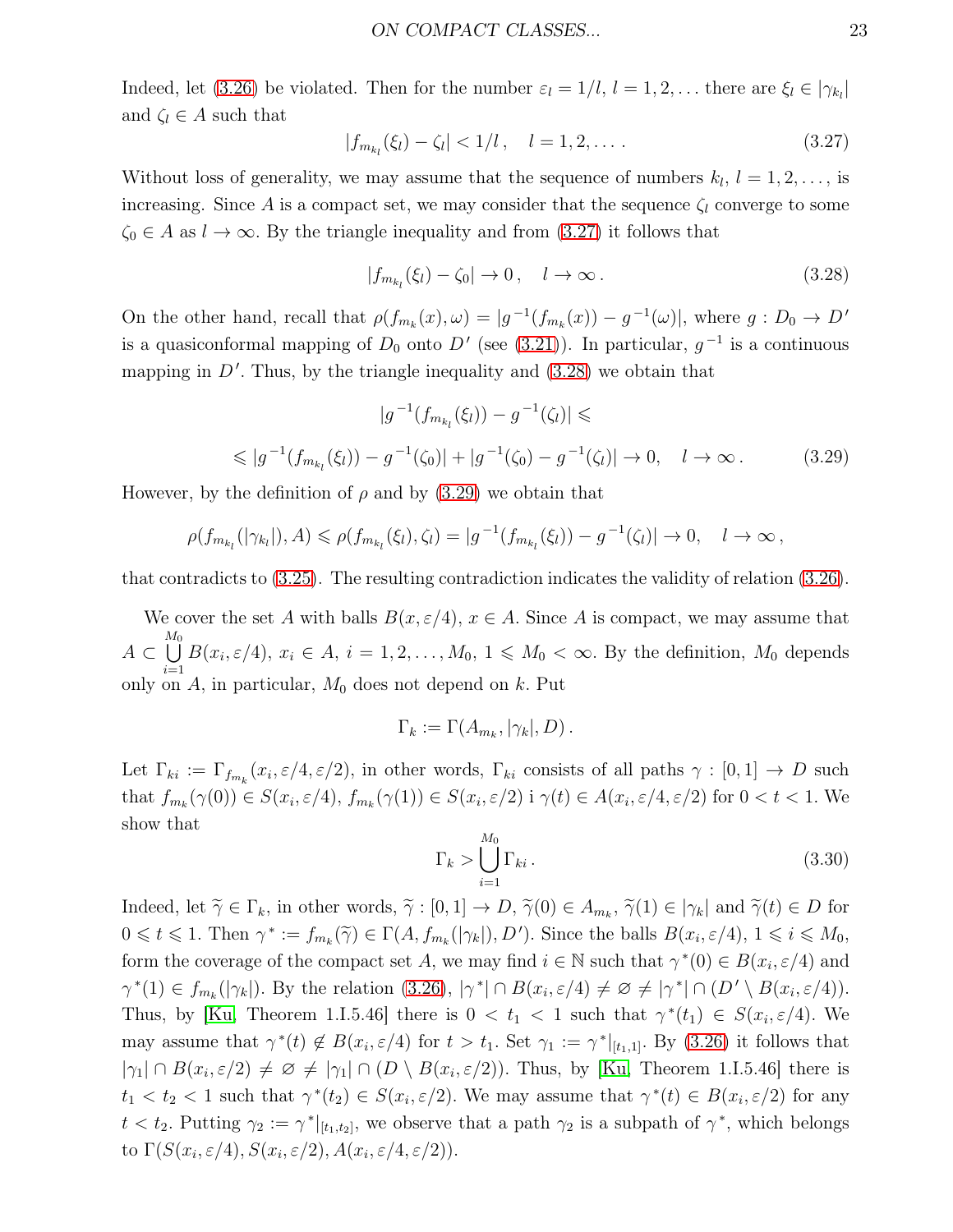Indeed, let (3.26) be violated. Then for the number $\varepsilon_l = 1/l$, $l = 1, 2, \ldots$ there are $\xi_l \in |\gamma_{k_l}|$ and $\zeta_l \in A$ such that

$$|f_{m_{k_l}}(\xi_l) - \zeta_l| < 1/l\,, \quad l = 1, 2, \ldots\,. \tag{3.27}$$

Without loss of generality, we may assume that the sequence of numbers $k_l$, $l = 1, 2, \ldots$, is increasing. Since $A$ is a compact set, we may consider that the sequence $\zeta_l$ converge to some $\zeta_0 \in A$ as $l \to \infty$. By the triangle inequality and from (3.27) it follows that

$$|f_{m_{k_l}}(\xi_l) - \zeta_0| \to 0\,, \quad l \to \infty\,. \tag{3.28}$$

On the other hand, recall that $\rho(f_{m_k}(x), \omega) = |g^{-1}(f_{m_k}(x)) - g^{-1}(\omega)|$, where $g : D_0 \to D'$ is a quasiconformal mapping of $D_0$ onto $D'$ (see (3.21)). In particular, $g^{-1}$ is a continuous mapping in $D'$. Thus, by the triangle inequality and (3.28) we obtain that

$$\begin{gathered}|g^{-1}(f_{m_{k_l}}(\xi_l)) - g^{-1}(\zeta_l)| \leqslant \\ \leqslant |g^{-1}(f_{m_{k_l}}(\xi_l)) - g^{-1}(\zeta_0)| + |g^{-1}(\zeta_0) - g^{-1}(\zeta_l)| \to 0, \quad l \to \infty\,. \end{gathered} \tag{3.29}$$

However, by the definition of $\rho$ and by (3.29) we obtain that

$$\rho(f_{m_{k_l}}(|\gamma_{k_l}|), A) \leqslant \rho(f_{m_{k_l}}(\xi_l), \zeta_l) = |g^{-1}(f_{m_{k_l}}(\xi_l)) - g^{-1}(\zeta_l)| \to 0, \quad l \to \infty\,,$$

that contradicts to (3.25). The resulting contradiction indicates the validity of relation (3.26).

We cover the set $A$ with balls $B(x, \varepsilon/4)$, $x \in A$. Since $A$ is compact, we may assume that $A \subset \bigcup\limits_{i=1}^{M_0} B(x_i, \varepsilon/4)$, $x_i \in A$, $i = 1, 2, \ldots, M_0$, $1 \leqslant M_0 < \infty$. By the definition, $M_0$ depends only on $A$, in particular, $M_0$ does not depend on $k$. Put

$$\Gamma_k := \Gamma(A_{m_k}, |\gamma_k|, D)\,.$$

Let $\Gamma_{ki} := \Gamma_{f_{m_k}}(x_i, \varepsilon/4, \varepsilon/2)$, in other words, $\Gamma_{ki}$ consists of all paths $\gamma : [0, 1] \to D$ such that $f_{m_k}(\gamma(0)) \in S(x_i, \varepsilon/4)$, $f_{m_k}(\gamma(1)) \in S(x_i, \varepsilon/2)$ i $\gamma(t) \in A(x_i, \varepsilon/4, \varepsilon/2)$ for $0 < t < 1$. We show that

$$\Gamma_k > \bigcup\limits_{i=1}^{M_0} \Gamma_{ki}\,. \tag{3.30}$$

Indeed, let $\widetilde{\gamma} \in \Gamma_k$, in other words, $\widetilde{\gamma} : [0, 1] \to D$, $\widetilde{\gamma}(0) \in A_{m_k}$, $\widetilde{\gamma}(1) \in |\gamma_k|$ and $\widetilde{\gamma}(t) \in D$ for $0 \leqslant t \leqslant 1$. Then $\gamma^* := f_{m_k}(\widetilde{\gamma}) \in \Gamma(A, f_{m_k}(|\gamma_k|), D')$. Since the balls $B(x_i, \varepsilon/4)$, $1 \leqslant i \leqslant M_0$, form the coverage of the compact set $A$, we may find $i \in {\Bbb N}$ such that $\gamma^*(0) \in B(x_i, \varepsilon/4)$ and $\gamma^*(1) \in f_{m_k}(|\gamma_k|)$. By the relation (3.26), $|\gamma^*| \cap B(x_i, \varepsilon/4) \neq \varnothing \neq |\gamma^*| \cap (D' \setminus B(x_i, \varepsilon/4))$. Thus, by [Ku, Theorem 1.I.5.46] there is $0 < t_1 < 1$ such that $\gamma^*(t_1) \in S(x_i, \varepsilon/4)$. We may assume that $\gamma^*(t) \notin B(x_i, \varepsilon/4)$ for $t > t_1$. Set $\gamma_1 := \gamma^*|_{[t_1, 1]}$. By (3.26) it follows that $|\gamma_1| \cap B(x_i, \varepsilon/2) \neq \varnothing \neq |\gamma_1| \cap (D \setminus B(x_i, \varepsilon/2))$. Thus, by [Ku, Theorem 1.I.5.46] there is $t_1 < t_2 < 1$ such that $\gamma^*(t_2) \in S(x_i, \varepsilon/2)$. We may assume that $\gamma^*(t) \in B(x_i, \varepsilon/2)$ for any $t < t_2$. Putting $\gamma_2 := \gamma^*|_{[t_1, t_2]}$, we observe that a path $\gamma_2$ is a subpath of $\gamma^*$, which belongs to $\Gamma(S(x_i, \varepsilon/4), S(x_i, \varepsilon/2), A(x_i, \varepsilon/4, \varepsilon/2))$.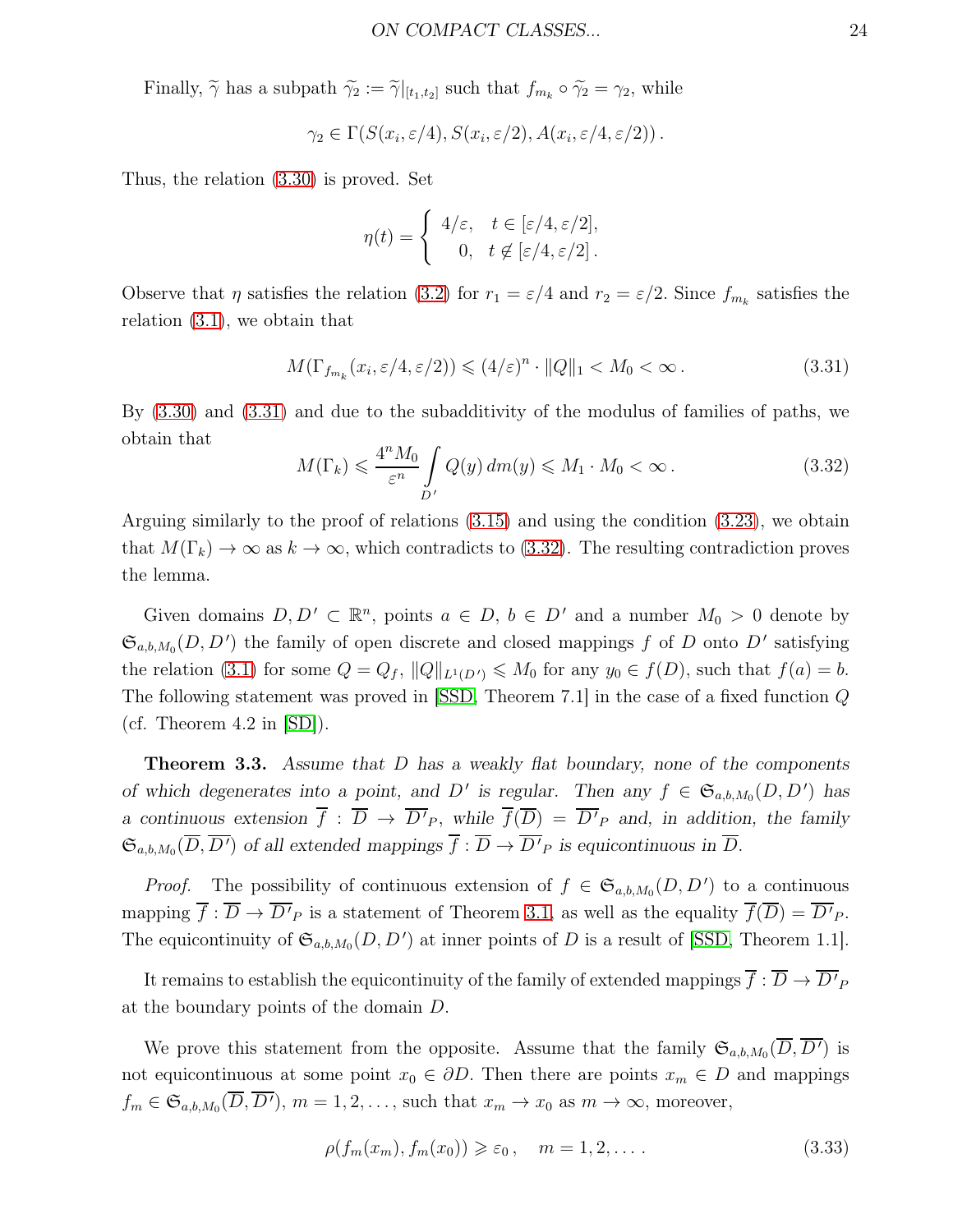Finally, $\widetilde{\gamma}$ has a subpath $\widetilde{\gamma_2} := \widetilde{\gamma}|_{[t_1,t_2]}$ such that $f_{m_k} \circ \widetilde{\gamma_2} = \gamma_2$, while

$$\gamma_2 \in \Gamma(S(x_i, \varepsilon/4), S(x_i, \varepsilon/2), A(x_i, \varepsilon/4, \varepsilon/2))\,.$$

Thus, the relation (3.30) is proved. Set

$$\eta(t) = \begin{cases} 4/\varepsilon, & t \in [\varepsilon/4, \varepsilon/2], \\ 0, & t \notin [\varepsilon/4, \varepsilon/2]\,. \end{cases}$$

Observe that $\eta$ satisfies the relation (3.2) for $r_1 = \varepsilon/4$ and $r_2 = \varepsilon/2$. Since $f_{m_k}$ satisfies the relation (3.1), we obtain that

$$M(\Gamma_{f_{m_k}}(x_i, \varepsilon/4, \varepsilon/2)) \leqslant (4/\varepsilon)^n \cdot \|Q\|_1 < M_0 < \infty\,. \tag{3.31}$$

By (3.30) and (3.31) and due to the subadditivity of the modulus of families of paths, we obtain that

$$M(\Gamma_k) \leqslant \frac{4^n M_0}{\varepsilon^n} \int\limits_{D'} Q(y)\, dm(y) \leqslant M_1 \cdot M_0 < \infty\,. \tag{3.32}$$

Arguing similarly to the proof of relations (3.15) and using the condition (3.23), we obtain that $M(\Gamma_k) \to \infty$ as $k \to \infty$, which contradicts to (3.32). The resulting contradiction proves the lemma.

Given domains $D, D' \subset \mathbb{R}^n$, points $a \in D$, $b \in D'$ and a number $M_0 > 0$ denote by $\mathfrak{S}_{a,b,M_0}(D, D')$ the family of open discrete and closed mappings $f$ of $D$ onto $D'$ satisfying the relation (3.1) for some $Q = Q_f$, $\|Q\|_{L^1(D')} \leqslant M_0$ for any $y_0 \in f(D)$, such that $f(a) = b$. The following statement was proved in [SSD, Theorem 7.1] in the case of a fixed function $Q$ (cf. Theorem 4.2 in [SD]).

**Theorem 3.3.** *Assume that $D$ has a weakly flat boundary, none of the components of which degenerates into a point, and $D'$ is regular. Then any $f \in \mathfrak{S}_{a,b,M_0}(D, D')$ has a continuous extension $\overline{f} : \overline{D} \to \overline{D'}_P$, while $\overline{f}(\overline{D}) = \overline{D'}_P$ and, in addition, the family $\mathfrak{S}_{a,b,M_0}(\overline{D}, \overline{D'})$ of all extended mappings $\overline{f} : \overline{D} \to \overline{D'}_P$ is equicontinuous in $\overline{D}$.*

*Proof.* The possibility of continuous extension of $f \in \mathfrak{S}_{a,b,M_0}(D, D')$ to a continuous mapping $\overline{f} : \overline{D} \to \overline{D'}_P$ is a statement of Theorem 3.1, as well as the equality $\overline{f}(\overline{D}) = \overline{D'}_P$. The equicontinuity of $\mathfrak{S}_{a,b,M_0}(D, D')$ at inner points of $D$ is a result of [SSD, Theorem 1.1].

It remains to establish the equicontinuity of the family of extended mappings $\overline{f} : \overline{D} \to \overline{D'}_P$ at the boundary points of the domain $D$.

We prove this statement from the opposite. Assume that the family $\mathfrak{S}_{a,b,M_0}(\overline{D}, \overline{D'})$ is not equicontinuous at some point $x_0 \in \partial D$. Then there are points $x_m \in D$ and mappings $f_m \in \mathfrak{S}_{a,b,M_0}(\overline{D}, \overline{D'})$, $m = 1, 2, \ldots$, such that $x_m \to x_0$ as $m \to \infty$, moreover,

$$\rho(f_m(x_m), f_m(x_0)) \geqslant \varepsilon_0\,, \quad m = 1, 2, \ldots\,. \tag{3.33}$$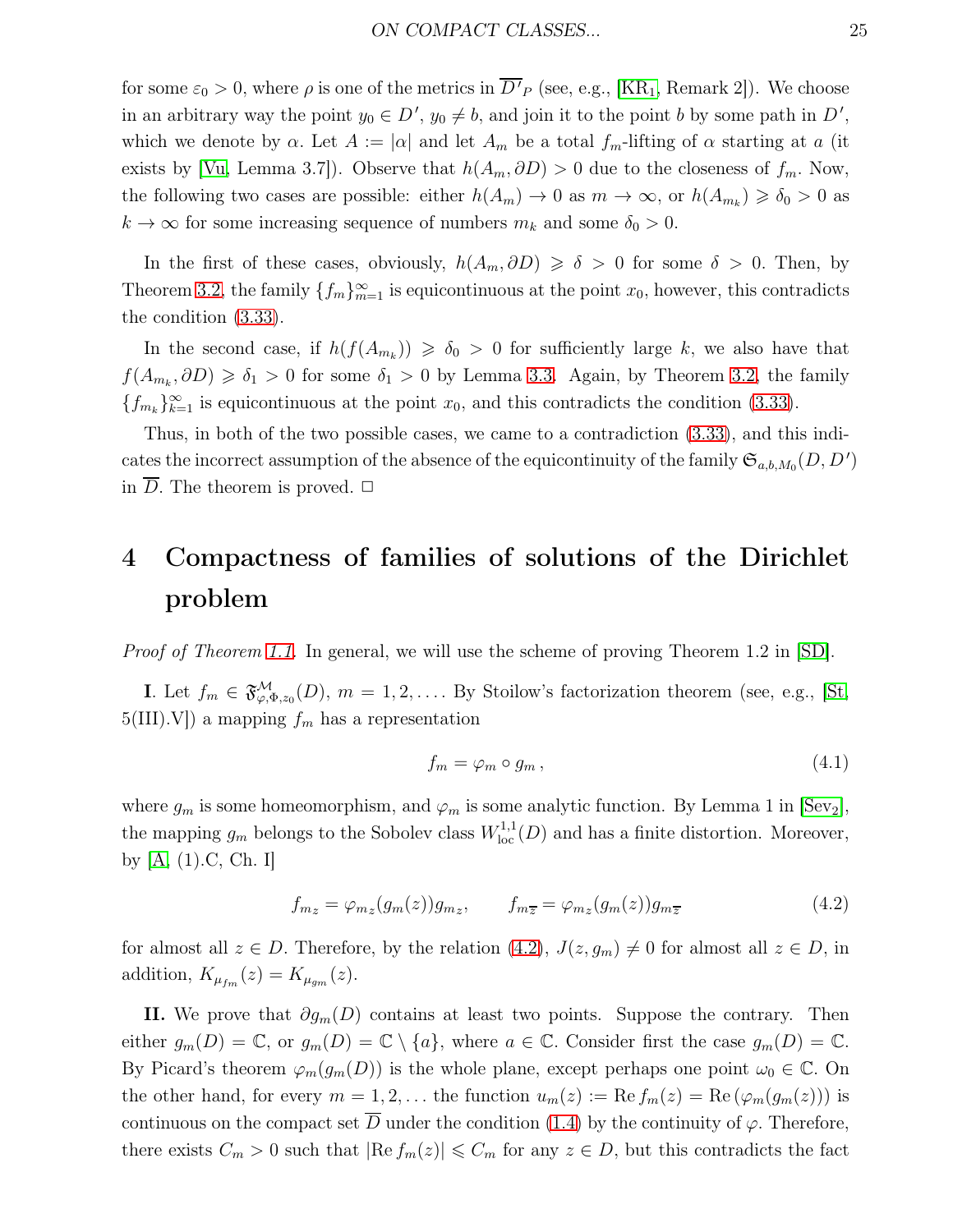for some $\varepsilon_0 > 0$, where $\rho$ is one of the metrics in $\overline{D'}_P$ (see, e.g., [KR1, Remark 2]). We choose in an arbitrary way the point $y_0 \in D'$, $y_0 \neq b$, and join it to the point $b$ by some path in $D'$, which we denote by $\alpha$. Let $A := |\alpha|$ and let $A_m$ be a total $f_m$-lifting of $\alpha$ starting at $a$ (it exists by [Vu, Lemma 3.7]). Observe that $h(A_m, \partial D) > 0$ due to the closeness of $f_m$. Now, the following two cases are possible: either $h(A_m) \to 0$ as $m \to \infty$, or $h(A_{m_k}) \geqslant \delta_0 > 0$ as $k \to \infty$ for some increasing sequence of numbers $m_k$ and some $\delta_0 > 0$.

In the first of these cases, obviously, $h(A_m, \partial D) \geqslant \delta > 0$ for some $\delta > 0$. Then, by Theorem 3.2, the family $\{f_m\}_{m=1}^{\infty}$ is equicontinuous at the point $x_0$, however, this contradicts the condition (3.33).

In the second case, if $h(f(A_{m_k})) \geqslant \delta_0 > 0$ for sufficiently large $k$, we also have that $f(A_{m_k}, \partial D) \geqslant \delta_1 > 0$ for some $\delta_1 > 0$ by Lemma 3.3. Again, by Theorem 3.2, the family $\{f_{m_k}\}_{k=1}^{\infty}$ is equicontinuous at the point $x_0$, and this contradicts the condition (3.33).

Thus, in both of the two possible cases, we came to a contradiction (3.33), and this indicates the incorrect assumption of the absence of the equicontinuity of the family $\mathfrak{S}_{a,b,M_0}(D, D')$ in $\overline{D}$. The theorem is proved. $\Box$

# 4 Compactness of families of solutions of the Dirichlet problem

*Proof of Theorem 1.1.* In general, we will use the scheme of proving Theorem 1.2 in [SD].

**I**. Let $f_m \in \mathfrak{F}^{\mathcal{M}}_{\varphi,\Phi,z_0}(D)$, $m = 1, 2, \ldots$. By Stoilow's factorization theorem (see, e.g., [St, 5(III).V]) a mapping $f_m$ has a representation

$$f_m = \varphi_m \circ g_m\,, \tag{4.1}$$

where $g_m$ is some homeomorphism, and $\varphi_m$ is some analytic function. By Lemma 1 in [Sev2], the mapping $g_m$ belongs to the Sobolev class $W^{1,1}_{\rm loc}(D)$ and has a finite distortion. Moreover, by [A, (1).C, Ch. I]

$$f_{m_z} = \varphi_{m_z}(g_m(z))g_{m_z}, \qquad f_{m_{\overline{z}}} = \varphi_{m_z}(g_m(z))g_{m_{\overline{z}}} \tag{4.2}$$

for almost all $z \in D$. Therefore, by the relation (4.2), $J(z, g_m) \neq 0$ for almost all $z \in D$, in addition, $K_{\mu_{f_m}}(z) = K_{\mu_{g_m}}(z)$.

**II.** We prove that $\partial g_m(D)$ contains at least two points. Suppose the contrary. Then either $g_m(D) = \mathbb{C}$, or $g_m(D) = \mathbb{C} \setminus \{a\}$, where $a \in \mathbb{C}$. Consider first the case $g_m(D) = \mathbb{C}$. By Picard's theorem $\varphi_m(g_m(D))$ is the whole plane, except perhaps one point $\omega_0 \in \mathbb{C}$. On the other hand, for every $m = 1, 2, \ldots$ the function $u_m(z) := {\rm Re}\, f_m(z) = {\rm Re}\,(\varphi_m(g_m(z)))$ is continuous on the compact set $\overline{D}$ under the condition (1.4) by the continuity of $\varphi$. Therefore, there exists $C_m > 0$ such that $|{\rm Re}\, f_m(z)| \leqslant C_m$ for any $z \in D$, but this contradicts the fact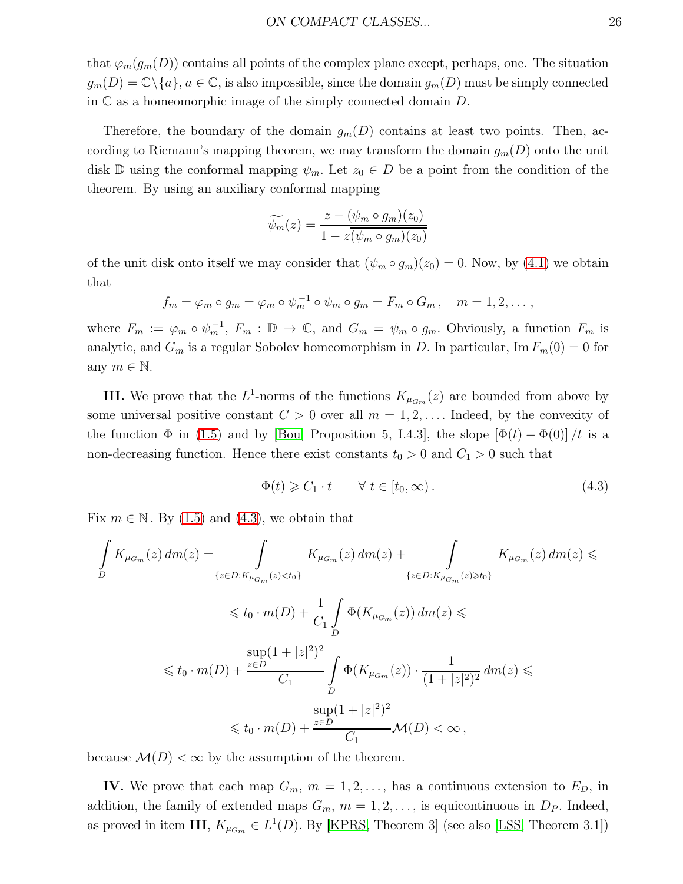that $\varphi_m(g_m(D))$ contains all points of the complex plane except, perhaps, one. The situation $g_m(D)=\mathbb{C}\backslash\{a\}$, $a\in\mathbb{C}$, is also impossible, since the domain $g_m(D)$ must be simply connected in $\mathbb{C}$ as a homeomorphic image of the simply connected domain $D$.

Therefore, the boundary of the domain $g_m(D)$ contains at least two points. Then, according to Riemann's mapping theorem, we may transform the domain $g_m(D)$ onto the unit disk $\mathbb{D}$ using the conformal mapping $\psi_m$. Let $z_0\in D$ be a point from the condition of the theorem. By using an auxiliary conformal mapping

$$\widetilde{\psi_m}(z)=\frac{z-(\psi_m\circ g_m)(z_0)}{1-z\overline{(\psi_m\circ g_m)(z_0)}}$$

of the unit disk onto itself we may consider that $(\psi_m\circ g_m)(z_0)=0$. Now, by (4.1) we obtain that

$$f_m=\varphi_m\circ g_m=\varphi_m\circ\psi_m^{-1}\circ\psi_m\circ g_m=F_m\circ G_m\,,\quad m=1,2,\ldots\,,$$

where $F_m:=\varphi_m\circ\psi_m^{-1}$, $F_m:\mathbb{D}\rightarrow\mathbb{C}$, and $G_m=\psi_m\circ g_m$. Obviously, a function $F_m$ is analytic, and $G_m$ is a regular Sobolev homeomorphism in $D$. In particular, $\operatorname{Im}F_m(0)=0$ for any $m\in\mathbb{N}$.

**III.** We prove that the $L^1$-norms of the functions $K_{\mu_{G_m}}(z)$ are bounded from above by some universal positive constant $C>0$ over all $m=1,2,\ldots$. Indeed, by the convexity of the function $\Phi$ in (1.5) and by [Bou, Proposition 5, I.4.3], the slope $[\Phi(t)-\Phi(0)]/t$ is a non-decreasing function. Hence there exist constants $t_0>0$ and $C_1>0$ such that

$$\Phi(t)\geqslant C_1\cdot t\qquad\forall\ t\in[t_0,\infty)\,. \tag{4.3}$$

Fix $m\in\mathbb{N}$. By (1.5) and (4.3), we obtain that

$$\int\limits_D K_{\mu_{G_m}}(z)\,dm(z)=\int\limits_{\{z\in D:K_{\mu_{G_m}}(z)<t_0\}}K_{\mu_{G_m}}(z)\,dm(z)+\int\limits_{\{z\in D:K_{\mu_{G_m}}(z)\geqslant t_0\}}K_{\mu_{G_m}}(z)\,dm(z)\leqslant$$

$$\leqslant t_0\cdot m(D)+\frac{1}{C_1}\int\limits_D\Phi(K_{\mu_{G_m}}(z))\,dm(z)\leqslant$$

$$\leqslant t_0\cdot m(D)+\frac{\sup\limits_{z\in D}(1+|z|^2)^2}{C_1}\int\limits_D\Phi(K_{\mu_{G_m}}(z))\cdot\frac{1}{(1+|z|^2)^2}\,dm(z)\leqslant$$

$$\leqslant t_0\cdot m(D)+\frac{\sup\limits_{z\in D}(1+|z|^2)^2}{C_1}\mathcal{M}(D)<\infty\,,$$

because $\mathcal{M}(D)<\infty$ by the assumption of the theorem.

**IV.** We prove that each map $G_m$, $m=1,2,\ldots$, has a continuous extension to $E_D$, in addition, the family of extended maps $\overline{G}_m$, $m=1,2,\ldots$, is equicontinuous in $\overline{D}_P$. Indeed, as proved in item **III**, $K_{\mu_{G_m}}\in L^1(D)$. By [KPRS, Theorem 3] (see also [LSS, Theorem 3.1])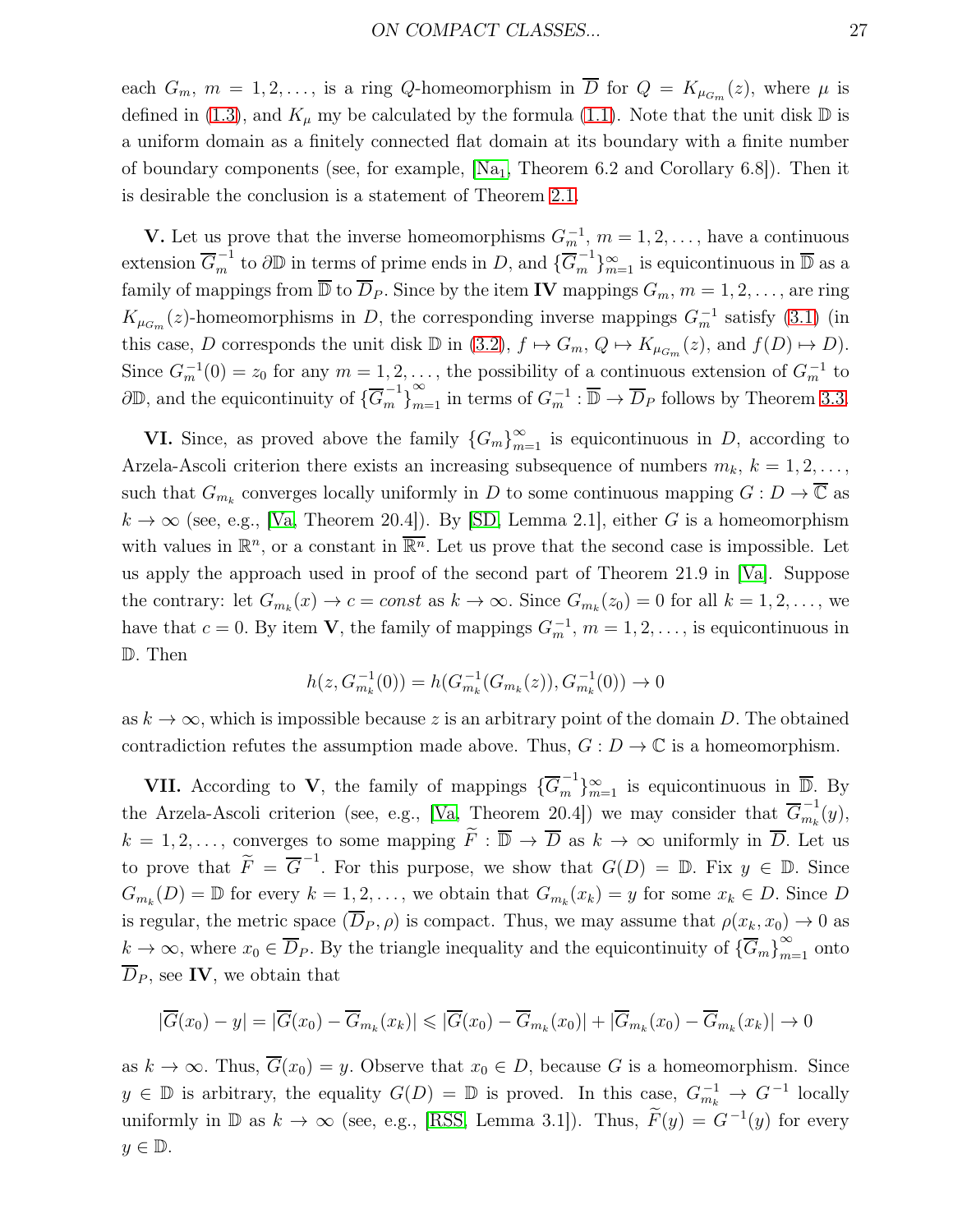each $G_m$, $m=1,2,\ldots$, is a ring $Q$-homeomorphism in $\overline{D}$ for $Q=K_{\mu_{G_m}}(z)$, where $\mu$ is defined in (1.3), and $K_\mu$ my be calculated by the formula (1.1). Note that the unit disk $\mathbb{D}$ is a uniform domain as a finitely connected flat domain at its boundary with a finite number of boundary components (see, for example, [Na$_1$, Theorem 6.2 and Corollary 6.8]). Then it is desirable the conclusion is a statement of Theorem 2.1.

**V.** Let us prove that the inverse homeomorphisms $G_m^{-1}$, $m=1,2,\ldots$, have a continuous extension $\overline{G}_m^{-1}$ to $\partial\mathbb{D}$ in terms of prime ends in $D$, and $\{\overline{G}_m^{-1}\}_{m=1}^{\infty}$ is equicontinuous in $\overline{\mathbb{D}}$ as a family of mappings from $\overline{\mathbb{D}}$ to $\overline{D}_P$. Since by the item **IV** mappings $G_m$, $m=1,2,\ldots$, are ring $K_{\mu_{G_m}}(z)$-homeomorphisms in $D$, the corresponding inverse mappings $G_m^{-1}$ satisfy (3.1) (in this case, $D$ corresponds the unit disk $\mathbb{D}$ in (3.2)), $f\mapsto G_m$, $Q\mapsto K_{\mu_{G_m}}(z)$, and $f(D)\mapsto D$). Since $G_m^{-1}(0)=z_0$ for any $m=1,2,\ldots$, the possibility of a continuous extension of $G_m^{-1}$ to $\partial\mathbb{D}$, and the equicontinuity of $\{\overline{G}_m^{-1}\}_{m=1}^{\infty}$ in terms of $G_m^{-1}:\overline{\mathbb{D}}\rightarrow\overline{D}_P$ follows by Theorem 3.3.

**VI.** Since, as proved above the family $\{G_m\}_{m=1}^{\infty}$ is equicontinuous in $D$, according to Arzela-Ascoli criterion there exists an increasing subsequence of numbers $m_k$, $k=1,2,\ldots$, such that $G_{m_k}$ converges locally uniformly in $D$ to some continuous mapping $G:D\rightarrow\overline{\mathbb{C}}$ as $k\rightarrow\infty$ (see, e.g., [Va, Theorem 20.4]). By [SD, Lemma 2.1], either $G$ is a homeomorphism with values in $\mathbb{R}^n$, or a constant in $\overline{\mathbb{R}^n}$. Let us prove that the second case is impossible. Let us apply the approach used in proof of the second part of Theorem 21.9 in [Va]. Suppose the contrary: let $G_{m_k}(x)\rightarrow c=const$ as $k\rightarrow\infty$. Since $G_{m_k}(z_0)=0$ for all $k=1,2,\ldots$, we have that $c=0$. By item **V**, the family of mappings $G_m^{-1}$, $m=1,2,\ldots$, is equicontinuous in $\mathbb{D}$. Then

$$h(z,G_{m_k}^{-1}(0))=h(G_{m_k}^{-1}(G_{m_k}(z)),G_{m_k}^{-1}(0))\rightarrow 0$$

as $k\rightarrow\infty$, which is impossible because $z$ is an arbitrary point of the domain $D$. The obtained contradiction refutes the assumption made above. Thus, $G:D\rightarrow\mathbb{C}$ is a homeomorphism.

**VII.** According to **V**, the family of mappings $\{\overline{G}_m^{-1}\}_{m=1}^{\infty}$ is equicontinuous in $\overline{\mathbb{D}}$. By the Arzela-Ascoli criterion (see, e.g., [Va, Theorem 20.4]) we may consider that $\overline{G}_{m_k}^{-1}(y)$, $k=1,2,\ldots$, converges to some mapping $\widetilde{F}:\overline{\mathbb{D}}\rightarrow\overline{D}$ as $k\rightarrow\infty$ uniformly in $\overline{D}$. Let us to prove that $\widetilde{F}=\overline{G}^{-1}$. For this purpose, we show that $G(D)=\mathbb{D}$. Fix $y\in\mathbb{D}$. Since $G_{m_k}(D)=\mathbb{D}$ for every $k=1,2,\ldots$, we obtain that $G_{m_k}(x_k)=y$ for some $x_k\in D$. Since $D$ is regular, the metric space $(\overline{D}_P,\rho)$ is compact. Thus, we may assume that $\rho(x_k,x_0)\rightarrow 0$ as $k\rightarrow\infty$, where $x_0\in\overline{D}_P$. By the triangle inequality and the equicontinuity of $\{\overline{G}_m\}_{m=1}^{\infty}$ onto $\overline{D}_P$, see **IV**, we obtain that

$$|\overline{G}(x_0)-y|=|\overline{G}(x_0)-\overline{G}_{m_k}(x_k)|\leqslant|\overline{G}(x_0)-\overline{G}_{m_k}(x_0)|+|\overline{G}_{m_k}(x_0)-\overline{G}_{m_k}(x_k)|\rightarrow 0$$

as $k\rightarrow\infty$. Thus, $\overline{G}(x_0)=y$. Observe that $x_0\in D$, because $G$ is a homeomorphism. Since $y\in\mathbb{D}$ is arbitrary, the equality $G(D)=\mathbb{D}$ is proved. In this case, $G_{m_k}^{-1}\rightarrow G^{-1}$ locally uniformly in $\mathbb{D}$ as $k\rightarrow\infty$ (see, e.g., [RSS, Lemma 3.1]). Thus, $\widetilde{F}(y)=G^{-1}(y)$ for every $y\in\mathbb{D}$.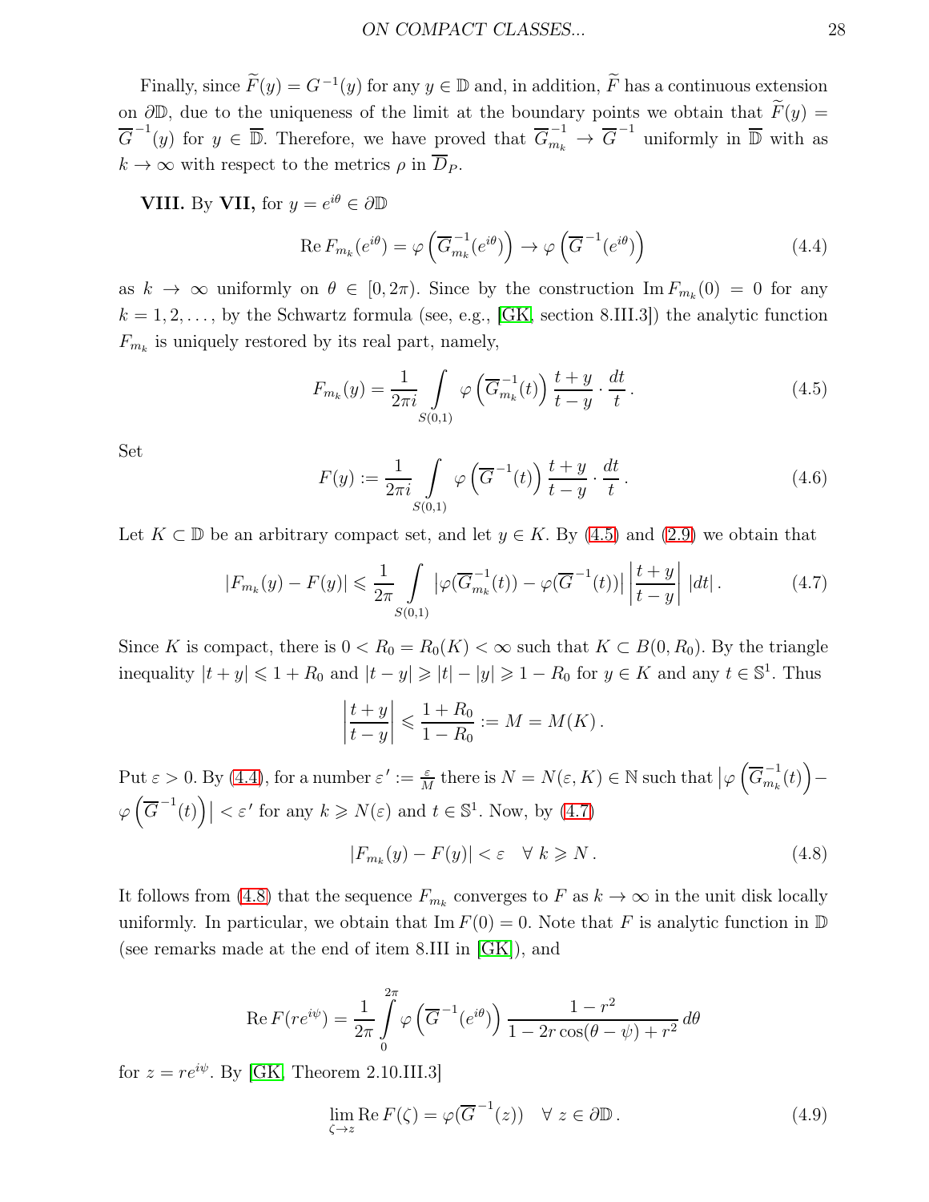Finally, since $\widetilde{F}(y) = G^{-1}(y)$ for any $y \in \mathbb{D}$ and, in addition, $\widetilde{F}$ has a continuous extension on $\partial\mathbb{D}$, due to the uniqueness of the limit at the boundary points we obtain that $\widetilde{F}(y) = \overline{G}^{\,-1}(y)$ for $y \in \overline{\mathbb{D}}$. Therefore, we have proved that $\overline{G}_{m_k}^{\,-1} \to \overline{G}^{\,-1}$ uniformly in $\overline{\mathbb{D}}$ with as $k \to \infty$ with respect to the metrics $\rho$ in $\overline{D}_P$.

**VIII.** By **VII,** for $y = e^{i\theta} \in \partial\mathbb{D}$

$$\mathrm{Re}\, F_{m_k}(e^{i\theta}) = \varphi\left(\overline{G}_{m_k}^{\,-1}(e^{i\theta})\right) \to \varphi\left(\overline{G}^{\,-1}(e^{i\theta})\right) \tag{4.4}$$

as $k \to \infty$ uniformly on $\theta \in [0, 2\pi)$. Since by the construction $\mathrm{Im}\, F_{m_k}(0) = 0$ for any $k = 1, 2, \ldots$, by the Schwartz formula (see, e.g., [GK, section 8.III.3]) the analytic function $F_{m_k}$ is uniquely restored by its real part, namely,

$$F_{m_k}(y) = \frac{1}{2\pi i} \int\limits_{S(0,1)} \varphi\left(\overline{G}_{m_k}^{\,-1}(t)\right) \frac{t+y}{t-y} \cdot \frac{dt}{t}\,. \tag{4.5}$$

Set

$$F(y) := \frac{1}{2\pi i} \int\limits_{S(0,1)} \varphi\left(\overline{G}^{\,-1}(t)\right) \frac{t+y}{t-y} \cdot \frac{dt}{t}\,. \tag{4.6}$$

Let $K \subset \mathbb{D}$ be an arbitrary compact set, and let $y \in K$. By (4.5) and (2.9) we obtain that

$$|F_{m_k}(y) - F(y)| \leqslant \frac{1}{2\pi} \int\limits_{S(0,1)} \left|\varphi(\overline{G}_{m_k}^{\,-1}(t)) - \varphi(\overline{G}^{\,-1}(t))\right| \left|\frac{t+y}{t-y}\right| |dt|\,. \tag{4.7}$$

Since $K$ is compact, there is $0 < R_0 = R_0(K) < \infty$ such that $K \subset B(0, R_0)$. By the triangle inequality $|t + y| \leqslant 1 + R_0$ and $|t - y| \geqslant |t| - |y| \geqslant 1 - R_0$ for $y \in K$ and any $t \in \mathbb{S}^1$. Thus

$$\left|\frac{t+y}{t-y}\right| \leqslant \frac{1+R_0}{1-R_0} := M = M(K)\,.$$

Put $\varepsilon > 0$. By (4.4), for a number $\varepsilon' := \frac{\varepsilon}{M}$ there is $N = N(\varepsilon, K) \in \mathbb{N}$ such that $\left|\varphi\left(\overline{G}_{m_k}^{\,-1}(t)\right) - \varphi\left(\overline{G}^{\,-1}(t)\right)\right| < \varepsilon'$ for any $k \geqslant N(\varepsilon)$ and $t \in \mathbb{S}^1$. Now, by (4.7)

$$|F_{m_k}(y) - F(y)| < \varepsilon \quad \forall\ k \geqslant N\,. \tag{4.8}$$

It follows from (4.8) that the sequence $F_{m_k}$ converges to $F$ as $k \to \infty$ in the unit disk locally uniformly. In particular, we obtain that $\mathrm{Im}\, F(0) = 0$. Note that $F$ is analytic function in $\mathbb{D}$ (see remarks made at the end of item 8.III in [GK]), and

$$\mathrm{Re}\, F(re^{i\psi}) = \frac{1}{2\pi} \int\limits_{0}^{2\pi} \varphi\left(\overline{G}^{\,-1}(e^{i\theta})\right) \frac{1-r^2}{1-2r\cos(\theta-\psi)+r^2}\, d\theta$$

for $z = re^{i\psi}$. By [GK, Theorem 2.10.III.3]

$$\lim_{\zeta \to z} \mathrm{Re}\, F(\zeta) = \varphi(\overline{G}^{\,-1}(z)) \quad \forall\ z \in \partial\mathbb{D}\,. \tag{4.9}$$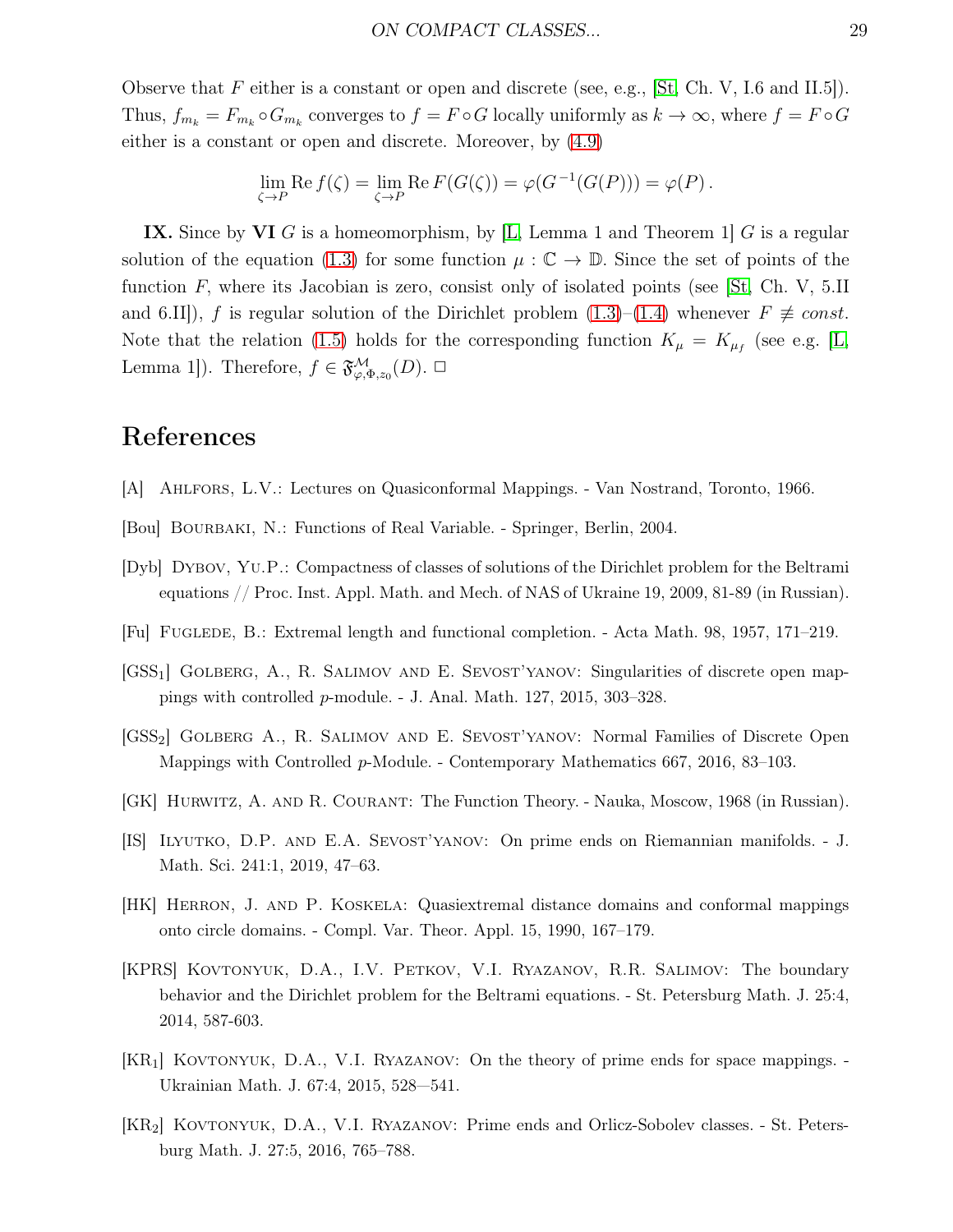Observe that $F$ either is a constant or open and discrete (see, e.g., [St, Ch. V, I.6 and II.5]). Thus, $f_{m_k} = F_{m_k} \circ G_{m_k}$ converges to $f = F \circ G$ locally uniformly as $k \to \infty$, where $f = F \circ G$ either is a constant or open and discrete. Moreover, by (4.9)

$$\lim_{\zeta \to P} \operatorname{Re} f(\zeta) = \lim_{\zeta \to P} \operatorname{Re} F(G(\zeta)) = \varphi(G^{-1}(G(P))) = \varphi(P)\,.$$

**IX.** Since by **VI** $G$ is a homeomorphism, by [L, Lemma 1 and Theorem 1] $G$ is a regular solution of the equation (1.3) for some function $\mu : \mathbb{C} \to \mathbb{D}$. Since the set of points of the function $F$, where its Jacobian is zero, consist only of isolated points (see [St, Ch. V, 5.II and 6.II]), $f$ is regular solution of the Dirichlet problem (1.3)–(1.4) whenever $F \not\equiv const$. Note that the relation (1.5) holds for the corresponding function $K_\mu = K_{\mu_f}$ (see e.g. [L, Lemma 1]). Therefore, $f \in \mathfrak{F}^{\mathcal{M}}_{\varphi, \Phi, z_0}(D)$. $\Box$

# References

[A] Ahlfors, L.V.: Lectures on Quasiconformal Mappings. - Van Nostrand, Toronto, 1966.

[Bou] Bourbaki, N.: Functions of Real Variable. - Springer, Berlin, 2004.

[Dyb] Dybov, Yu.P.: Compactness of classes of solutions of the Dirichlet problem for the Beltrami equations // Proc. Inst. Appl. Math. and Mech. of NAS of Ukraine 19, 2009, 81-89 (in Russian).

[Fu] Fuglede, B.: Extremal length and functional completion. - Acta Math. 98, 1957, 171–219.

[GSS$_1$] Golberg, A., R. Salimov and E. Sevost'yanov: Singularities of discrete open mappings with controlled $p$-module. - J. Anal. Math. 127, 2015, 303–328.

[GSS$_2$] Golberg A., R. Salimov and E. Sevost'yanov: Normal Families of Discrete Open Mappings with Controlled $p$-Module. - Contemporary Mathematics 667, 2016, 83–103.

[GK] Hurwitz, A. and R. Courant: The Function Theory. - Nauka, Moscow, 1968 (in Russian).

[IS] Ilyutko, D.P. and E.A. Sevost'yanov: On prime ends on Riemannian manifolds. - J. Math. Sci. 241:1, 2019, 47–63.

[HK] Herron, J. and P. Koskela: Quasiextremal distance domains and conformal mappings onto circle domains. - Compl. Var. Theor. Appl. 15, 1990, 167–179.

[KPRS] Kovtonyuk, D.A., I.V. Petkov, V.I. Ryazanov, R.R. Salimov: The boundary behavior and the Dirichlet problem for the Beltrami equations. - St. Petersburg Math. J. 25:4, 2014, 587-603.

[KR$_1$] Kovtonyuk, D.A., V.I. Ryazanov: On the theory of prime ends for space mappings. - Ukrainian Math. J. 67:4, 2015, 528—541.

[KR$_2$] Kovtonyuk, D.A., V.I. Ryazanov: Prime ends and Orlicz-Sobolev classes. - St. Petersburg Math. J. 27:5, 2016, 765–788.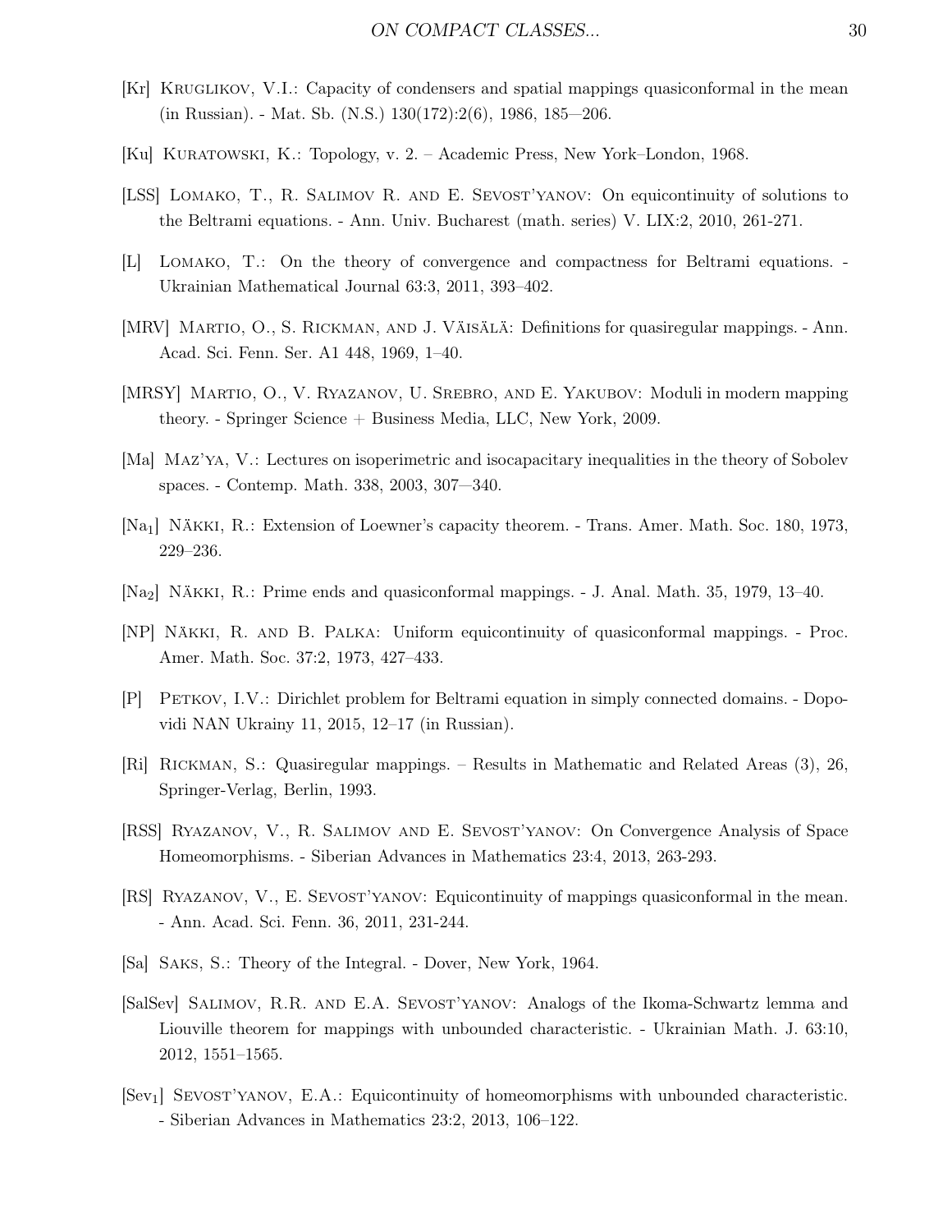[Kr] Kruglikov, V.I.: Capacity of condensers and spatial mappings quasiconformal in the mean (in Russian). - Mat. Sb. (N.S.) 130(172):2(6), 1986, 185—206.

[Ku] Kuratowski, K.: Topology, v. 2. – Academic Press, New York–London, 1968.

[LSS] Lomako, T., R. Salimov R. and E. Sevost'yanov: On equicontinuity of solutions to the Beltrami equations. - Ann. Univ. Bucharest (math. series) V. LIX:2, 2010, 261-271.

[L] Lomako, T.: On the theory of convergence and compactness for Beltrami equations. - Ukrainian Mathematical Journal 63:3, 2011, 393–402.

[MRV] Martio, O., S. Rickman, and J. Väisälä: Definitions for quasiregular mappings. - Ann. Acad. Sci. Fenn. Ser. A1 448, 1969, 1–40.

[MRSY] Martio, O., V. Ryazanov, U. Srebro, and E. Yakubov: Moduli in modern mapping theory. - Springer Science + Business Media, LLC, New York, 2009.

[Ma] Maz'ya, V.: Lectures on isoperimetric and isocapacitary inequalities in the theory of Sobolev spaces. - Contemp. Math. 338, 2003, 307—340.

[Na$_1$] Näkki, R.: Extension of Loewner's capacity theorem. - Trans. Amer. Math. Soc. 180, 1973, 229–236.

[Na$_2$] Näkki, R.: Prime ends and quasiconformal mappings. - J. Anal. Math. 35, 1979, 13–40.

[NP] Näkki, R. and B. Palka: Uniform equicontinuity of quasiconformal mappings. - Proc. Amer. Math. Soc. 37:2, 1973, 427–433.

[P] Petkov, I.V.: Dirichlet problem for Beltrami equation in simply connected domains. - Dopovidi NAN Ukrainy 11, 2015, 12–17 (in Russian).

[Ri] Rickman, S.: Quasiregular mappings. – Results in Mathematic and Related Areas (3), 26, Springer-Verlag, Berlin, 1993.

[RSS] Ryazanov, V., R. Salimov and E. Sevost'yanov: On Convergence Analysis of Space Homeomorphisms. - Siberian Advances in Mathematics 23:4, 2013, 263-293.

[RS] Ryazanov, V., E. Sevost'yanov: Equicontinuity of mappings quasiconformal in the mean. - Ann. Acad. Sci. Fenn. 36, 2011, 231-244.

[Sa] Saks, S.: Theory of the Integral. - Dover, New York, 1964.

[SalSev] Salimov, R.R. and E.A. Sevost'yanov: Analogs of the Ikoma-Schwartz lemma and Liouville theorem for mappings with unbounded characteristic. - Ukrainian Math. J. 63:10, 2012, 1551–1565.

[Sev$_1$] Sevost'yanov, E.A.: Equicontinuity of homeomorphisms with unbounded characteristic. - Siberian Advances in Mathematics 23:2, 2013, 106–122.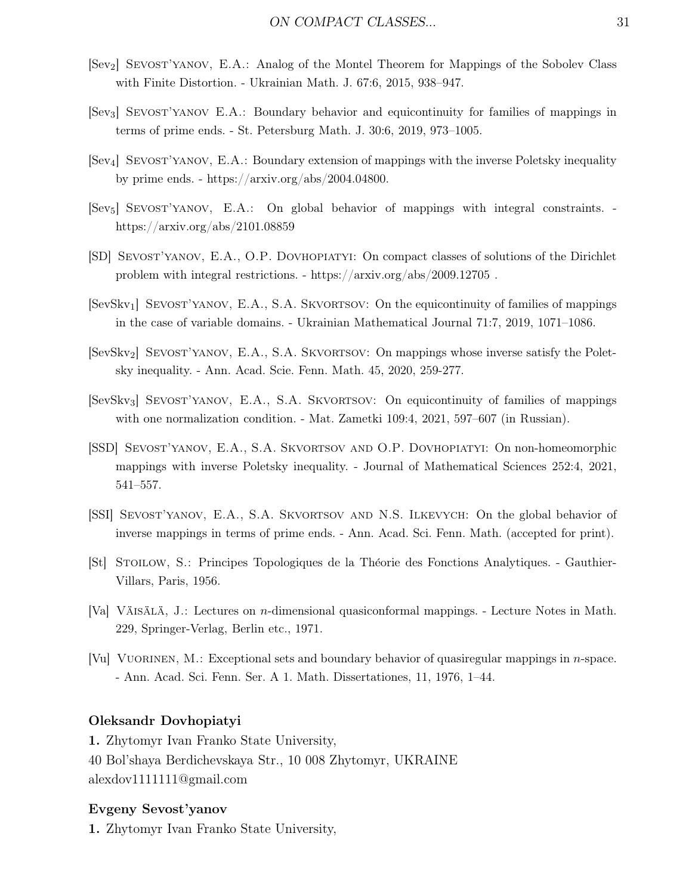[$\mathrm{Sev}_2$] Sevost'yanov, E.A.: Analog of the Montel Theorem for Mappings of the Sobolev Class with Finite Distortion. - Ukrainian Math. J. 67:6, 2015, 938–947.

[$\mathrm{Sev}_3$] Sevost'yanov E.A.: Boundary behavior and equicontinuity for families of mappings in terms of prime ends. - St. Petersburg Math. J. 30:6, 2019, 973–1005.

[$\mathrm{Sev}_4$] Sevost'yanov, E.A.: Boundary extension of mappings with the inverse Poletsky inequality by prime ends. - https://arxiv.org/abs/2004.04800.

[$\mathrm{Sev}_5$] Sevost'yanov, E.A.: On global behavior of mappings with integral constraints. - https://arxiv.org/abs/2101.08859

[SD] Sevost'yanov, E.A., O.P. Dovhopiatyi: On compact classes of solutions of the Dirichlet problem with integral restrictions. - https://arxiv.org/abs/2009.12705 .

[$\mathrm{SevSkv}_1$] Sevost'yanov, E.A., S.A. Skvortsov: On the equicontinuity of families of mappings in the case of variable domains. - Ukrainian Mathematical Journal 71:7, 2019, 1071–1086.

[$\mathrm{SevSkv}_2$] Sevost'yanov, E.A., S.A. Skvortsov: On mappings whose inverse satisfy the Poletsky inequality. - Ann. Acad. Scie. Fenn. Math. 45, 2020, 259-277.

[$\mathrm{SevSkv}_3$] Sevost'yanov, E.A., S.A. Skvortsov: On equicontinuity of families of mappings with one normalization condition. - Mat. Zametki 109:4, 2021, 597–607 (in Russian).

[SSD] Sevost'yanov, E.A., S.A. Skvortsov and O.P. Dovhopiatyi: On non-homeomorphic mappings with inverse Poletsky inequality. - Journal of Mathematical Sciences 252:4, 2021, 541–557.

[SSI] Sevost'yanov, E.A., S.A. Skvortsov and N.S. Ilkevych: On the global behavior of inverse mappings in terms of prime ends. - Ann. Acad. Sci. Fenn. Math. (accepted for print).

[St] Stoilow, S.: Principes Topologiques de la Théorie des Fonctions Analytiques. - Gauthier-Villars, Paris, 1956.

[Va] Väisälä, J.: Lectures on $n$-dimensional quasiconformal mappings. - Lecture Notes in Math. 229, Springer-Verlag, Berlin etc., 1971.

[Vu] Vuorinen, M.: Exceptional sets and boundary behavior of quasiregular mappings in $n$-space. - Ann. Acad. Sci. Fenn. Ser. A 1. Math. Dissertationes, 11, 1976, 1–44.

**Oleksandr Dovhopiatyi**

**1.** Zhytomyr Ivan Franko State University,
40 Bol'shaya Berdichevskaya Str., 10 008 Zhytomyr, UKRAINE
alexdov1111111@gmail.com

**Evgeny Sevost'yanov**

**1.** Zhytomyr Ivan Franko State University,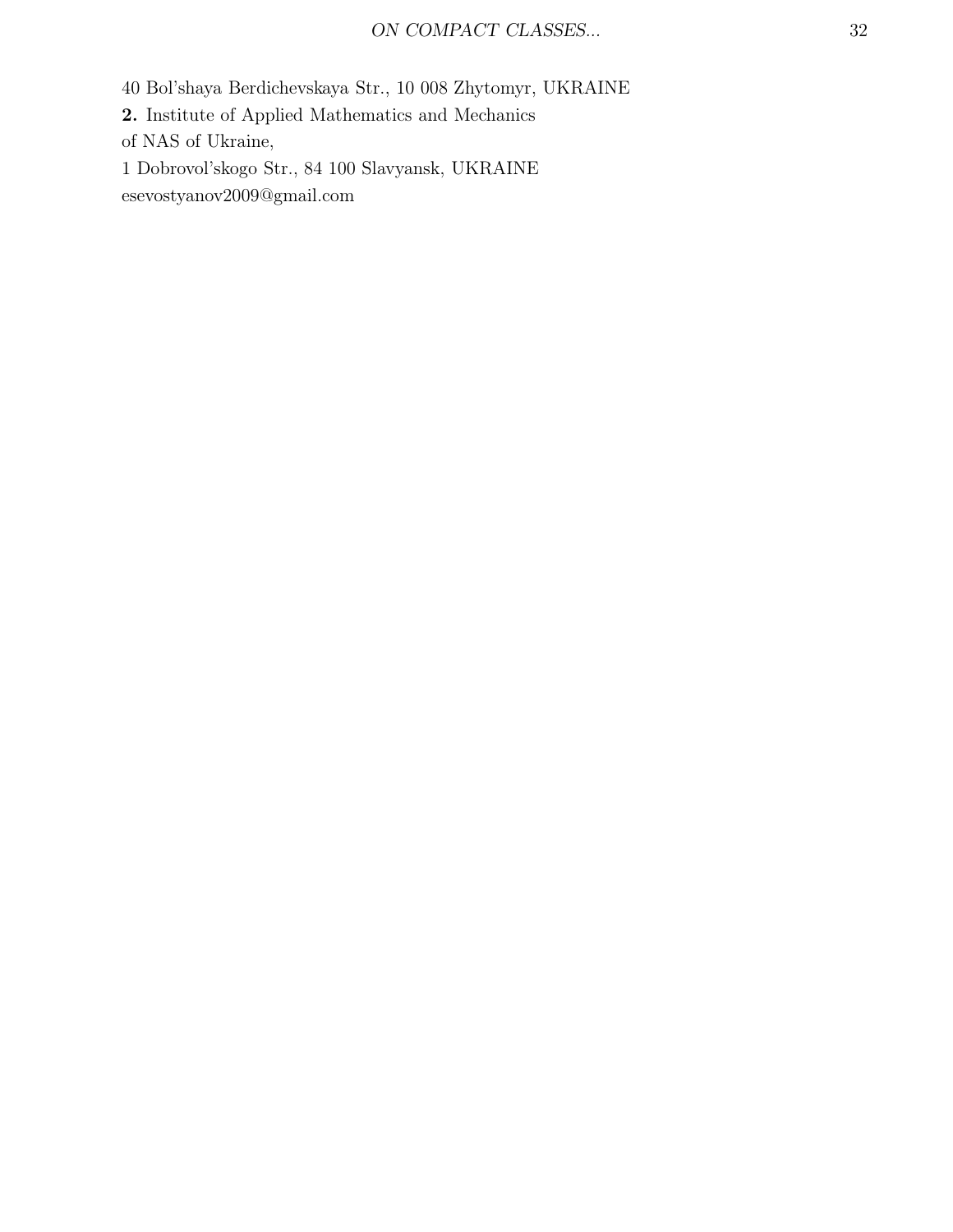40 Bol'shaya Berdichevskaya Str., 10 008 Zhytomyr, UKRAINE

**2.** Institute of Applied Mathematics and Mechanics
of NAS of Ukraine,
1 Dobrovol'skogo Str., 84 100 Slavyansk, UKRAINE
esevostyanov2009@gmail.com